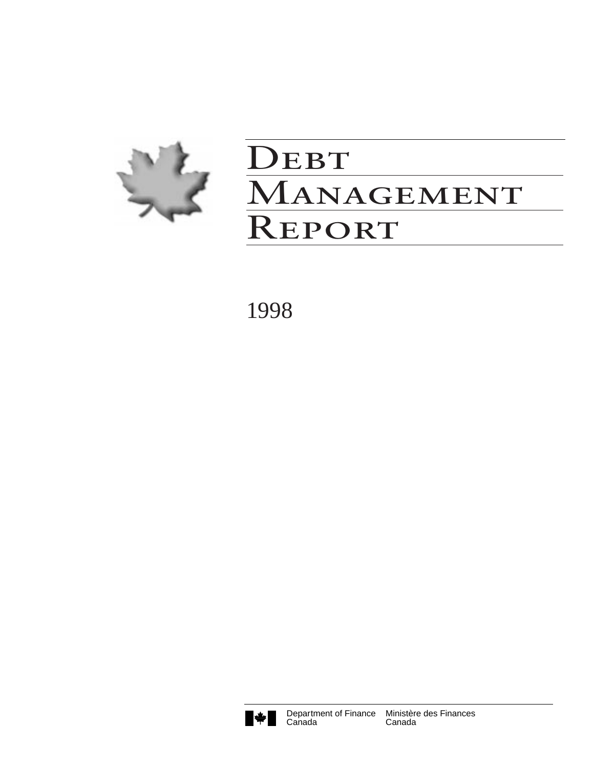# Debt Management Report

1998

Department of Finance Canada | Ministère des Finances Canada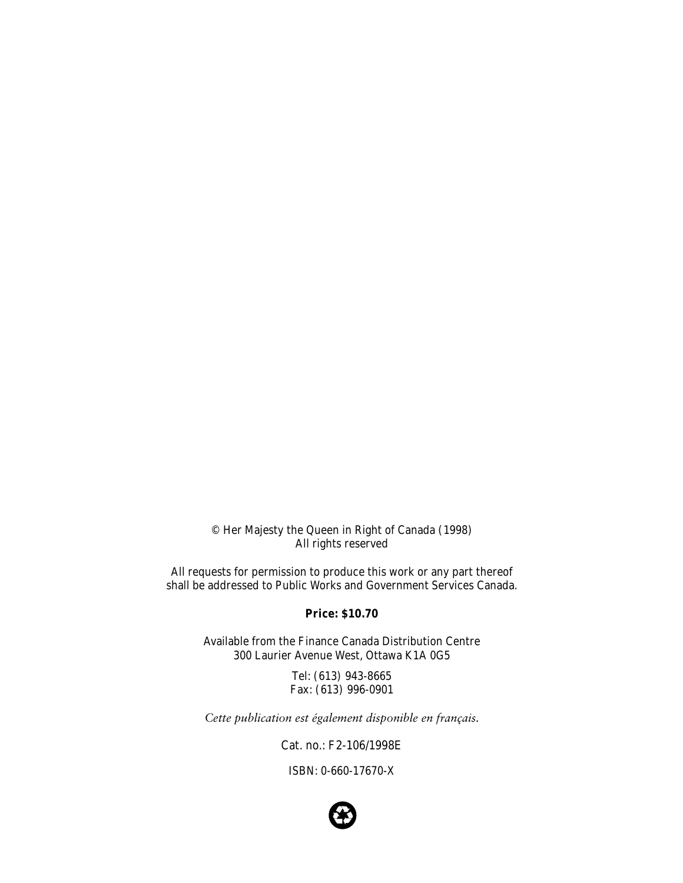© Her Majesty the Queen in Right of Canada (1998)
All rights reserved

All requests for permission to produce this work or any part thereof shall be addressed to Public Works and Government Services Canada.

**Price: $10.70**

Available from the Finance Canada Distribution Centre
300 Laurier Avenue West, Ottawa K1A 0G5

Tel: (613) 943-8665
Fax: (613) 996-0901

*Cette publication est également disponible en français.*

Cat. no.: F2-106/1998E

ISBN: 0-660-17670-X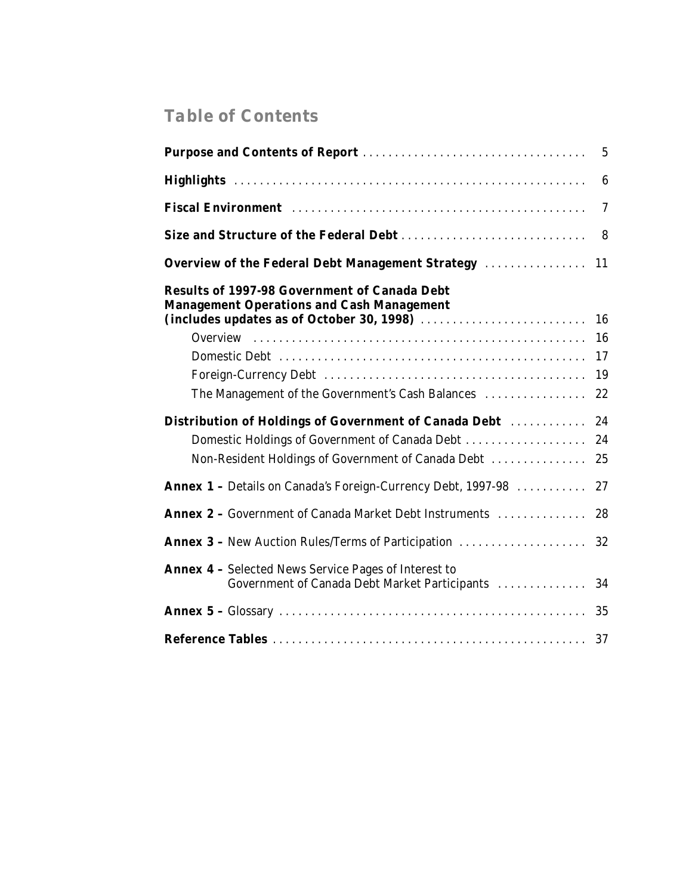## Table of Contents

| | |
|---|---|
| **Purpose and Contents of Report** | 5 |
| **Highlights** | 6 |
| **Fiscal Environment** | 7 |
| **Size and Structure of the Federal Debt** | 8 |
| **Overview of the Federal Debt Management Strategy** | 11 |
| **Results of 1997-98 Government of Canada Debt Management Operations and Cash Management (includes updates as of October 30, 1998)** | 16 |
| Overview | 16 |
| Domestic Debt | 17 |
| Foreign-Currency Debt | 19 |
| The Management of the Government's Cash Balances | 22 |
| **Distribution of Holdings of Government of Canada Debt** | 24 |
| Domestic Holdings of Government of Canada Debt | 24 |
| Non-Resident Holdings of Government of Canada Debt | 25 |
| **Annex 1 –** Details on Canada's Foreign-Currency Debt, 1997-98 | 27 |
| **Annex 2 –** Government of Canada Market Debt Instruments | 28 |
| **Annex 3 –** New Auction Rules/Terms of Participation | 32 |
| **Annex 4 –** Selected News Service Pages of Interest to Government of Canada Debt Market Participants | 34 |
| **Annex 5 –** Glossary | 35 |
| **Reference Tables** | 37 |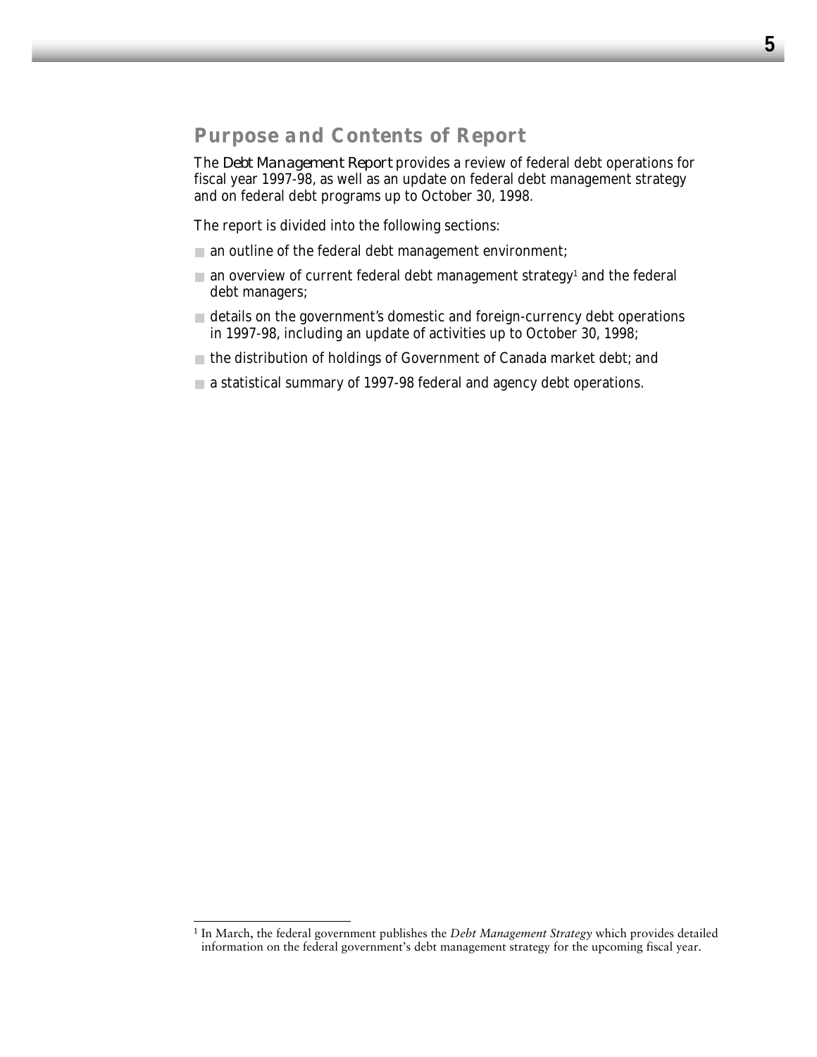## Purpose and Contents of Report

The *Debt Management Report* provides a review of federal debt operations for fiscal year 1997-98, as well as an update on federal debt management strategy and on federal debt programs up to October 30, 1998.

The report is divided into the following sections:

- an outline of the federal debt management environment;
- an overview of current federal debt management strategy[1] and the federal debt managers;
- details on the government's domestic and foreign-currency debt operations in 1997-98, including an update of activities up to October 30, 1998;
- the distribution of holdings of Government of Canada market debt; and
- a statistical summary of 1997-98 federal and agency debt operations.

[1] In March, the federal government publishes the *Debt Management Strategy* which provides detailed information on the federal government's debt management strategy for the upcoming fiscal year.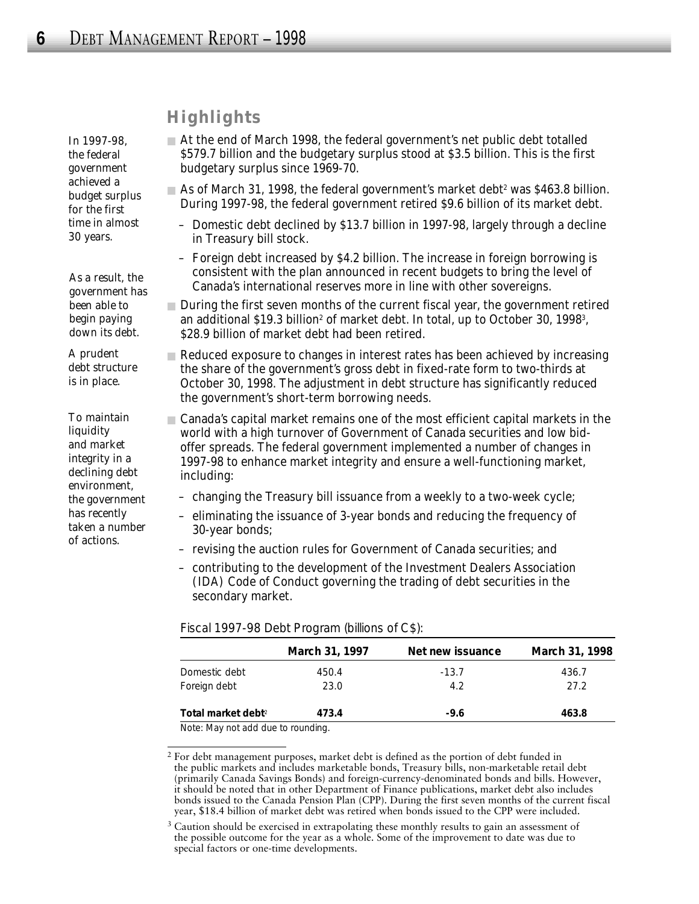## Highlights

In 1997-98, the federal government achieved a budget surplus for the first time in almost 30 years.

- At the end of March 1998, the federal government's net public debt totalled $579.7 billion and the budgetary surplus stood at $3.5 billion. This is the first budgetary surplus since 1969-70.

As a result, the government has been able to begin paying down its debt.

- As of March 31, 1998, the federal government's market debt[2] was $463.8 billion. During 1997-98, the federal government retired $9.6 billion of its market debt.
  - Domestic debt declined by $13.7 billion in 1997-98, largely through a decline in Treasury bill stock.
  - Foreign debt increased by $4.2 billion. The increase in foreign borrowing is consistent with the plan announced in recent budgets to bring the level of Canada's international reserves more in line with other sovereigns.
- During the first seven months of the current fiscal year, the government retired an additional $19.3 billion[2] of market debt. In total, up to October 30, 1998[3], $28.9 billion of market debt had been retired.

A prudent debt structure is in place.

- Reduced exposure to changes in interest rates has been achieved by increasing the share of the government's gross debt in fixed-rate form to two-thirds at October 30, 1998. The adjustment in debt structure has significantly reduced the government's short-term borrowing needs.

To maintain liquidity and market integrity in a declining debt environment, the government has recently taken a number of actions.

- Canada's capital market remains one of the most efficient capital markets in the world with a high turnover of Government of Canada securities and low bid-offer spreads. The federal government implemented a number of changes in 1997-98 to enhance market integrity and ensure a well-functioning market, including:
  - changing the Treasury bill issuance from a weekly to a two-week cycle;
  - eliminating the issuance of 3-year bonds and reducing the frequency of 30-year bonds;
  - revising the auction rules for Government of Canada securities; and
  - contributing to the development of the Investment Dealers Association (IDA) Code of Conduct governing the trading of debt securities in the secondary market.

Fiscal 1997-98 Debt Program (billions of C$):

| | March 31, 1997 | Net new issuance | March 31, 1998 |
|---|---|---|---|
| Domestic debt | 450.4 | -13.7 | 436.7 |
| Foreign debt | 23.0 | 4.2 | 27.2 |
| **Total market debt**[2] | **473.4** | **-9.6** | **463.8** |

Note: May not add due to rounding.

[2] For debt management purposes, market debt is defined as the portion of debt funded in the public markets and includes marketable bonds, Treasury bills, non-marketable retail debt (primarily Canada Savings Bonds) and foreign-currency-denominated bonds and bills. However, it should be noted that in other Department of Finance publications, market debt also includes bonds issued to the Canada Pension Plan (CPP). During the first seven months of the current fiscal year, $18.4 billion of market debt was retired when bonds issued to the CPP were included.

[3] Caution should be exercised in extrapolating these monthly results to gain an assessment of the possible outcome for the year as a whole. Some of the improvement to date was due to special factors or one-time developments.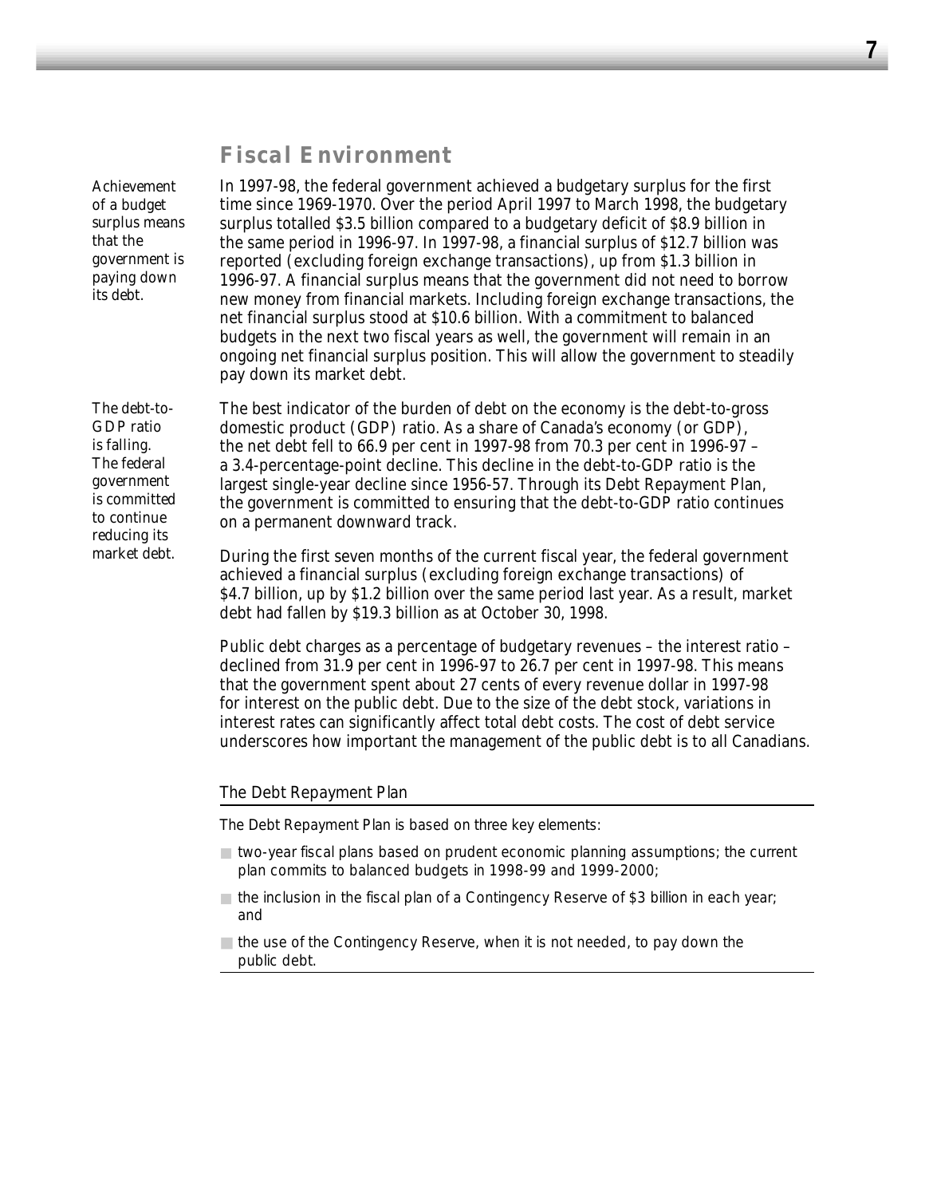## Fiscal Environment

*Achievement of a budget surplus means that the government is paying down its debt.*

In 1997-98, the federal government achieved a budgetary surplus for the first time since 1969-1970. Over the period April 1997 to March 1998, the budgetary surplus totalled $3.5 billion compared to a budgetary deficit of $8.9 billion in the same period in 1996-97. In 1997-98, a financial surplus of $12.7 billion was reported (excluding foreign exchange transactions), up from $1.3 billion in 1996-97. A financial surplus means that the government did not need to borrow new money from financial markets. Including foreign exchange transactions, the net financial surplus stood at $10.6 billion. With a commitment to balanced budgets in the next two fiscal years as well, the government will remain in an ongoing net financial surplus position. This will allow the government to steadily pay down its market debt.

*The debt-to-GDP ratio is falling. The federal government is committed to continue reducing its market debt.*

The best indicator of the burden of debt on the economy is the debt-to-gross domestic product (GDP) ratio. As a share of Canada's economy (or GDP), the net debt fell to 66.9 per cent in 1997-98 from 70.3 per cent in 1996-97 – a 3.4-percentage-point decline. This decline in the debt-to-GDP ratio is the largest single-year decline since 1956-57. Through its Debt Repayment Plan, the government is committed to ensuring that the debt-to-GDP ratio continues on a permanent downward track.

During the first seven months of the current fiscal year, the federal government achieved a financial surplus (excluding foreign exchange transactions) of $4.7 billion, up by $1.2 billion over the same period last year. As a result, market debt had fallen by $19.3 billion as at October 30, 1998.

Public debt charges as a percentage of budgetary revenues – the interest ratio – declined from 31.9 per cent in 1996-97 to 26.7 per cent in 1997-98. This means that the government spent about 27 cents of every revenue dollar in 1997-98 for interest on the public debt. Due to the size of the debt stock, variations in interest rates can significantly affect total debt costs. The cost of debt service underscores how important the management of the public debt is to all Canadians.

### The Debt Repayment Plan

The Debt Repayment Plan is based on three key elements:

- two-year fiscal plans based on prudent economic planning assumptions; the current plan commits to balanced budgets in 1998-99 and 1999-2000;
- the inclusion in the fiscal plan of a Contingency Reserve of $3 billion in each year; and
- the use of the Contingency Reserve, when it is not needed, to pay down the public debt.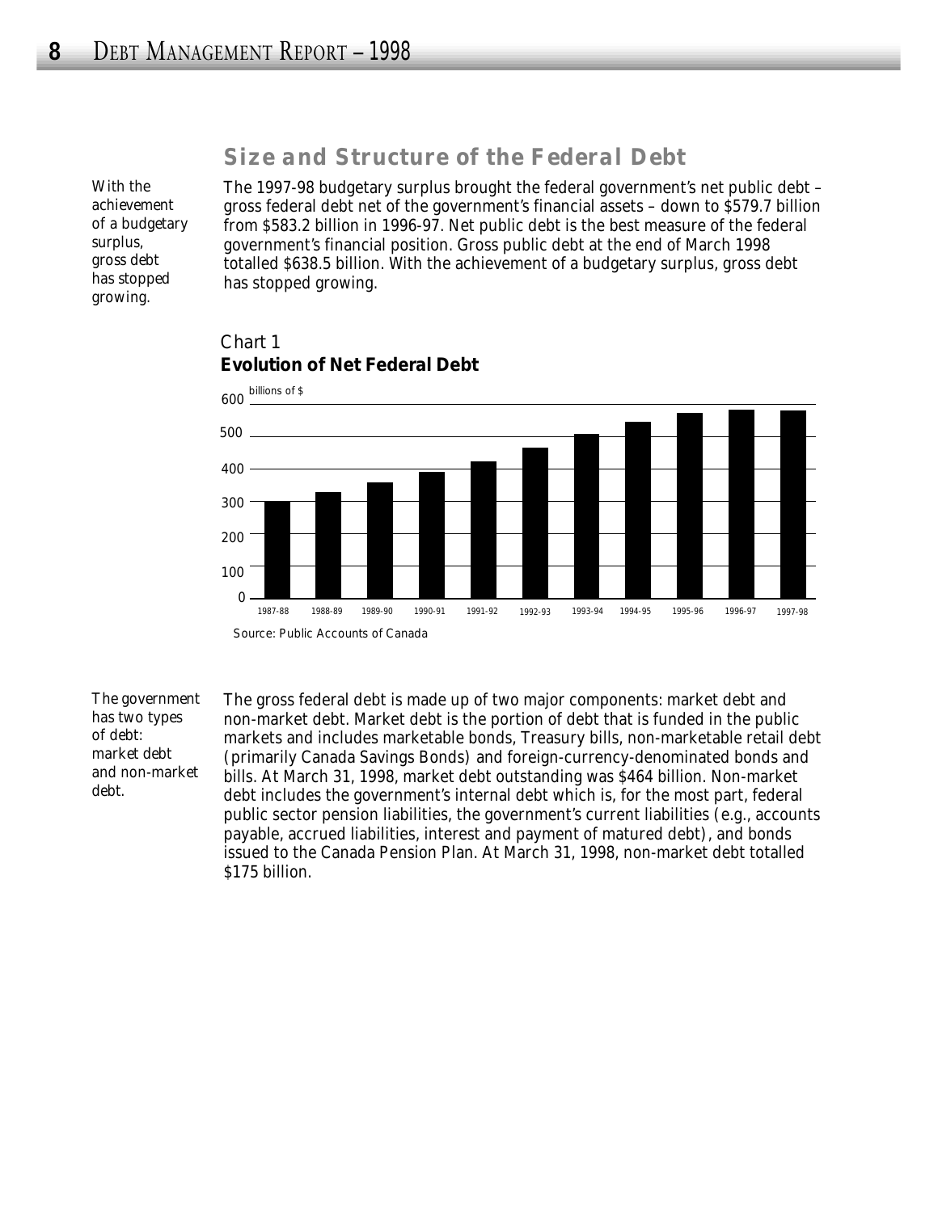## Size and Structure of the Federal Debt

*With the achievement of a budgetary surplus, gross debt has stopped growing.*

The 1997-98 budgetary surplus brought the federal government's net public debt – gross federal debt net of the government's financial assets – down to $579.7 billion from $583.2 billion in 1996-97. Net public debt is the best measure of the federal government's financial position. Gross public debt at the end of March 1998 totalled $638.5 billion. With the achievement of a budgetary surplus, gross debt has stopped growing.

Chart 1
**Evolution of Net Federal Debt**

Source: Public Accounts of Canada

*The government has two types of debt: market debt and non-market debt.*

The gross federal debt is made up of two major components: market debt and non-market debt. Market debt is the portion of debt that is funded in the public markets and includes marketable bonds, Treasury bills, non-marketable retail debt (primarily Canada Savings Bonds) and foreign-currency-denominated bonds and bills. At March 31, 1998, market debt outstanding was $464 billion. Non-market debt includes the government's internal debt which is, for the most part, federal public sector pension liabilities, the government's current liabilities (e.g., accounts payable, accrued liabilities, interest and payment of matured debt), and bonds issued to the Canada Pension Plan. At March 31, 1998, non-market debt totalled $175 billion.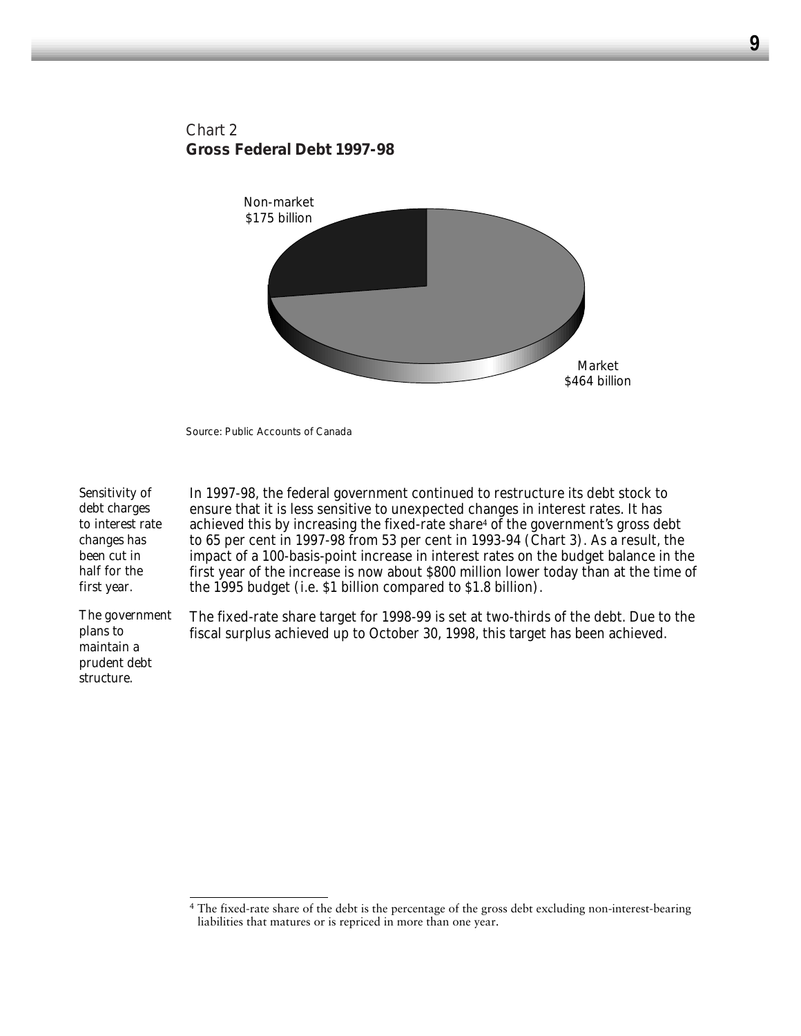Chart 2
**Gross Federal Debt 1997-98**

Non-market
$175 billion

Market
$464 billion

Source: Public Accounts of Canada

*Sensitivity of debt charges to interest rate changes has been cut in half for the first year.*

In 1997-98, the federal government continued to restructure its debt stock to ensure that it is less sensitive to unexpected changes in interest rates. It has achieved this by increasing the fixed-rate share[4] of the government's gross debt to 65 per cent in 1997-98 from 53 per cent in 1993-94 (Chart 3). As a result, the impact of a 100-basis-point increase in interest rates on the budget balance in the first year of the increase is now about $800 million lower today than at the time of the 1995 budget (i.e. $1 billion compared to $1.8 billion).

*The government plans to maintain a prudent debt structure.*

The fixed-rate share target for 1998-99 is set at two-thirds of the debt. Due to the fiscal surplus achieved up to October 30, 1998, this target has been achieved.

---

[4] The fixed-rate share of the debt is the percentage of the gross debt excluding non-interest-bearing liabilities that matures or is repriced in more than one year.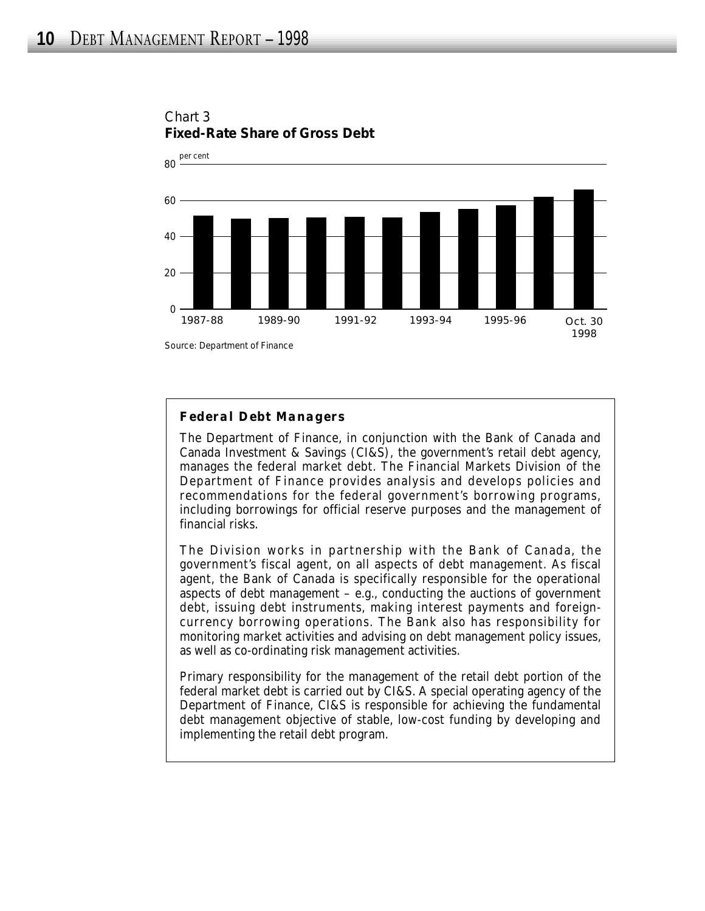Chart 3
**Fixed-Rate Share of Gross Debt**

Source: Department of Finance

### Federal Debt Managers

The Department of Finance, in conjunction with the Bank of Canada and Canada Investment & Savings (CI&S), the government's retail debt agency, manages the federal market debt. The Financial Markets Division of the Department of Finance provides analysis and develops policies and recommendations for the federal government's borrowing programs, including borrowings for official reserve purposes and the management of financial risks.

The Division works in partnership with the Bank of Canada, the government's fiscal agent, on all aspects of debt management. As fiscal agent, the Bank of Canada is specifically responsible for the operational aspects of debt management – e.g., conducting the auctions of government debt, issuing debt instruments, making interest payments and foreign-currency borrowing operations. The Bank also has responsibility for monitoring market activities and advising on debt management policy issues, as well as co-ordinating risk management activities.

Primary responsibility for the management of the retail debt portion of the federal market debt is carried out by CI&S. A special operating agency of the Department of Finance, CI&S is responsible for achieving the fundamental debt management objective of stable, low-cost funding by developing and implementing the retail debt program.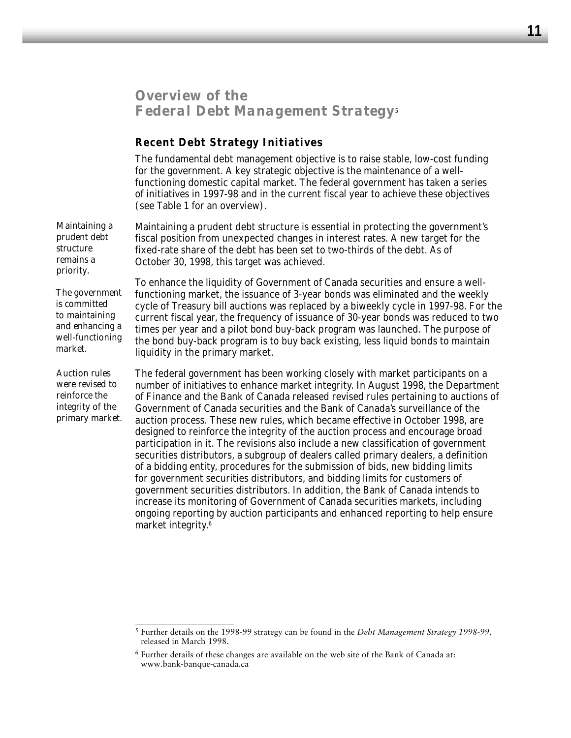# Overview of the Federal Debt Management Strategy[5]

## Recent Debt Strategy Initiatives

The fundamental debt management objective is to raise stable, low-cost funding for the government. A key strategic objective is the maintenance of a well-functioning domestic capital market. The federal government has taken a series of initiatives in 1997-98 and in the current fiscal year to achieve these objectives (see Table 1 for an overview).

*Maintaining a prudent debt structure remains a priority.*

Maintaining a prudent debt structure is essential in protecting the government's fiscal position from unexpected changes in interest rates. A new target for the fixed-rate share of the debt has been set to two-thirds of the debt. As of October 30, 1998, this target was achieved.

*The government is committed to maintaining and enhancing a well-functioning market.*

To enhance the liquidity of Government of Canada securities and ensure a well-functioning market, the issuance of 3-year bonds was eliminated and the weekly cycle of Treasury bill auctions was replaced by a biweekly cycle in 1997-98. For the current fiscal year, the frequency of issuance of 30-year bonds was reduced to two times per year and a pilot bond buy-back program was launched. The purpose of the bond buy-back program is to buy back existing, less liquid bonds to maintain liquidity in the primary market.

*Auction rules were revised to reinforce the integrity of the primary market.*

The federal government has been working closely with market participants on a number of initiatives to enhance market integrity. In August 1998, the Department of Finance and the Bank of Canada released revised rules pertaining to auctions of Government of Canada securities and the Bank of Canada's surveillance of the auction process. These new rules, which became effective in October 1998, are designed to reinforce the integrity of the auction process and encourage broad participation in it. The revisions also include a new classification of government securities distributors, a subgroup of dealers called primary dealers, a definition of a bidding entity, procedures for the submission of bids, new bidding limits for government securities distributors, and bidding limits for customers of government securities distributors. In addition, the Bank of Canada intends to increase its monitoring of Government of Canada securities markets, including ongoing reporting by auction participants and enhanced reporting to help ensure market integrity.[6]

---

[5] Further details on the 1998-99 strategy can be found in the *Debt Management Strategy 1998-99*, released in March 1998.

[6] Further details of these changes are available on the web site of the Bank of Canada at: www.bank-banque-canada.ca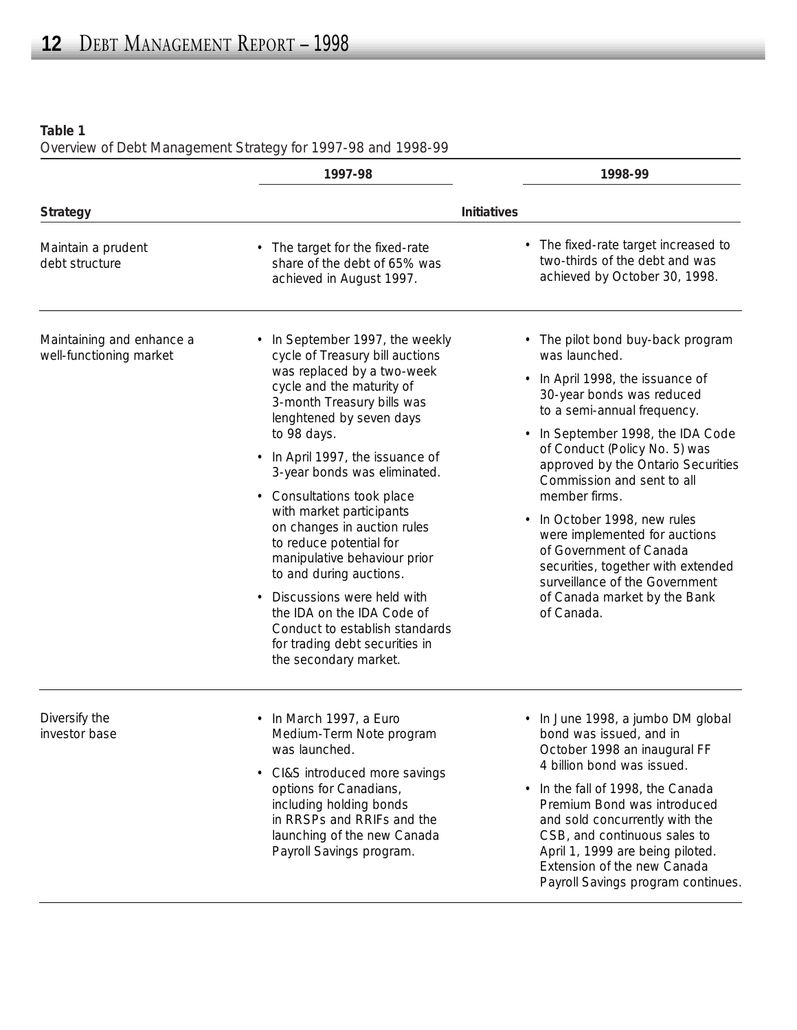**Table 1**

*Overview of Debt Management Strategy for 1997-98 and 1998-99*

| Strategy | 1997-98 Initiatives | 1998-99 Initiatives |
|---|---|---|
| Maintain a prudent debt structure | • The target for the fixed-rate share of the debt of 65% was achieved in August 1997. | • The fixed-rate target increased to two-thirds of the debt and was achieved by October 30, 1998. |
| Maintaining and enhance a well-functioning market | • In September 1997, the weekly cycle of Treasury bill auctions was replaced by a two-week cycle and the maturity of 3-month Treasury bills was lenghtened by seven days to 98 days.<br>• In April 1997, the issuance of 3-year bonds was eliminated.<br>• Consultations took place with market participants on changes in auction rules to reduce potential for manipulative behaviour prior to and during auctions.<br>• Discussions were held with the IDA on the IDA Code of Conduct to establish standards for trading debt securities in the secondary market. | • The pilot bond buy-back program was launched.<br>• In April 1998, the issuance of 30-year bonds was reduced to a semi-annual frequency.<br>• In September 1998, the IDA Code of Conduct (Policy No. 5) was approved by the Ontario Securities Commission and sent to all member firms.<br>• In October 1998, new rules were implemented for auctions of Government of Canada securities, together with extended surveillance of the Government of Canada market by the Bank of Canada. |
| Diversify the investor base | • In March 1997, a Euro Medium-Term Note program was launched.<br>• CI&S introduced more savings options for Canadians, including holding bonds in RRSPs and RRIFs and the launching of the new Canada Payroll Savings program. | • In June 1998, a jumbo DM global bond was issued, and in October 1998 an inaugural FF 4 billion bond was issued.<br>• In the fall of 1998, the Canada Premium Bond was introduced and sold concurrently with the CSB, and continuous sales to April 1, 1999 are being piloted. Extension of the new Canada Payroll Savings program continues. |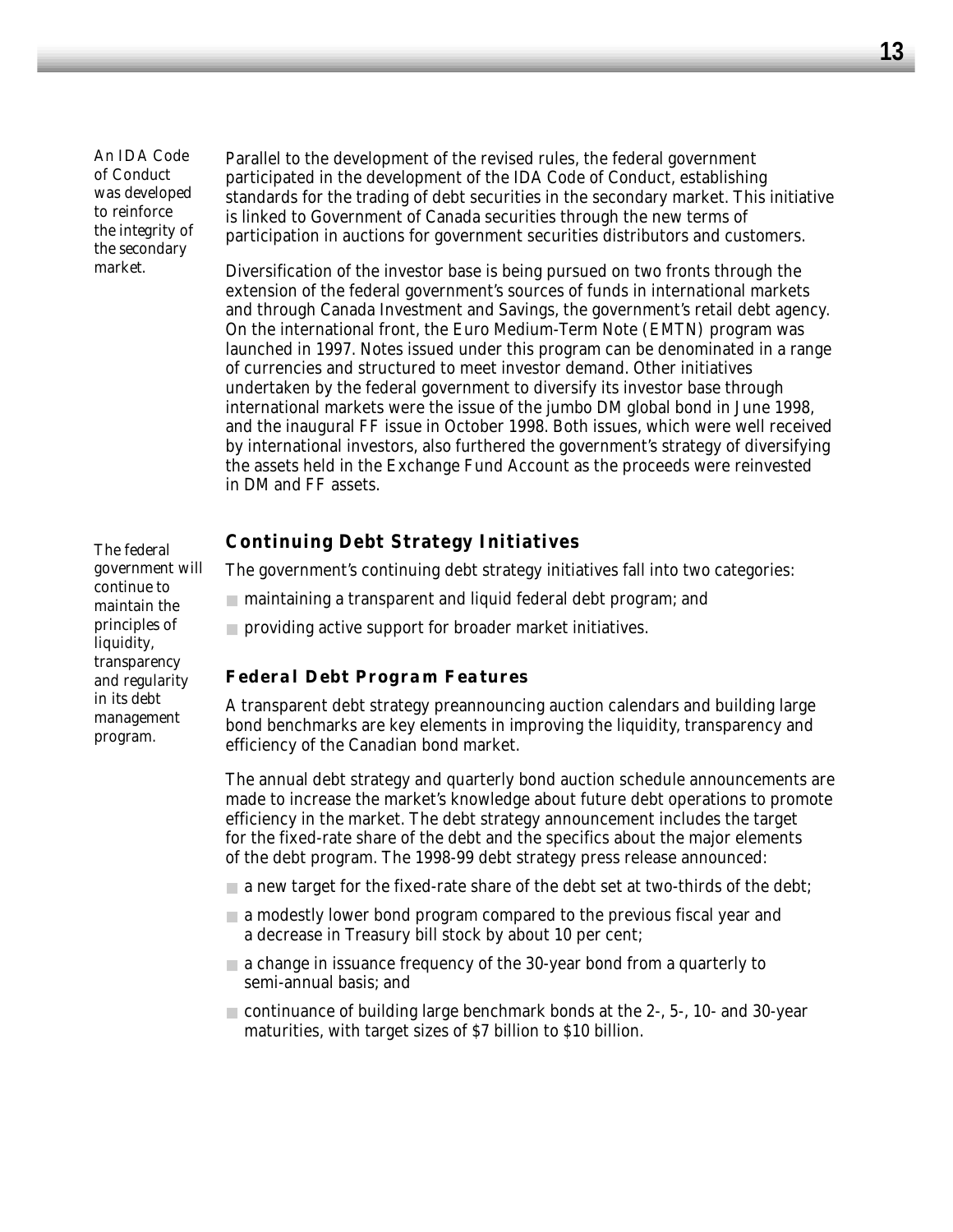*An IDA Code of Conduct was developed to reinforce the integrity of the secondary market.*

Parallel to the development of the revised rules, the federal government participated in the development of the IDA Code of Conduct, establishing standards for the trading of debt securities in the secondary market. This initiative is linked to Government of Canada securities through the new terms of participation in auctions for government securities distributors and customers.

Diversification of the investor base is being pursued on two fronts through the extension of the federal government's sources of funds in international markets and through Canada Investment and Savings, the government's retail debt agency. On the international front, the Euro Medium-Term Note (EMTN) program was launched in 1997. Notes issued under this program can be denominated in a range of currencies and structured to meet investor demand. Other initiatives undertaken by the federal government to diversify its investor base through international markets were the issue of the jumbo DM global bond in June 1998, and the inaugural FF issue in October 1998. Both issues, which were well received by international investors, also furthered the government's strategy of diversifying the assets held in the Exchange Fund Account as the proceeds were reinvested in DM and FF assets.

## Continuing Debt Strategy Initiatives

*The federal government will continue to maintain the principles of liquidity, transparency and regularity in its debt management program.*

The government's continuing debt strategy initiatives fall into two categories:

- maintaining a transparent and liquid federal debt program; and
- providing active support for broader market initiatives.

### Federal Debt Program Features

A transparent debt strategy preannouncing auction calendars and building large bond benchmarks are key elements in improving the liquidity, transparency and efficiency of the Canadian bond market.

The annual debt strategy and quarterly bond auction schedule announcements are made to increase the market's knowledge about future debt operations to promote efficiency in the market. The debt strategy announcement includes the target for the fixed-rate share of the debt and the specifics about the major elements of the debt program. The 1998-99 debt strategy press release announced:

- a new target for the fixed-rate share of the debt set at two-thirds of the debt;
- a modestly lower bond program compared to the previous fiscal year and a decrease in Treasury bill stock by about 10 per cent;
- a change in issuance frequency of the 30-year bond from a quarterly to semi-annual basis; and
- continuance of building large benchmark bonds at the 2-, 5-, 10- and 30-year maturities, with target sizes of $7 billion to $10 billion.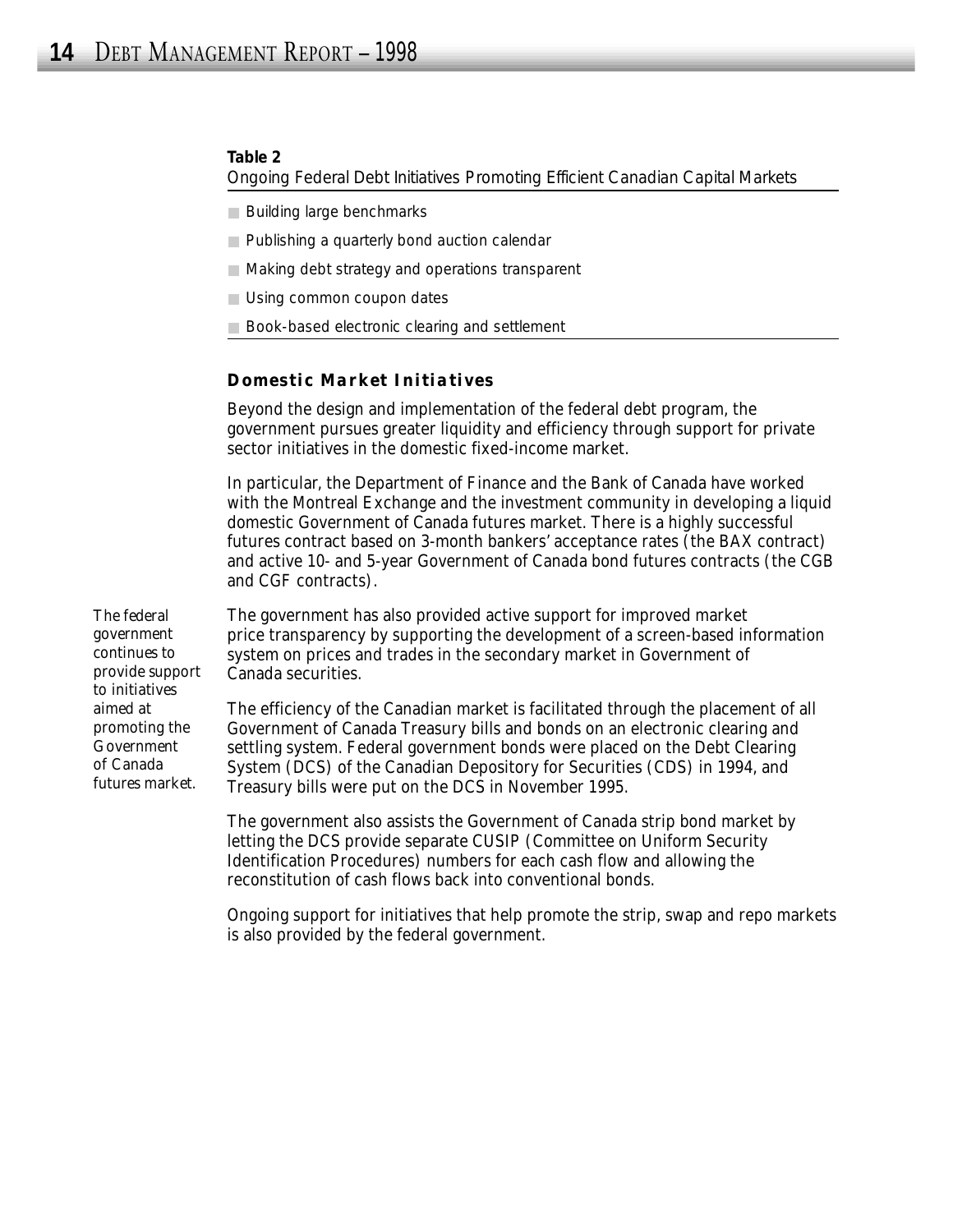**Table 2**
Ongoing Federal Debt Initiatives Promoting Efficient Canadian Capital Markets

- Building large benchmarks
- Publishing a quarterly bond auction calendar
- Making debt strategy and operations transparent
- Using common coupon dates
- Book-based electronic clearing and settlement

### Domestic Market Initiatives

Beyond the design and implementation of the federal debt program, the government pursues greater liquidity and efficiency through support for private sector initiatives in the domestic fixed-income market.

In particular, the Department of Finance and the Bank of Canada have worked with the Montreal Exchange and the investment community in developing a liquid domestic Government of Canada futures market. There is a highly successful futures contract based on 3-month bankers' acceptance rates (the BAX contract) and active 10- and 5-year Government of Canada bond futures contracts (the CGB and CGF contracts).

*The federal government continues to provide support to initiatives aimed at promoting the Government of Canada futures market.*

The government has also provided active support for improved market price transparency by supporting the development of a screen-based information system on prices and trades in the secondary market in Government of Canada securities.

The efficiency of the Canadian market is facilitated through the placement of all Government of Canada Treasury bills and bonds on an electronic clearing and settling system. Federal government bonds were placed on the Debt Clearing System (DCS) of the Canadian Depository for Securities (CDS) in 1994, and Treasury bills were put on the DCS in November 1995.

The government also assists the Government of Canada strip bond market by letting the DCS provide separate CUSIP (Committee on Uniform Security Identification Procedures) numbers for each cash flow and allowing the reconstitution of cash flows back into conventional bonds.

Ongoing support for initiatives that help promote the strip, swap and repo markets is also provided by the federal government.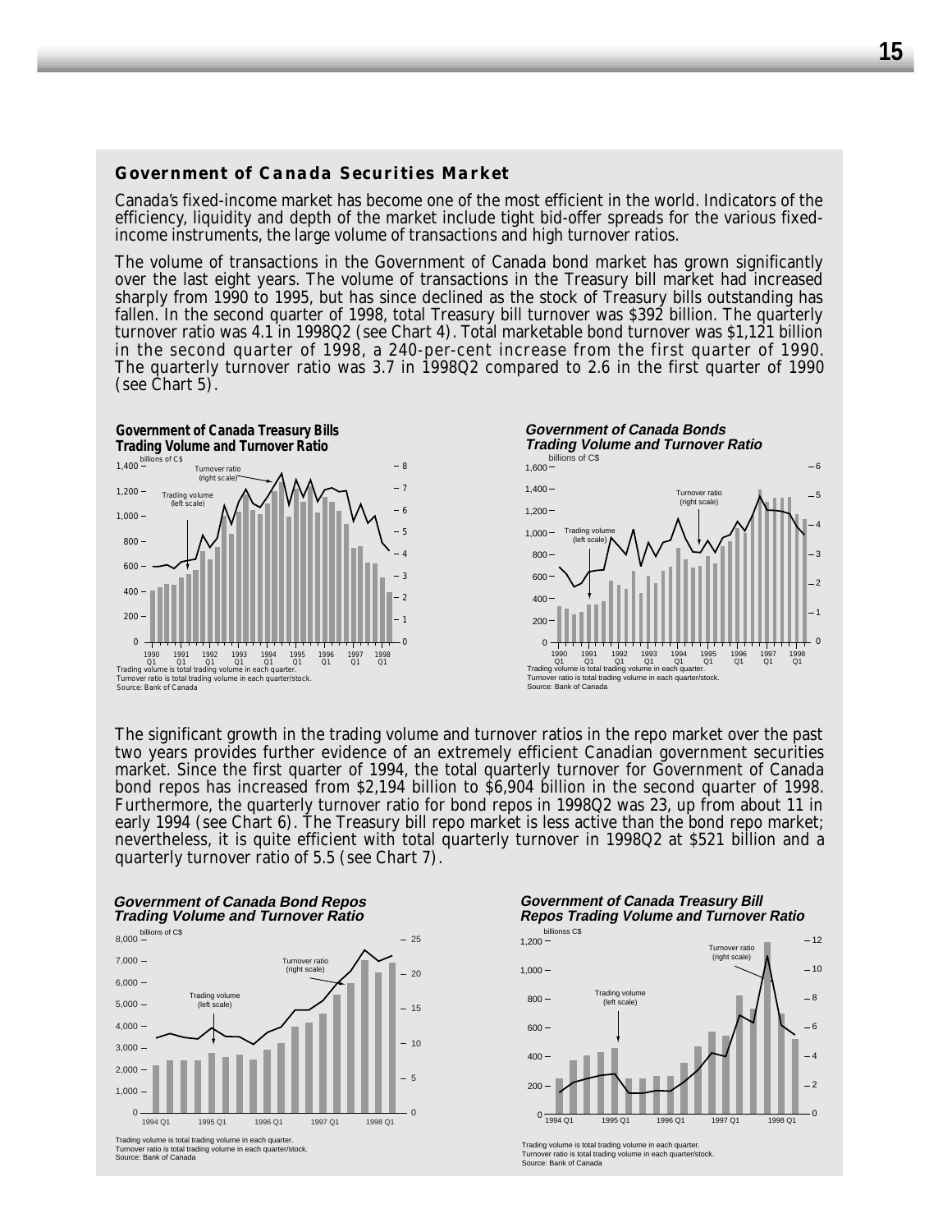### Government of Canada Securities Market

Canada's fixed-income market has become one of the most efficient in the world. Indicators of the efficiency, liquidity and depth of the market include tight bid-offer spreads for the various fixed-income instruments, the large volume of transactions and high turnover ratios.

The volume of transactions in the Government of Canada bond market has grown significantly over the last eight years. The volume of transactions in the Treasury bill market had increased sharply from 1990 to 1995, but has since declined as the stock of Treasury bills outstanding has fallen. In the second quarter of 1998, total Treasury bill turnover was $392 billion. The quarterly turnover ratio was 4.1 in 1998Q2 (see Chart 4). Total marketable bond turnover was $1,121 billion in the second quarter of 1998, a 240-per-cent increase from the first quarter of 1990. The quarterly turnover ratio was 3.7 in 1998Q2 compared to 2.6 in the first quarter of 1990 (see Chart 5).

**Government of Canada Treasury Bills Trading Volume and Turnover Ratio**

Trading volume is total trading volume in each quarter.
Turnover ratio is total trading volume in each quarter/stock.
Source: Bank of Canada

**Government of Canada Bonds Trading Volume and Turnover Ratio**

Trading volume is total trading volume in each quarter.
Turnover ratio is total trading volume in each quarter/stock.
Source: Bank of Canada

The significant growth in the trading volume and turnover ratios in the repo market over the past two years provides further evidence of an extremely efficient Canadian government securities market. Since the first quarter of 1994, the total quarterly turnover for Government of Canada bond repos has increased from $2,194 billion to $6,904 billion in the second quarter of 1998. Furthermore, the quarterly turnover ratio for bond repos in 1998Q2 was 23, up from about 11 in early 1994 (see Chart 6). The Treasury bill repo market is less active than the bond repo market; nevertheless, it is quite efficient with total quarterly turnover in 1998Q2 at $521 billion and a quarterly turnover ratio of 5.5 (see Chart 7).

**Government of Canada Bond Repos Trading Volume and Turnover Ratio**

Trading volume is total trading volume in each quarter.
Turnover ratio is total trading volume in each quarter/stock.
Source: Bank of Canada

**Government of Canada Treasury Bill Repos Trading Volume and Turnover Ratio**

Trading volume is total trading volume in each quarter.
Turnover ratio is total trading volume in each quarter/stock.
Source: Bank of Canada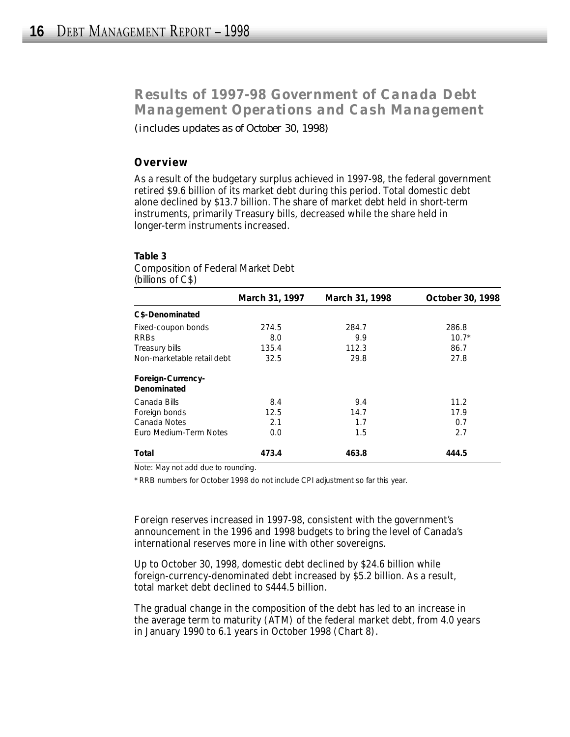## Results of 1997-98 Government of Canada Debt Management Operations and Cash Management

*(includes updates as of October 30, 1998)*

### Overview

As a result of the budgetary surplus achieved in 1997-98, the federal government retired $9.6 billion of its market debt during this period. Total domestic debt alone declined by $13.7 billion. The share of market debt held in short-term instruments, primarily Treasury bills, decreased while the share held in longer-term instruments increased.

**Table 3**
Composition of Federal Market Debt
(billions of C$)

| | March 31, 1997 | March 31, 1998 | October 30, 1998 |
|---|---|---|---|
| **C$-Denominated** | | | |
| Fixed-coupon bonds | 274.5 | 284.7 | 286.8 |
| RRBs | 8.0 | 9.9 | 10.7* |
| Treasury bills | 135.4 | 112.3 | 86.7 |
| Non-marketable retail debt | 32.5 | 29.8 | 27.8 |
| **Foreign-Currency-Denominated** | | | |
| Canada Bills | 8.4 | 9.4 | 11.2 |
| Foreign bonds | 12.5 | 14.7 | 17.9 |
| Canada Notes | 2.1 | 1.7 | 0.7 |
| Euro Medium-Term Notes | 0.0 | 1.5 | 2.7 |
| **Total** | **473.4** | **463.8** | **444.5** |

Note: May not add due to rounding.

\* RRB numbers for October 1998 do not include CPI adjustment so far this year.

Foreign reserves increased in 1997-98, consistent with the government's announcement in the 1996 and 1998 budgets to bring the level of Canada's international reserves more in line with other sovereigns.

Up to October 30, 1998, domestic debt declined by $24.6 billion while foreign-currency-denominated debt increased by $5.2 billion. As a result, total market debt declined to $444.5 billion.

The gradual change in the composition of the debt has led to an increase in the average term to maturity (ATM) of the federal market debt, from 4.0 years in January 1990 to 6.1 years in October 1998 (Chart 8).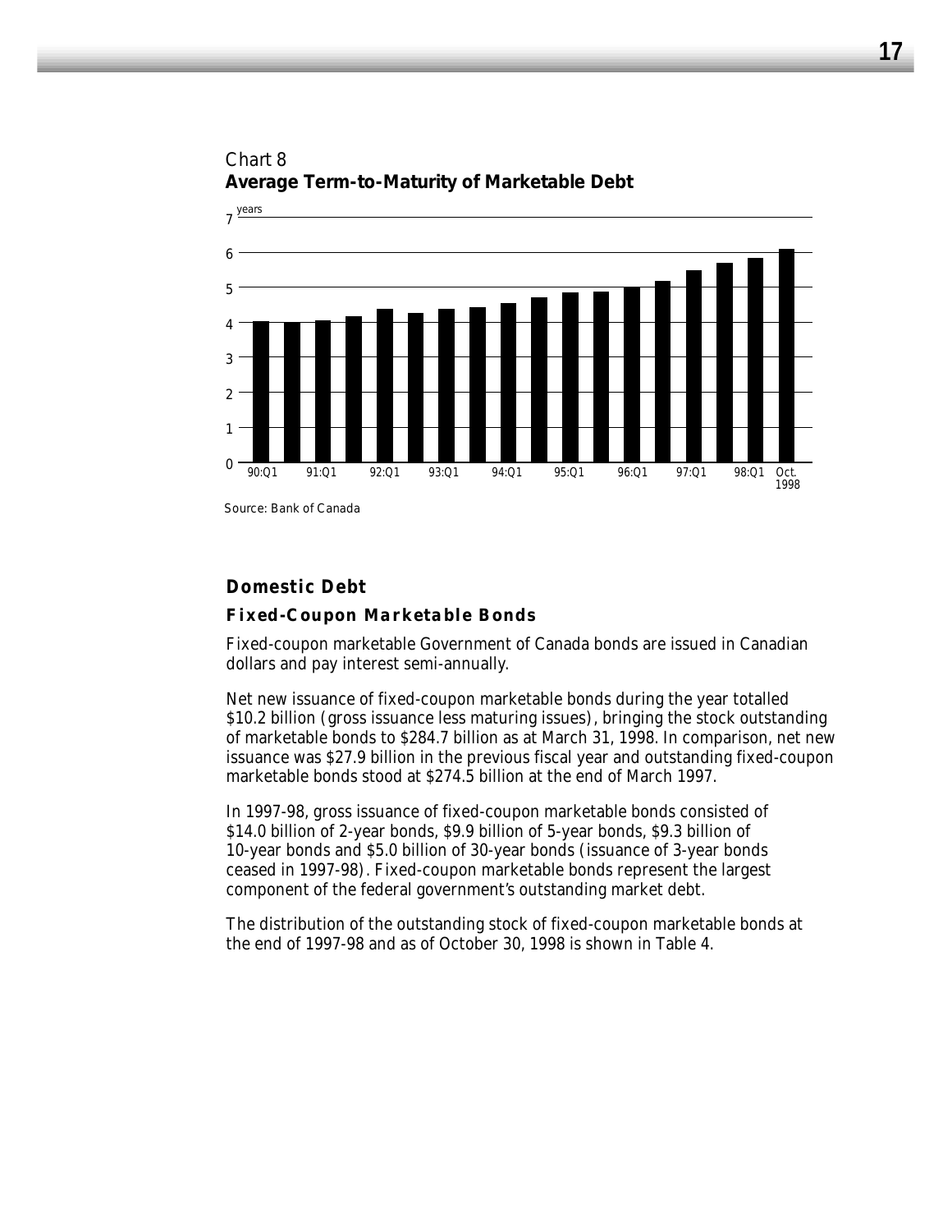Chart 8
**Average Term-to-Maturity of Marketable Debt**

Source: Bank of Canada

## Domestic Debt

### Fixed-Coupon Marketable Bonds

Fixed-coupon marketable Government of Canada bonds are issued in Canadian dollars and pay interest semi-annually.

Net new issuance of fixed-coupon marketable bonds during the year totalled $10.2 billion (gross issuance less maturing issues), bringing the stock outstanding of marketable bonds to $284.7 billion as at March 31, 1998. In comparison, net new issuance was $27.9 billion in the previous fiscal year and outstanding fixed-coupon marketable bonds stood at $274.5 billion at the end of March 1997.

In 1997-98, gross issuance of fixed-coupon marketable bonds consisted of $14.0 billion of 2-year bonds, $9.9 billion of 5-year bonds, $9.3 billion of 10-year bonds and $5.0 billion of 30-year bonds (issuance of 3-year bonds ceased in 1997-98). Fixed-coupon marketable bonds represent the largest component of the federal government's outstanding market debt.

The distribution of the outstanding stock of fixed-coupon marketable bonds at the end of 1997-98 and as of October 30, 1998 is shown in Table 4.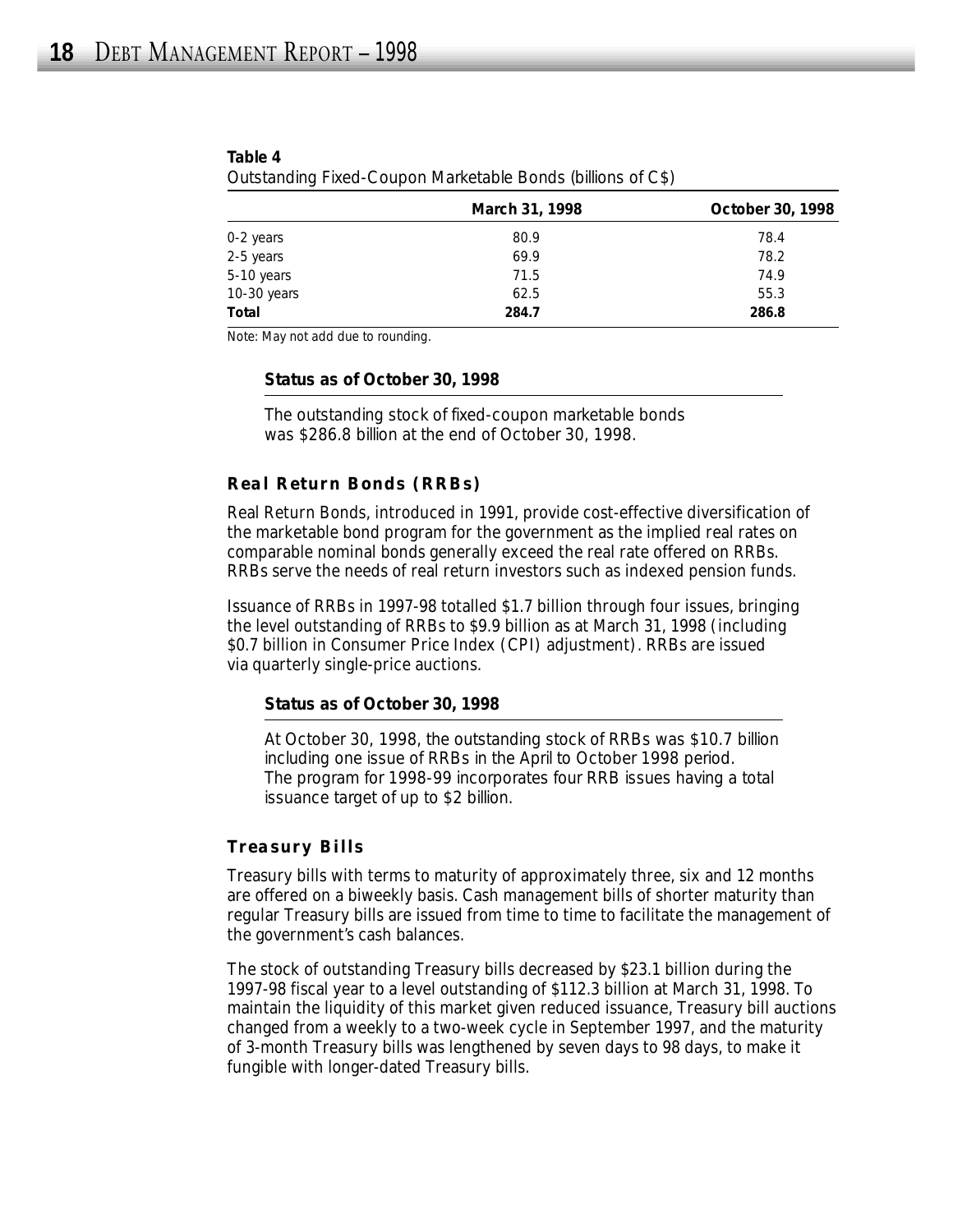**Table 4**
Outstanding Fixed-Coupon Marketable Bonds (billions of C$)

| | March 31, 1998 | October 30, 1998 |
|---|---|---|
| 0-2 years | 80.9 | 78.4 |
| 2-5 years | 69.9 | 78.2 |
| 5-10 years | 71.5 | 74.9 |
| 10-30 years | 62.5 | 55.3 |
| **Total** | **284.7** | **286.8** |

Note: May not add due to rounding.

**Status as of October 30, 1998**

The outstanding stock of fixed-coupon marketable bonds was $286.8 billion at the end of October 30, 1998.

### Real Return Bonds (RRBs)

Real Return Bonds, introduced in 1991, provide cost-effective diversification of the marketable bond program for the government as the implied real rates on comparable nominal bonds generally exceed the real rate offered on RRBs. RRBs serve the needs of real return investors such as indexed pension funds.

Issuance of RRBs in 1997-98 totalled $1.7 billion through four issues, bringing the level outstanding of RRBs to $9.9 billion as at March 31, 1998 (including $0.7 billion in Consumer Price Index (CPI) adjustment). RRBs are issued via quarterly single-price auctions.

**Status as of October 30, 1998**

At October 30, 1998, the outstanding stock of RRBs was $10.7 billion including one issue of RRBs in the April to October 1998 period. The program for 1998-99 incorporates four RRB issues having a total issuance target of up to $2 billion.

### Treasury Bills

Treasury bills with terms to maturity of approximately three, six and 12 months are offered on a biweekly basis. Cash management bills of shorter maturity than regular Treasury bills are issued from time to time to facilitate the management of the government's cash balances.

The stock of outstanding Treasury bills decreased by $23.1 billion during the 1997-98 fiscal year to a level outstanding of $112.3 billion at March 31, 1998. To maintain the liquidity of this market given reduced issuance, Treasury bill auctions changed from a weekly to a two-week cycle in September 1997, and the maturity of 3-month Treasury bills was lengthened by seven days to 98 days, to make it fungible with longer-dated Treasury bills.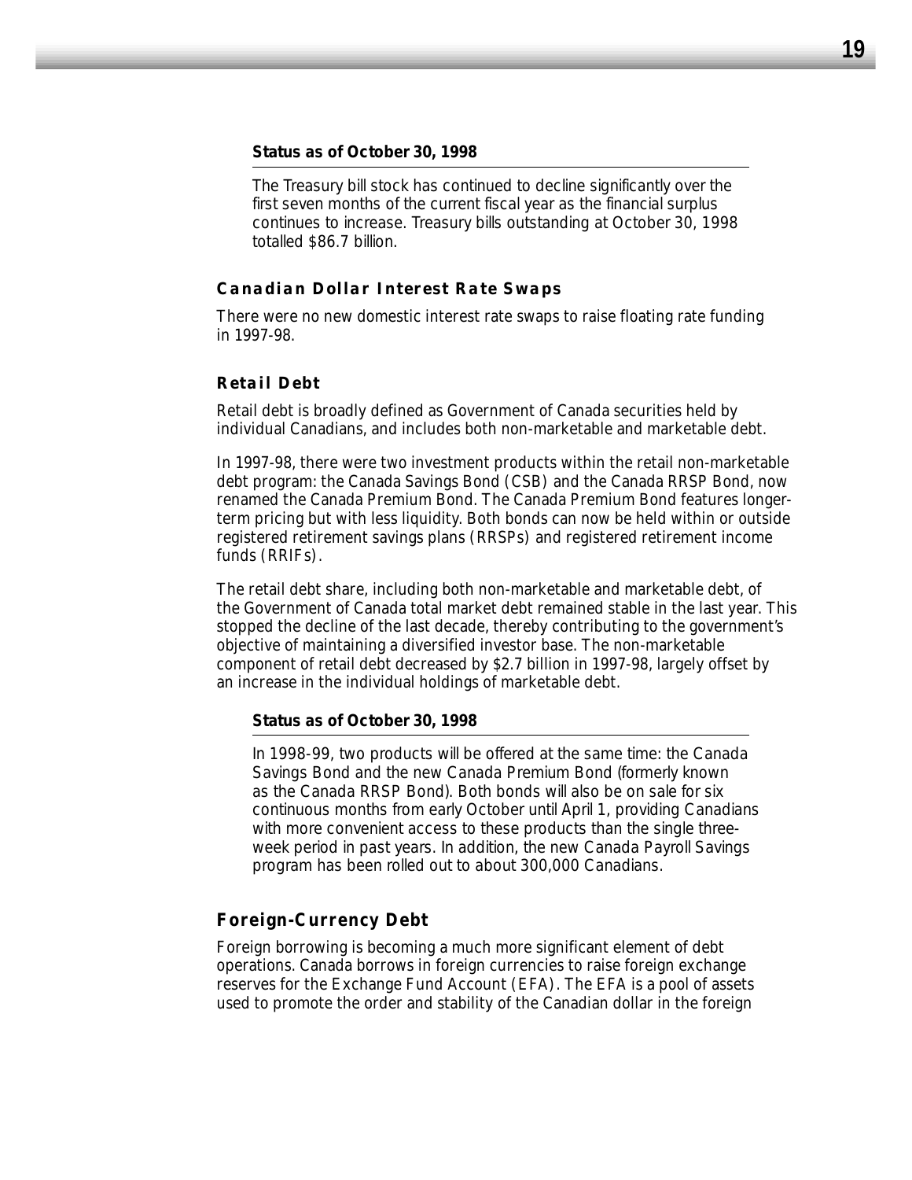**Status as of October 30, 1998**

The Treasury bill stock has continued to decline significantly over the first seven months of the current fiscal year as the financial surplus continues to increase. Treasury bills outstanding at October 30, 1998 totalled \$86.7 billion.

### Canadian Dollar Interest Rate Swaps

There were no new domestic interest rate swaps to raise floating rate funding in 1997-98.

### Retail Debt

Retail debt is broadly defined as Government of Canada securities held by individual Canadians, and includes both non-marketable and marketable debt.

In 1997-98, there were two investment products within the retail non-marketable debt program: the Canada Savings Bond (CSB) and the Canada RRSP Bond, now renamed the Canada Premium Bond. The Canada Premium Bond features longer-term pricing but with less liquidity. Both bonds can now be held within or outside registered retirement savings plans (RRSPs) and registered retirement income funds (RRIFs).

The retail debt share, including both non-marketable and marketable debt, of the Government of Canada total market debt remained stable in the last year. This stopped the decline of the last decade, thereby contributing to the government's objective of maintaining a diversified investor base. The non-marketable component of retail debt decreased by \$2.7 billion in 1997-98, largely offset by an increase in the individual holdings of marketable debt.

**Status as of October 30, 1998**

In 1998-99, two products will be offered at the same time: the Canada Savings Bond and the new Canada Premium Bond (formerly known as the Canada RRSP Bond). Both bonds will also be on sale for six continuous months from early October until April 1, providing Canadians with more convenient access to these products than the single three-week period in past years. In addition, the new Canada Payroll Savings program has been rolled out to about 300,000 Canadians.

### Foreign-Currency Debt

Foreign borrowing is becoming a much more significant element of debt operations. Canada borrows in foreign currencies to raise foreign exchange reserves for the Exchange Fund Account (EFA). The EFA is a pool of assets used to promote the order and stability of the Canadian dollar in the foreign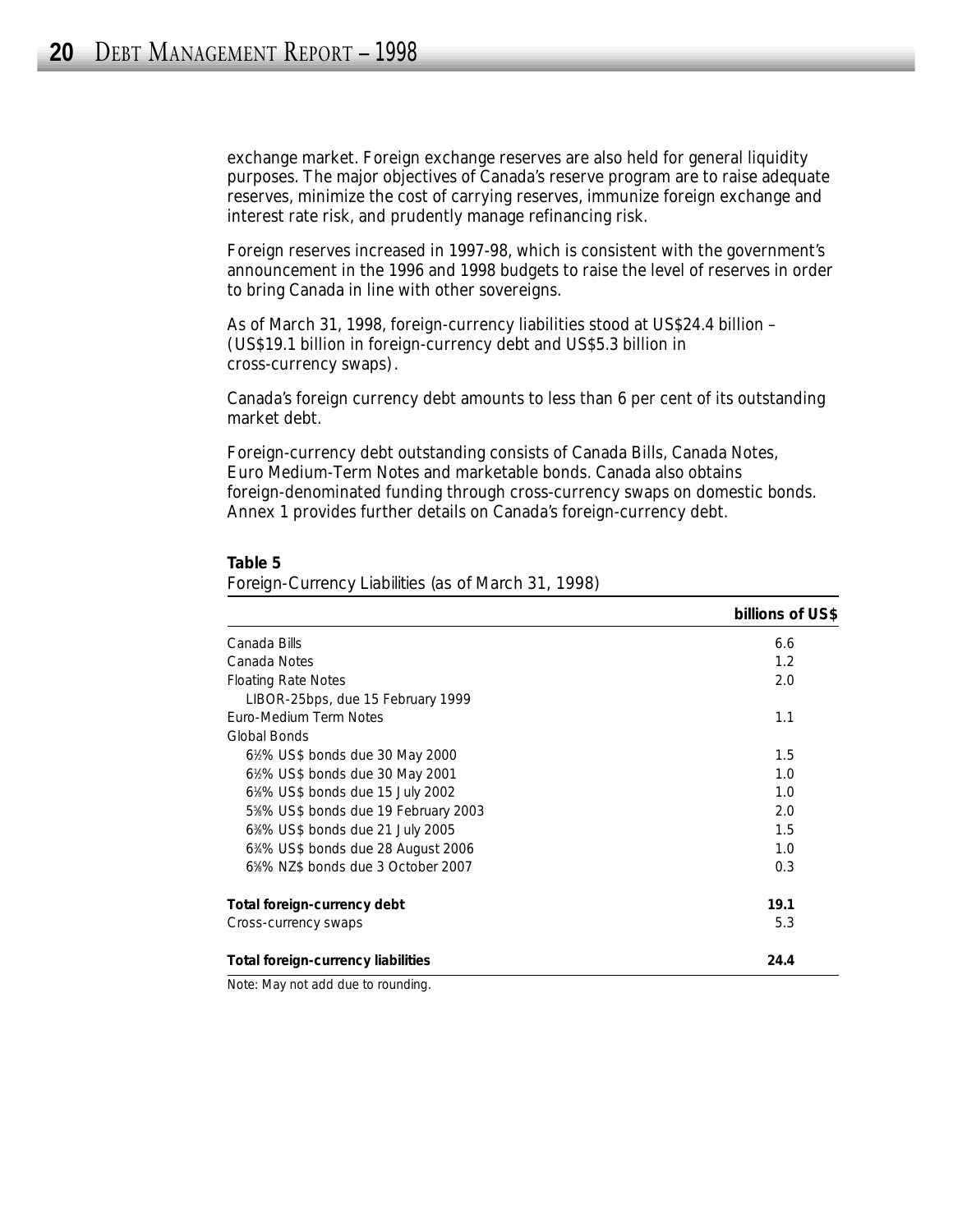exchange market. Foreign exchange reserves are also held for general liquidity purposes. The major objectives of Canada's reserve program are to raise adequate reserves, minimize the cost of carrying reserves, immunize foreign exchange and interest rate risk, and prudently manage refinancing risk.

Foreign reserves increased in 1997-98, which is consistent with the government's announcement in the 1996 and 1998 budgets to raise the level of reserves in order to bring Canada in line with other sovereigns.

As of March 31, 1998, foreign-currency liabilities stood at US$24.4 billion – (US$19.1 billion in foreign-currency debt and US$5.3 billion in cross-currency swaps).

Canada's foreign currency debt amounts to less than 6 per cent of its outstanding market debt.

Foreign-currency debt outstanding consists of Canada Bills, Canada Notes, Euro Medium-Term Notes and marketable bonds. Canada also obtains foreign-denominated funding through cross-currency swaps on domestic bonds. Annex 1 provides further details on Canada's foreign-currency debt.

**Table 5**

Foreign-Currency Liabilities (as of March 31, 1998)

| | **billions of US$** |
|---|---|
| Canada Bills | 6.6 |
| Canada Notes | 1.2 |
| Floating Rate Notes | 2.0 |
| LIBOR-25bps, due 15 February 1999 | |
| Euro-Medium Term Notes | 1.1 |
| Global Bonds | |
| 6½% US$ bonds due 30 May 2000 | 1.5 |
| 6½% US$ bonds due 30 May 2001 | 1.0 |
| 6⅛% US$ bonds due 15 July 2002 | 1.0 |
| 5⅝% US$ bonds due 19 February 2003 | 2.0 |
| 6⅜% US$ bonds due 21 July 2005 | 1.5 |
| 6¾% US$ bonds due 28 August 2006 | 1.0 |
| 6⅝% NZ$ bonds due 3 October 2007 | 0.3 |
| **Total foreign-currency debt** | **19.1** |
| Cross-currency swaps | 5.3 |
| **Total foreign-currency liabilities** | **24.4** |

Note: May not add due to rounding.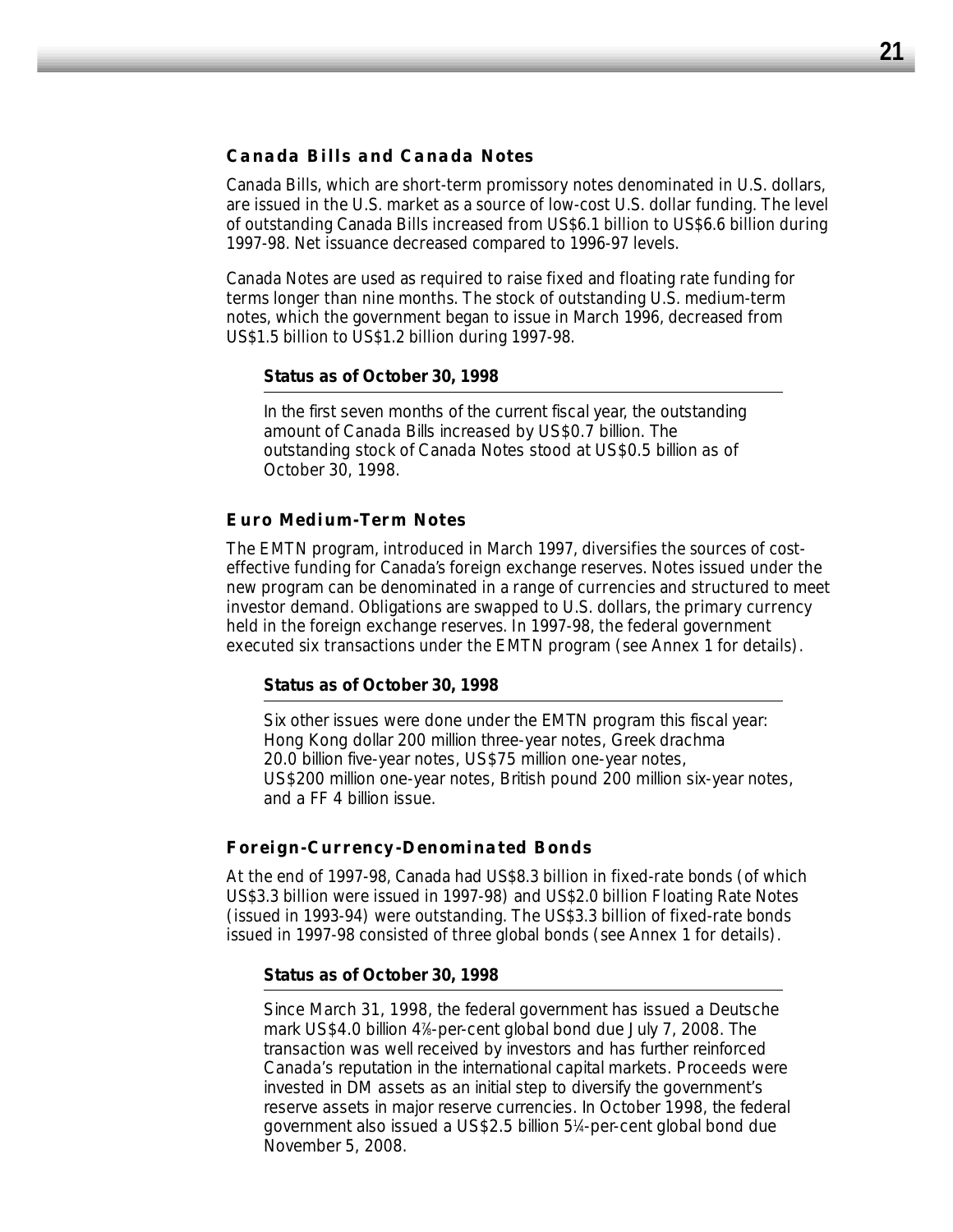### Canada Bills and Canada Notes

Canada Bills, which are short-term promissory notes denominated in U.S. dollars, are issued in the U.S. market as a source of low-cost U.S. dollar funding. The level of outstanding Canada Bills increased from US$6.1 billion to US$6.6 billion during 1997-98. Net issuance decreased compared to 1996-97 levels.

Canada Notes are used as required to raise fixed and floating rate funding for terms longer than nine months. The stock of outstanding U.S. medium-term notes, which the government began to issue in March 1996, decreased from US$1.5 billion to US$1.2 billion during 1997-98.

**Status as of October 30, 1998**

In the first seven months of the current fiscal year, the outstanding amount of Canada Bills increased by US$0.7 billion. The outstanding stock of Canada Notes stood at US$0.5 billion as of October 30, 1998.

### Euro Medium-Term Notes

The EMTN program, introduced in March 1997, diversifies the sources of cost-effective funding for Canada's foreign exchange reserves. Notes issued under the new program can be denominated in a range of currencies and structured to meet investor demand. Obligations are swapped to U.S. dollars, the primary currency held in the foreign exchange reserves. In 1997-98, the federal government executed six transactions under the EMTN program (see Annex 1 for details).

**Status as of October 30, 1998**

Six other issues were done under the EMTN program this fiscal year: Hong Kong dollar 200 million three-year notes, Greek drachma 20.0 billion five-year notes, US$75 million one-year notes, US$200 million one-year notes, British pound 200 million six-year notes, and a FF 4 billion issue.

### Foreign-Currency-Denominated Bonds

At the end of 1997-98, Canada had US$8.3 billion in fixed-rate bonds (of which US$3.3 billion were issued in 1997-98) and US$2.0 billion Floating Rate Notes (issued in 1993-94) were outstanding. The US$3.3 billion of fixed-rate bonds issued in 1997-98 consisted of three global bonds (see Annex 1 for details).

**Status as of October 30, 1998**

Since March 31, 1998, the federal government has issued a Deutsche mark US$4.0 billion 4⅞-per-cent global bond due July 7, 2008. The transaction was well received by investors and has further reinforced Canada's reputation in the international capital markets. Proceeds were invested in DM assets as an initial step to diversify the government's reserve assets in major reserve currencies. In October 1998, the federal government also issued a US$2.5 billion 5¼-per-cent global bond due November 5, 2008.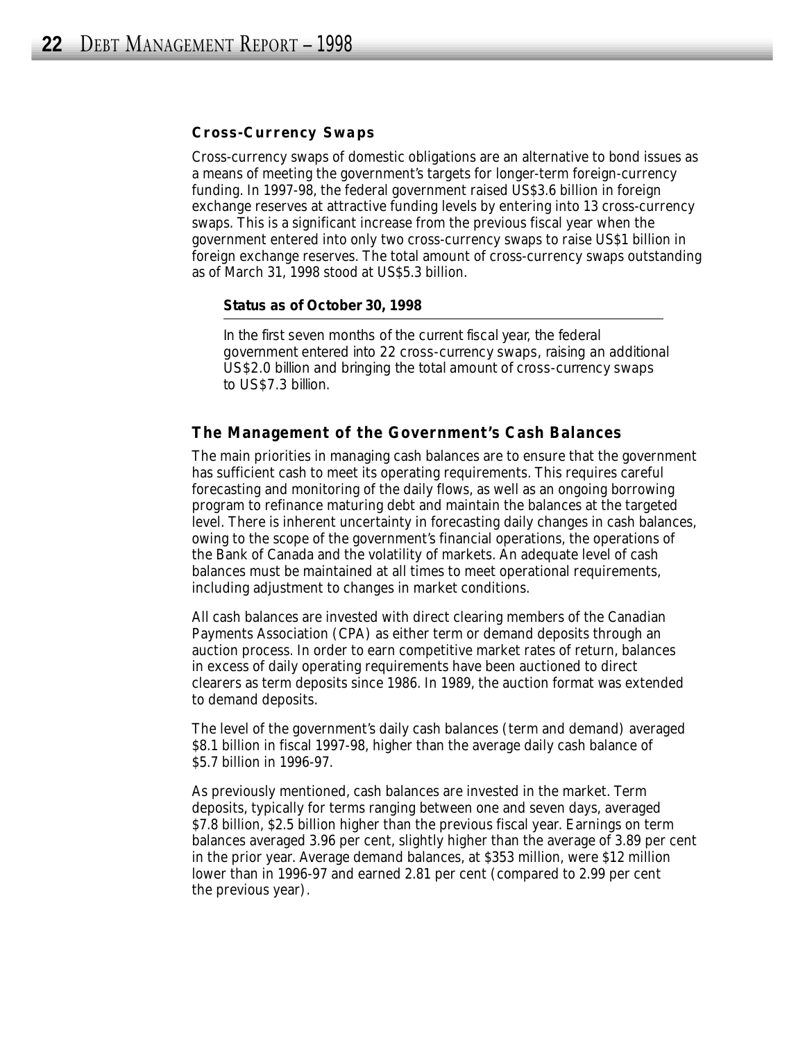### Cross-Currency Swaps

Cross-currency swaps of domestic obligations are an alternative to bond issues as a means of meeting the government's targets for longer-term foreign-currency funding. In 1997-98, the federal government raised US$3.6 billion in foreign exchange reserves at attractive funding levels by entering into 13 cross-currency swaps. This is a significant increase from the previous fiscal year when the government entered into only two cross-currency swaps to raise US$1 billion in foreign exchange reserves. The total amount of cross-currency swaps outstanding as of March 31, 1998 stood at US$5.3 billion.

**Status as of October 30, 1998**

In the first seven months of the current fiscal year, the federal government entered into 22 cross-currency swaps, raising an additional US$2.0 billion and bringing the total amount of cross-currency swaps to US$7.3 billion.

## The Management of the Government's Cash Balances

The main priorities in managing cash balances are to ensure that the government has sufficient cash to meet its operating requirements. This requires careful forecasting and monitoring of the daily flows, as well as an ongoing borrowing program to refinance maturing debt and maintain the balances at the targeted level. There is inherent uncertainty in forecasting daily changes in cash balances, owing to the scope of the government's financial operations, the operations of the Bank of Canada and the volatility of markets. An adequate level of cash balances must be maintained at all times to meet operational requirements, including adjustment to changes in market conditions.

All cash balances are invested with direct clearing members of the Canadian Payments Association (CPA) as either term or demand deposits through an auction process. In order to earn competitive market rates of return, balances in excess of daily operating requirements have been auctioned to direct clearers as term deposits since 1986. In 1989, the auction format was extended to demand deposits.

The level of the government's daily cash balances (term and demand) averaged $8.1 billion in fiscal 1997-98, higher than the average daily cash balance of $5.7 billion in 1996-97.

As previously mentioned, cash balances are invested in the market. Term deposits, typically for terms ranging between one and seven days, averaged $7.8 billion, $2.5 billion higher than the previous fiscal year. Earnings on term balances averaged 3.96 per cent, slightly higher than the average of 3.89 per cent in the prior year. Average demand balances, at $353 million, were $12 million lower than in 1996-97 and earned 2.81 per cent (compared to 2.99 per cent the previous year).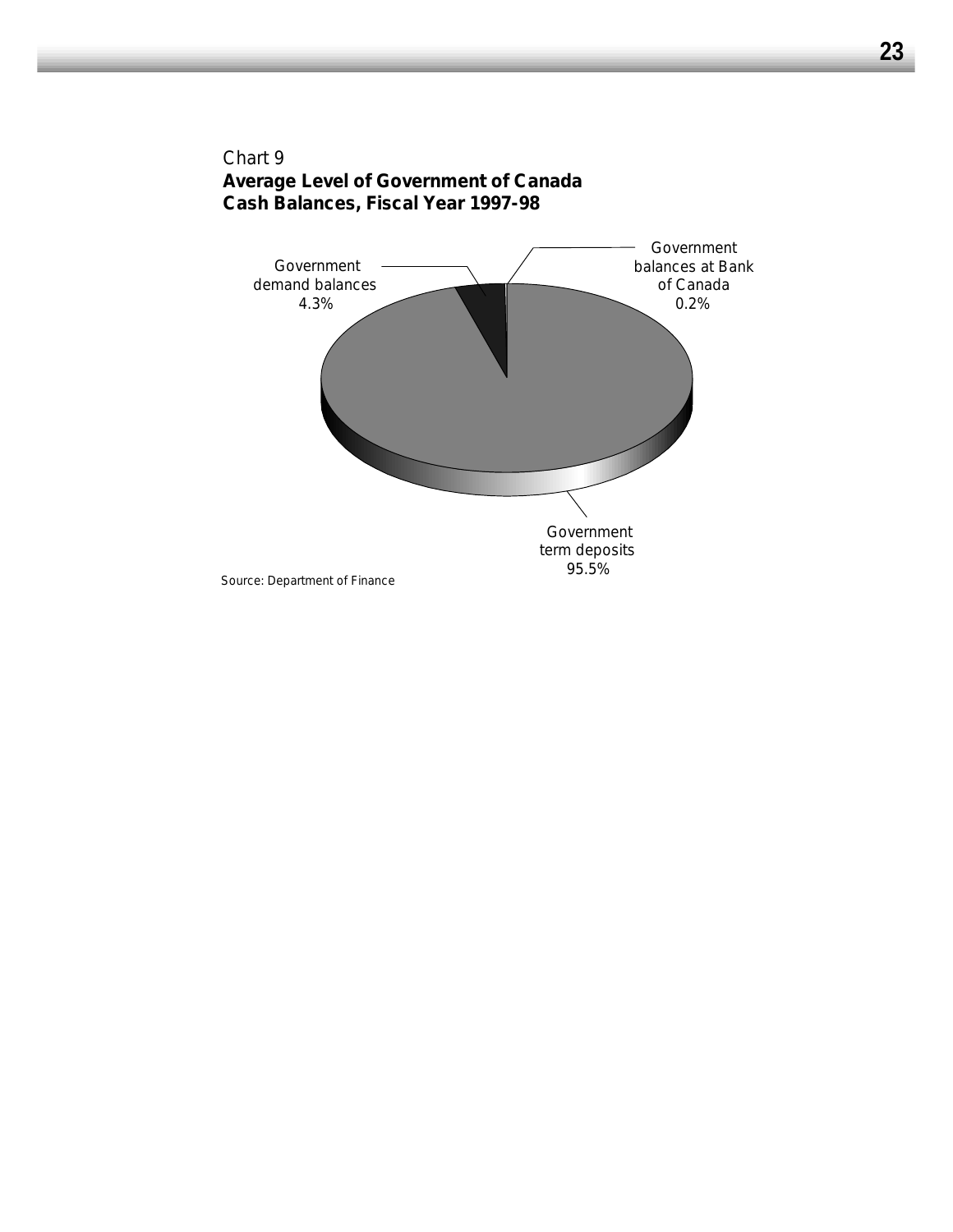Chart 9

**Average Level of Government of Canada Cash Balances, Fiscal Year 1997-98**

Government demand balances 4.3%

Government balances at Bank of Canada 0.2%

Government term deposits 95.5%

Source: Department of Finance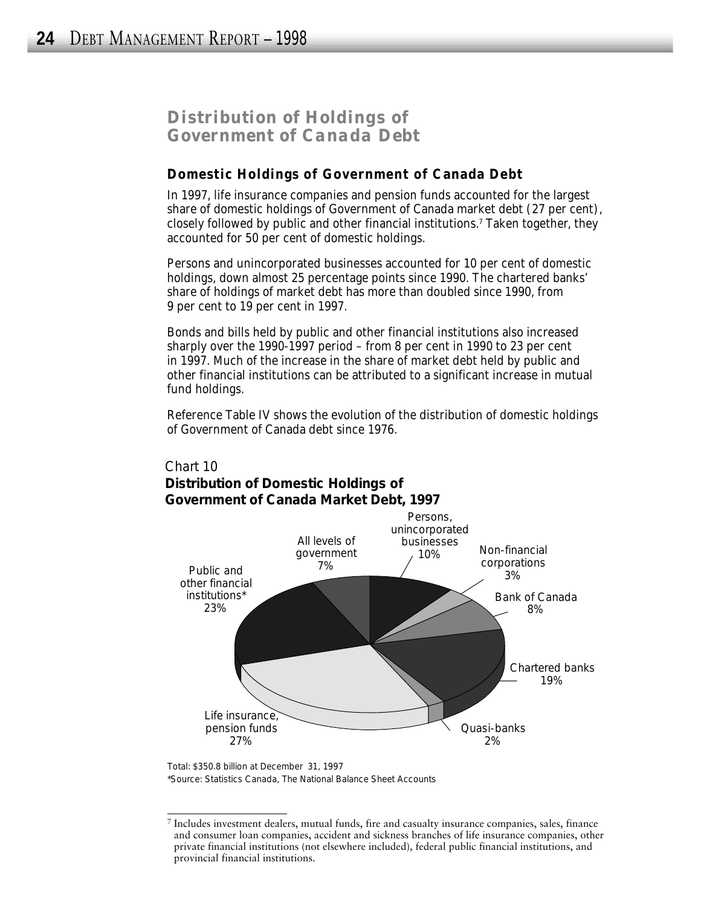## Distribution of Holdings of Government of Canada Debt

### Domestic Holdings of Government of Canada Debt

In 1997, life insurance companies and pension funds accounted for the largest share of domestic holdings of Government of Canada market debt (27 per cent), closely followed by public and other financial institutions.[7] Taken together, they accounted for 50 per cent of domestic holdings.

Persons and unincorporated businesses accounted for 10 per cent of domestic holdings, down almost 25 percentage points since 1990. The chartered banks' share of holdings of market debt has more than doubled since 1990, from 9 per cent to 19 per cent in 1997.

Bonds and bills held by public and other financial institutions also increased sharply over the 1990-1997 period – from 8 per cent in 1990 to 23 per cent in 1997. Much of the increase in the share of market debt held by public and other financial institutions can be attributed to a significant increase in mutual fund holdings.

Reference Table IV shows the evolution of the distribution of domestic holdings of Government of Canada debt since 1976.

Chart 10

**Distribution of Domestic Holdings of Government of Canada Market Debt, 1997**

| Holder | Share |
|---|---|
| Persons, unincorporated businesses | 10% |
| Non-financial corporations | 3% |
| Bank of Canada | 8% |
| Chartered banks | 19% |
| Quasi-banks | 2% |
| Life insurance, pension funds | 27% |
| Public and other financial institutions* | 23% |
| All levels of government | 7% |

Total: $350.8 billion at December 31, 1997

*Source: Statistics Canada, The National Balance Sheet Accounts

[7] Includes investment dealers, mutual funds, fire and casualty insurance companies, sales, finance and consumer loan companies, accident and sickness branches of life insurance companies, other private financial institutions (not elsewhere included), federal public financial institutions, and provincial financial institutions.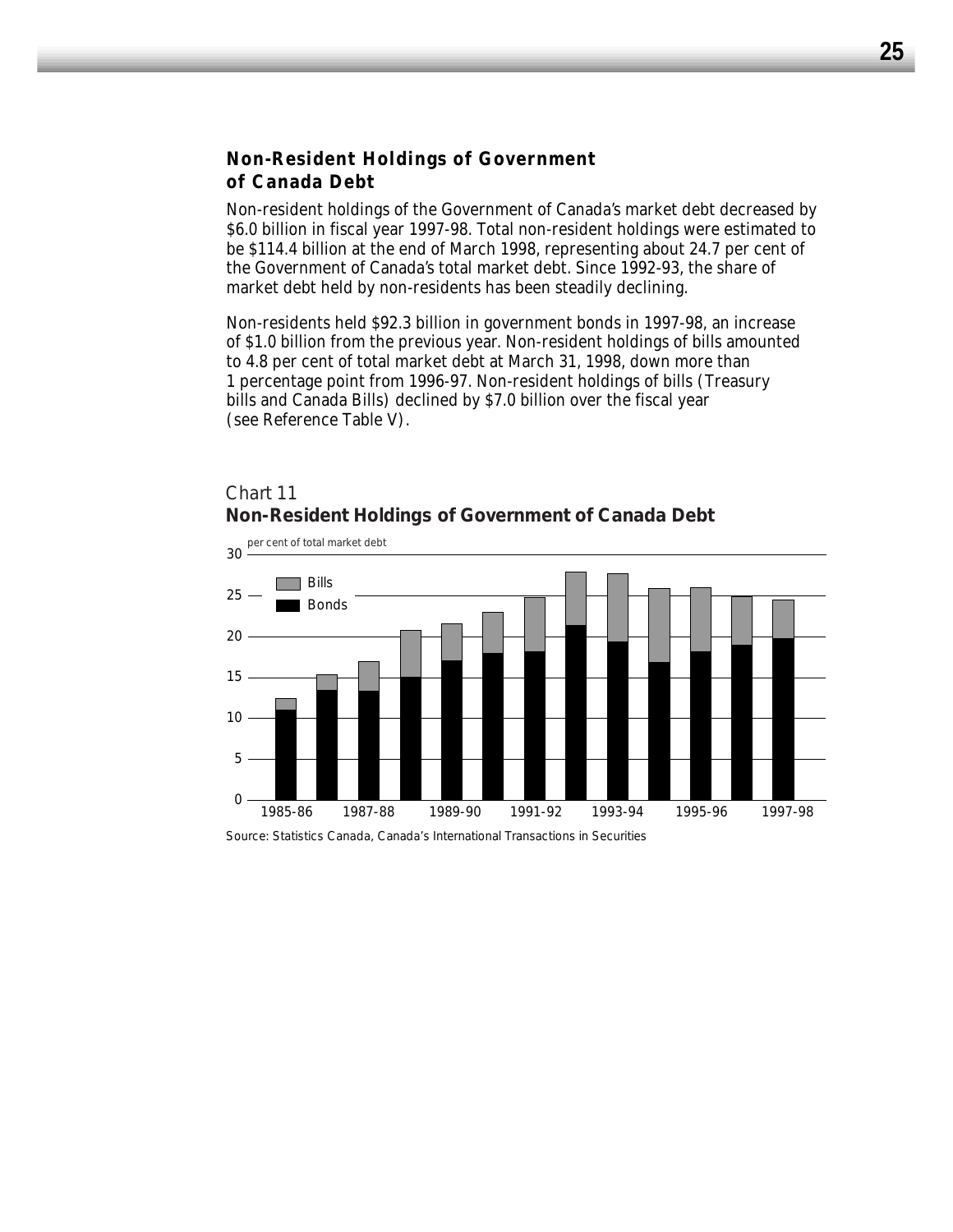## Non-Resident Holdings of Government of Canada Debt

Non-resident holdings of the Government of Canada's market debt decreased by $6.0 billion in fiscal year 1997-98. Total non-resident holdings were estimated to be $114.4 billion at the end of March 1998, representing about 24.7 per cent of the Government of Canada's total market debt. Since 1992-93, the share of market debt held by non-residents has been steadily declining.

Non-residents held $92.3 billion in government bonds in 1997-98, an increase of $1.0 billion from the previous year. Non-resident holdings of bills amounted to 4.8 per cent of total market debt at March 31, 1998, down more than 1 percentage point from 1996-97. Non-resident holdings of bills (Treasury bills and Canada Bills) declined by $7.0 billion over the fiscal year (see Reference Table V).

*Chart 11*

**Non-Resident Holdings of Government of Canada Debt**

per cent of total market debt

Source: Statistics Canada, Canada's International Transactions in Securities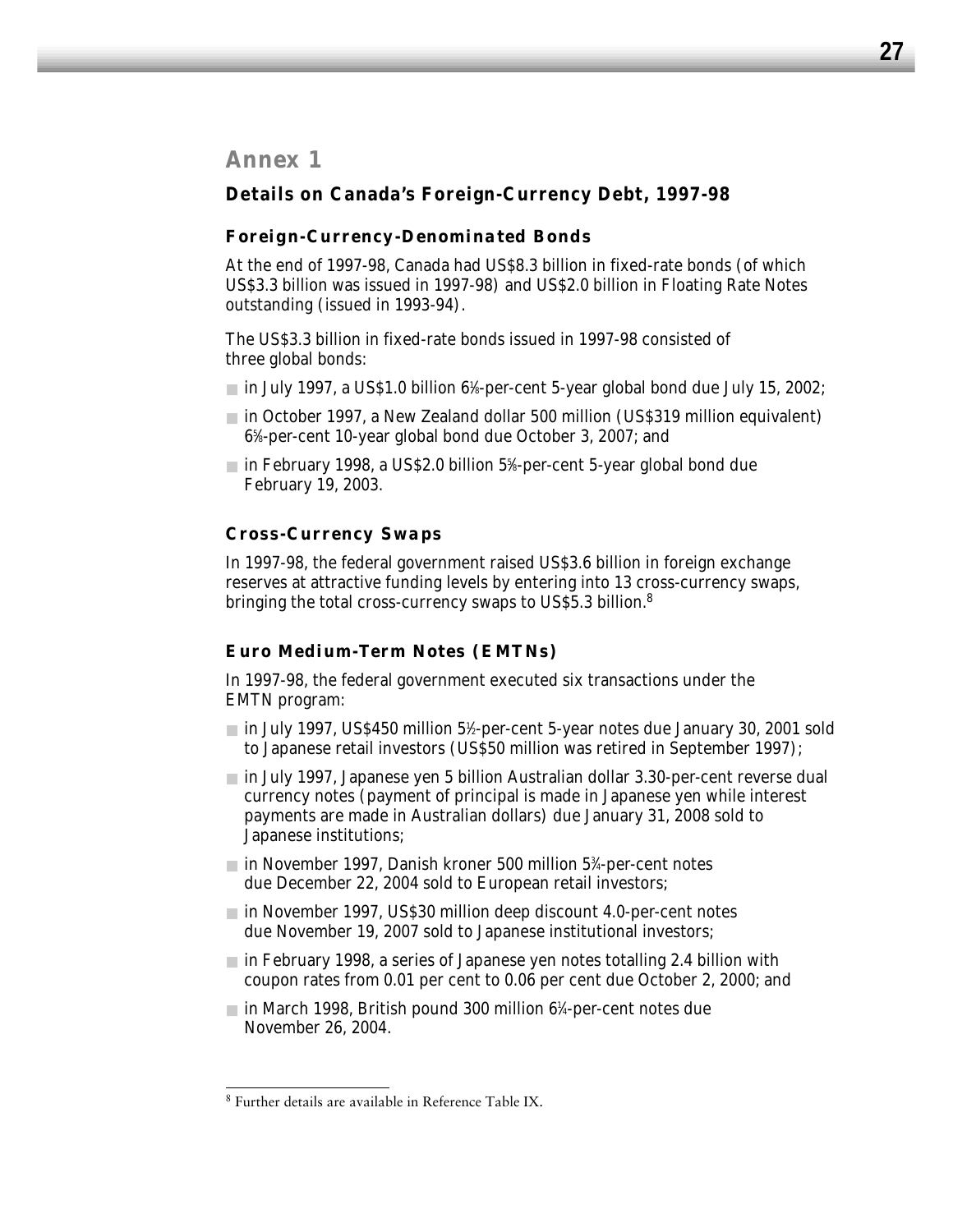# Annex 1

## Details on Canada's Foreign-Currency Debt, 1997-98

### Foreign-Currency-Denominated Bonds

At the end of 1997-98, Canada had US$8.3 billion in fixed-rate bonds (of which US$3.3 billion was issued in 1997-98) and US$2.0 billion in Floating Rate Notes outstanding (issued in 1993-94).

The US$3.3 billion in fixed-rate bonds issued in 1997-98 consisted of three global bonds:

- in July 1997, a US$1.0 billion 6⅛-per-cent 5-year global bond due July 15, 2002;
- in October 1997, a New Zealand dollar 500 million (US$319 million equivalent) 6⅝-per-cent 10-year global bond due October 3, 2007; and
- in February 1998, a US$2.0 billion 5⅝-per-cent 5-year global bond due February 19, 2003.

### Cross-Currency Swaps

In 1997-98, the federal government raised US$3.6 billion in foreign exchange reserves at attractive funding levels by entering into 13 cross-currency swaps, bringing the total cross-currency swaps to US$5.3 billion.[8]

### Euro Medium-Term Notes (EMTNs)

In 1997-98, the federal government executed six transactions under the EMTN program:

- in July 1997, US$450 million 5½-per-cent 5-year notes due January 30, 2001 sold to Japanese retail investors (US$50 million was retired in September 1997);
- in July 1997, Japanese yen 5 billion Australian dollar 3.30-per-cent reverse dual currency notes (payment of principal is made in Japanese yen while interest payments are made in Australian dollars) due January 31, 2008 sold to Japanese institutions;
- in November 1997, Danish kroner 500 million 5¾-per-cent notes due December 22, 2004 sold to European retail investors;
- in November 1997, US$30 million deep discount 4.0-per-cent notes due November 19, 2007 sold to Japanese institutional investors;
- in February 1998, a series of Japanese yen notes totalling 2.4 billion with coupon rates from 0.01 per cent to 0.06 per cent due October 2, 2000; and
- in March 1998, British pound 300 million 6¼-per-cent notes due November 26, 2004.

---

[8] Further details are available in Reference Table IX.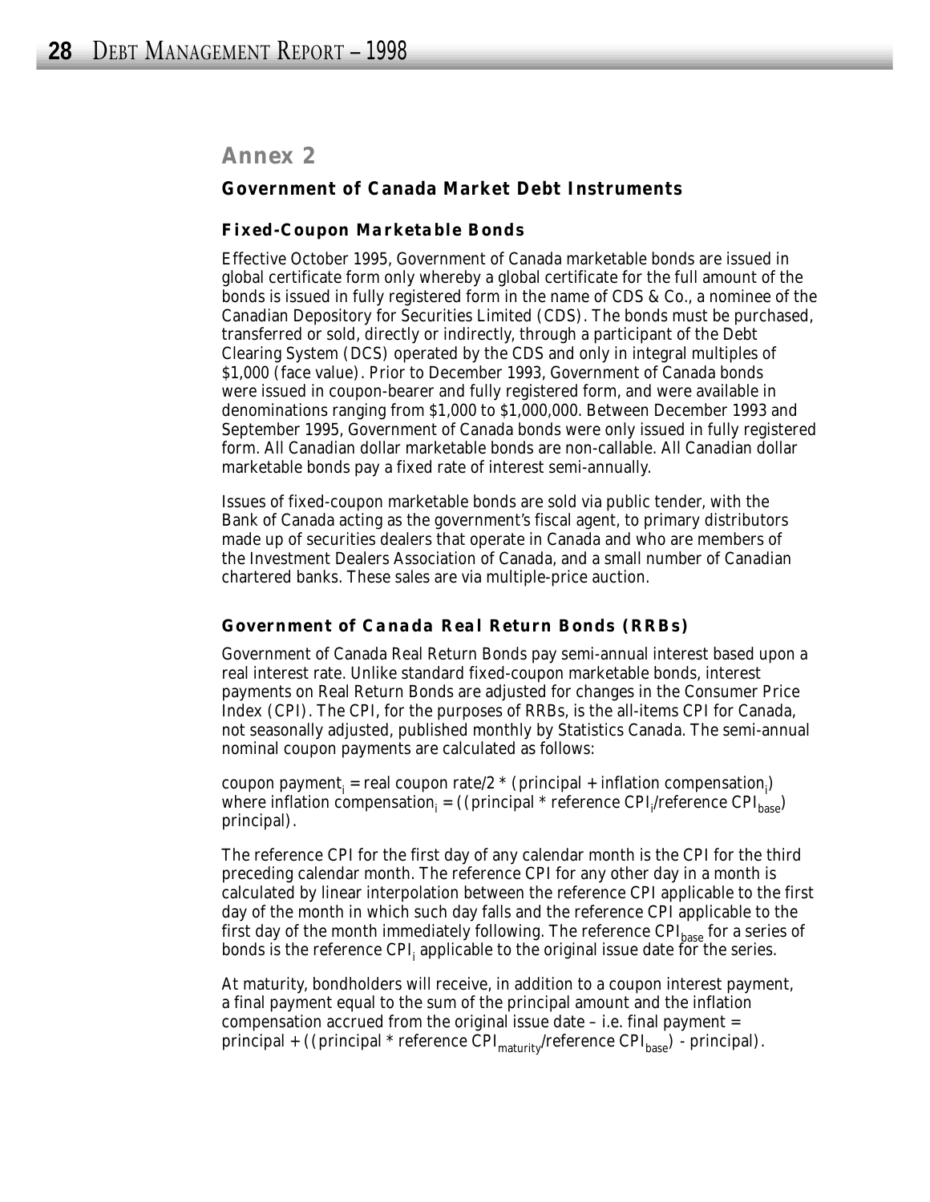## Annex 2

### Government of Canada Market Debt Instruments

#### Fixed-Coupon Marketable Bonds

Effective October 1995, Government of Canada marketable bonds are issued in global certificate form only whereby a global certificate for the full amount of the bonds is issued in fully registered form in the name of CDS & Co., a nominee of the Canadian Depository for Securities Limited (CDS). The bonds must be purchased, transferred or sold, directly or indirectly, through a participant of the Debt Clearing System (DCS) operated by the CDS and only in integral multiples of $1,000 (face value). Prior to December 1993, Government of Canada bonds were issued in coupon-bearer and fully registered form, and were available in denominations ranging from $1,000 to $1,000,000. Between December 1993 and September 1995, Government of Canada bonds were only issued in fully registered form. All Canadian dollar marketable bonds are non-callable. All Canadian dollar marketable bonds pay a fixed rate of interest semi-annually.

Issues of fixed-coupon marketable bonds are sold via public tender, with the Bank of Canada acting as the government's fiscal agent, to primary distributors made up of securities dealers that operate in Canada and who are members of the Investment Dealers Association of Canada, and a small number of Canadian chartered banks. These sales are via multiple-price auction.

#### Government of Canada Real Return Bonds (RRBs)

Government of Canada Real Return Bonds pay semi-annual interest based upon a real interest rate. Unlike standard fixed-coupon marketable bonds, interest payments on Real Return Bonds are adjusted for changes in the Consumer Price Index (CPI). The CPI, for the purposes of RRBs, is the all-items CPI for Canada, not seasonally adjusted, published monthly by Statistics Canada. The semi-annual nominal coupon payments are calculated as follows:

coupon payment$_i$ = real coupon rate/2 * (principal + inflation compensation$_i$) where inflation compensation$_i$ = ((principal * reference CPI$_i$/reference CPI$_{base}$) principal).

The reference CPI for the first day of any calendar month is the CPI for the third preceding calendar month. The reference CPI for any other day in a month is calculated by linear interpolation between the reference CPI applicable to the first day of the month in which such day falls and the reference CPI applicable to the first day of the month immediately following. The reference CPI$_{base}$ for a series of bonds is the reference CPI$_i$ applicable to the original issue date for the series.

At maturity, bondholders will receive, in addition to a coupon interest payment, a final payment equal to the sum of the principal amount and the inflation compensation accrued from the original issue date – i.e. final payment = principal + ((principal * reference CPI$_{maturity}$/reference CPI$_{base}$) - principal).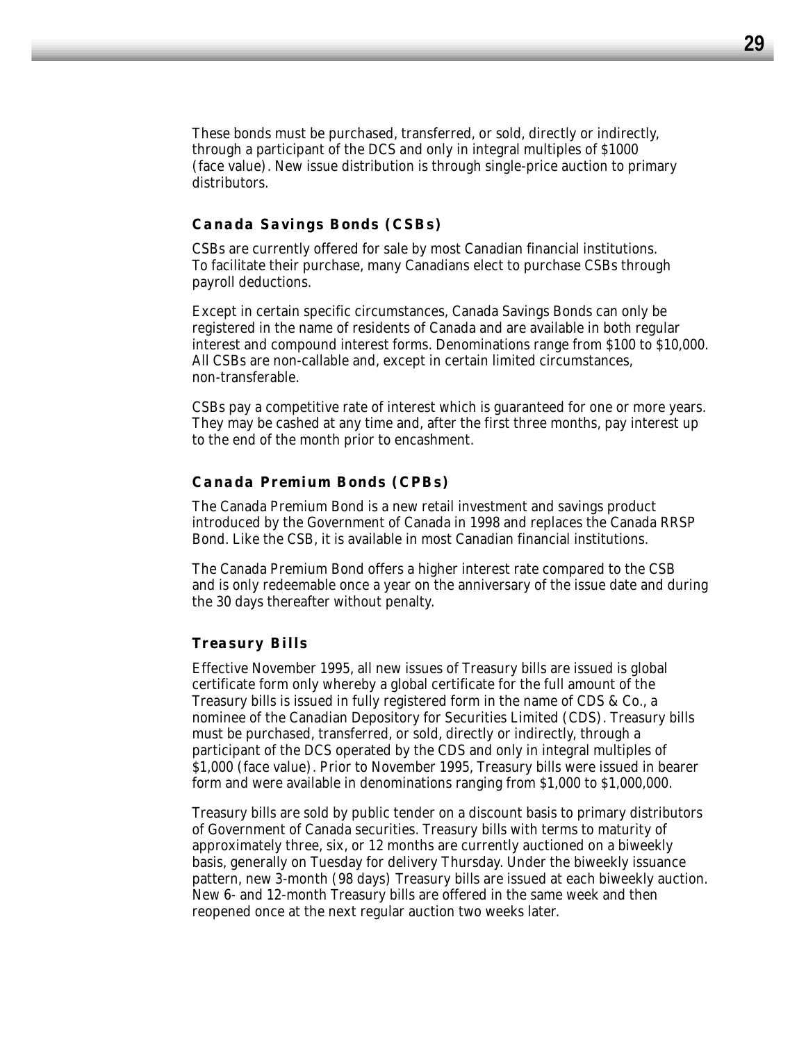These bonds must be purchased, transferred, or sold, directly or indirectly, through a participant of the DCS and only in integral multiples of $1000 (face value). New issue distribution is through single-price auction to primary distributors.

### Canada Savings Bonds (CSBs)

CSBs are currently offered for sale by most Canadian financial institutions. To facilitate their purchase, many Canadians elect to purchase CSBs through payroll deductions.

Except in certain specific circumstances, Canada Savings Bonds can only be registered in the name of residents of Canada and are available in both regular interest and compound interest forms. Denominations range from $100 to $10,000. All CSBs are non-callable and, except in certain limited circumstances, non-transferable.

CSBs pay a competitive rate of interest which is guaranteed for one or more years. They may be cashed at any time and, after the first three months, pay interest up to the end of the month prior to encashment.

### Canada Premium Bonds (CPBs)

The Canada Premium Bond is a new retail investment and savings product introduced by the Government of Canada in 1998 and replaces the Canada RRSP Bond. Like the CSB, it is available in most Canadian financial institutions.

The Canada Premium Bond offers a higher interest rate compared to the CSB and is only redeemable once a year on the anniversary of the issue date and during the 30 days thereafter without penalty.

### Treasury Bills

Effective November 1995, all new issues of Treasury bills are issued is global certificate form only whereby a global certificate for the full amount of the Treasury bills is issued in fully registered form in the name of CDS & Co., a nominee of the Canadian Depository for Securities Limited (CDS). Treasury bills must be purchased, transferred, or sold, directly or indirectly, through a participant of the DCS operated by the CDS and only in integral multiples of $1,000 (face value). Prior to November 1995, Treasury bills were issued in bearer form and were available in denominations ranging from $1,000 to $1,000,000.

Treasury bills are sold by public tender on a discount basis to primary distributors of Government of Canada securities. Treasury bills with terms to maturity of approximately three, six, or 12 months are currently auctioned on a biweekly basis, generally on Tuesday for delivery Thursday. Under the biweekly issuance pattern, new 3-month (98 days) Treasury bills are issued at each biweekly auction. New 6- and 12-month Treasury bills are offered in the same week and then reopened once at the next regular auction two weeks later.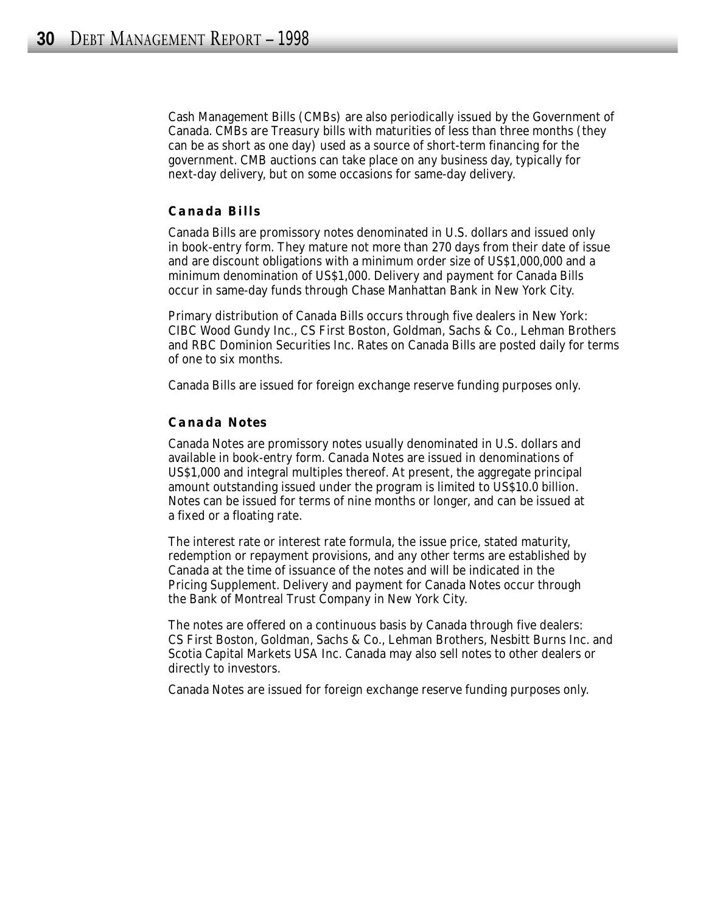Cash Management Bills (CMBs) are also periodically issued by the Government of Canada. CMBs are Treasury bills with maturities of less than three months (they can be as short as one day) used as a source of short-term financing for the government. CMB auctions can take place on any business day, typically for next-day delivery, but on some occasions for same-day delivery.

### Canada Bills

Canada Bills are promissory notes denominated in U.S. dollars and issued only in book-entry form. They mature not more than 270 days from their date of issue and are discount obligations with a minimum order size of US$1,000,000 and a minimum denomination of US$1,000. Delivery and payment for Canada Bills occur in same-day funds through Chase Manhattan Bank in New York City.

Primary distribution of Canada Bills occurs through five dealers in New York: CIBC Wood Gundy Inc., CS First Boston, Goldman, Sachs & Co., Lehman Brothers and RBC Dominion Securities Inc. Rates on Canada Bills are posted daily for terms of one to six months.

Canada Bills are issued for foreign exchange reserve funding purposes only.

### Canada Notes

Canada Notes are promissory notes usually denominated in U.S. dollars and available in book-entry form. Canada Notes are issued in denominations of US$1,000 and integral multiples thereof. At present, the aggregate principal amount outstanding issued under the program is limited to US$10.0 billion. Notes can be issued for terms of nine months or longer, and can be issued at a fixed or a floating rate.

The interest rate or interest rate formula, the issue price, stated maturity, redemption or repayment provisions, and any other terms are established by Canada at the time of issuance of the notes and will be indicated in the Pricing Supplement. Delivery and payment for Canada Notes occur through the Bank of Montreal Trust Company in New York City.

The notes are offered on a continuous basis by Canada through five dealers: CS First Boston, Goldman, Sachs & Co., Lehman Brothers, Nesbitt Burns Inc. and Scotia Capital Markets USA Inc. Canada may also sell notes to other dealers or directly to investors.

Canada Notes are issued for foreign exchange reserve funding purposes only.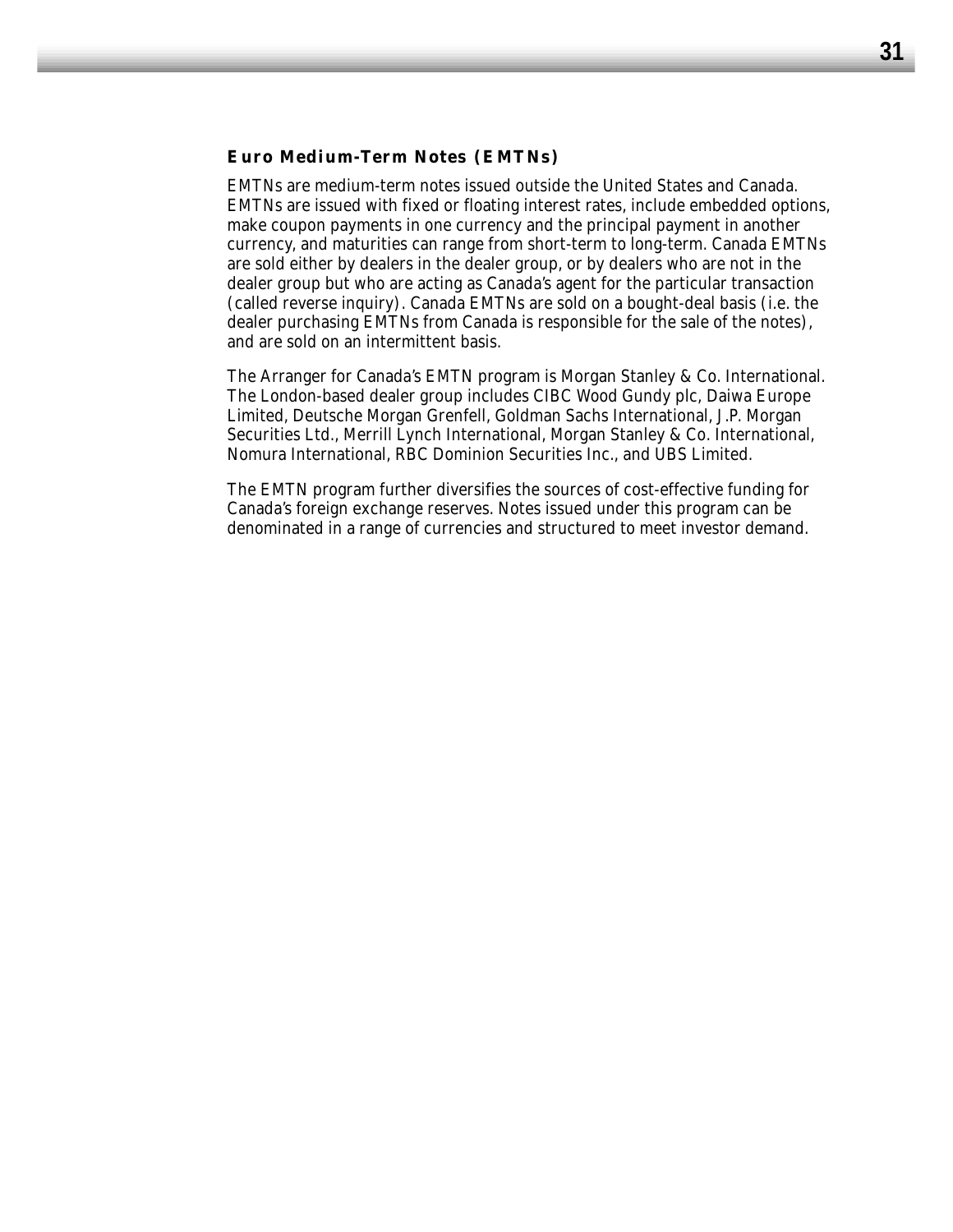### Euro Medium-Term Notes (EMTNs)

EMTNs are medium-term notes issued outside the United States and Canada. EMTNs are issued with fixed or floating interest rates, include embedded options, make coupon payments in one currency and the principal payment in another currency, and maturities can range from short-term to long-term. Canada EMTNs are sold either by dealers in the dealer group, or by dealers who are not in the dealer group but who are acting as Canada's agent for the particular transaction (called reverse inquiry). Canada EMTNs are sold on a bought-deal basis (i.e. the dealer purchasing EMTNs from Canada is responsible for the sale of the notes), and are sold on an intermittent basis.

The Arranger for Canada's EMTN program is Morgan Stanley & Co. International. The London-based dealer group includes CIBC Wood Gundy plc, Daiwa Europe Limited, Deutsche Morgan Grenfell, Goldman Sachs International, J.P. Morgan Securities Ltd., Merrill Lynch International, Morgan Stanley & Co. International, Nomura International, RBC Dominion Securities Inc., and UBS Limited.

The EMTN program further diversifies the sources of cost-effective funding for Canada's foreign exchange reserves. Notes issued under this program can be denominated in a range of currencies and structured to meet investor demand.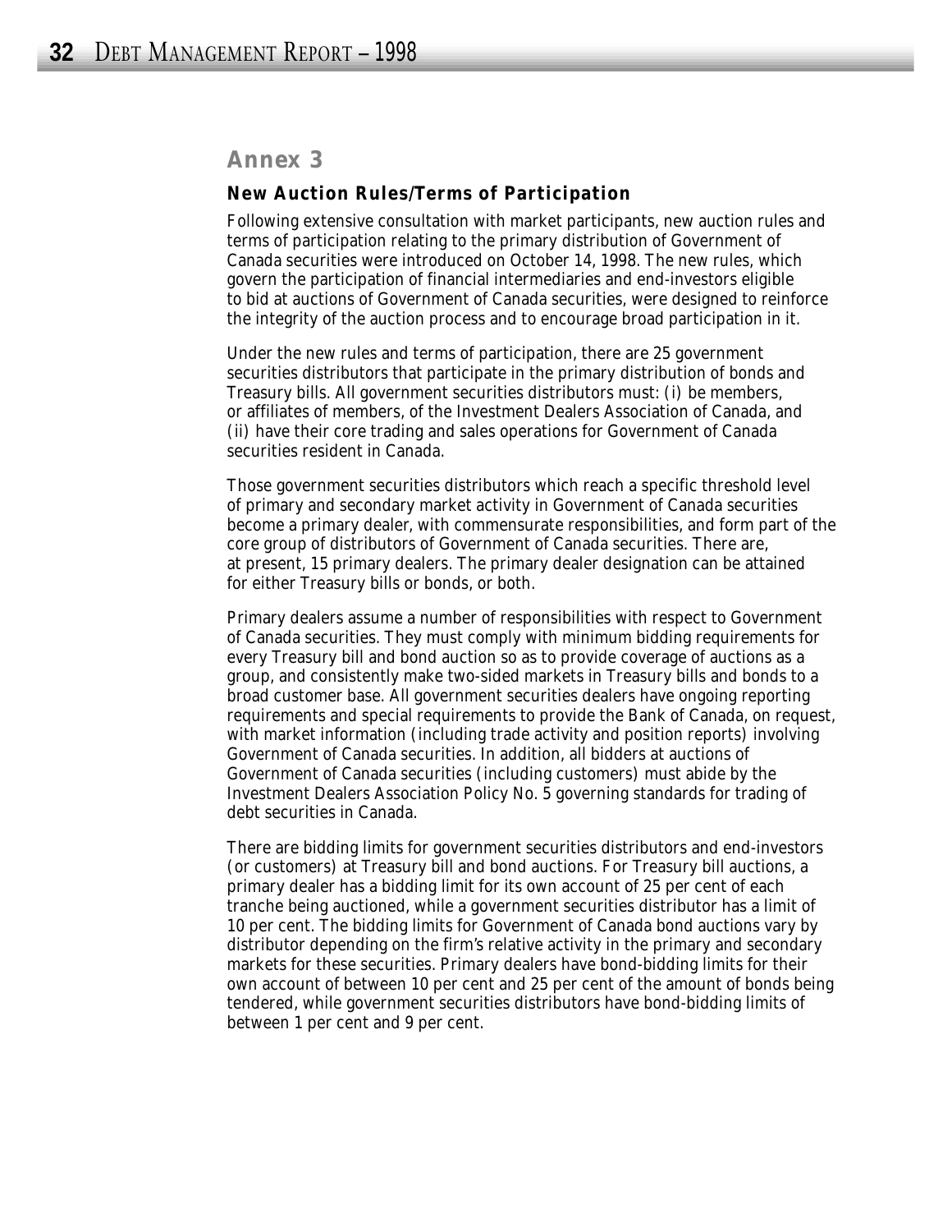## Annex 3

### New Auction Rules/Terms of Participation

Following extensive consultation with market participants, new auction rules and terms of participation relating to the primary distribution of Government of Canada securities were introduced on October 14, 1998. The new rules, which govern the participation of financial intermediaries and end-investors eligible to bid at auctions of Government of Canada securities, were designed to reinforce the integrity of the auction process and to encourage broad participation in it.

Under the new rules and terms of participation, there are 25 government securities distributors that participate in the primary distribution of bonds and Treasury bills. All government securities distributors must: (i) be members, or affiliates of members, of the Investment Dealers Association of Canada, and (ii) have their core trading and sales operations for Government of Canada securities resident in Canada.

Those government securities distributors which reach a specific threshold level of primary and secondary market activity in Government of Canada securities become a primary dealer, with commensurate responsibilities, and form part of the core group of distributors of Government of Canada securities. There are, at present, 15 primary dealers. The primary dealer designation can be attained for either Treasury bills or bonds, or both.

Primary dealers assume a number of responsibilities with respect to Government of Canada securities. They must comply with minimum bidding requirements for every Treasury bill and bond auction so as to provide coverage of auctions as a group, and consistently make two-sided markets in Treasury bills and bonds to a broad customer base. All government securities dealers have ongoing reporting requirements and special requirements to provide the Bank of Canada, on request, with market information (including trade activity and position reports) involving Government of Canada securities. In addition, all bidders at auctions of Government of Canada securities (including customers) must abide by the Investment Dealers Association Policy No. 5 governing standards for trading of debt securities in Canada.

There are bidding limits for government securities distributors and end-investors (or customers) at Treasury bill and bond auctions. For Treasury bill auctions, a primary dealer has a bidding limit for its own account of 25 per cent of each tranche being auctioned, while a government securities distributor has a limit of 10 per cent. The bidding limits for Government of Canada bond auctions vary by distributor depending on the firm's relative activity in the primary and secondary markets for these securities. Primary dealers have bond-bidding limits for their own account of between 10 per cent and 25 per cent of the amount of bonds being tendered, while government securities distributors have bond-bidding limits of between 1 per cent and 9 per cent.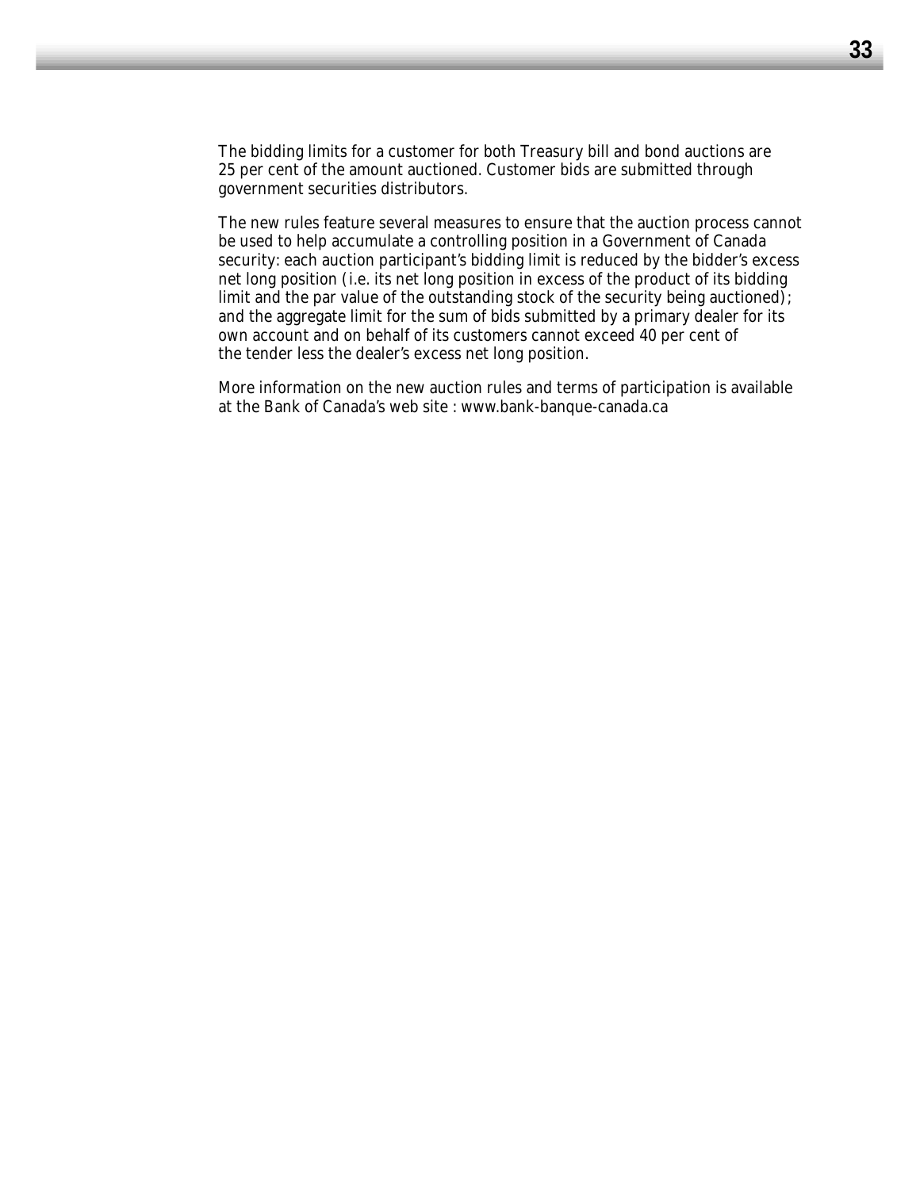The bidding limits for a customer for both Treasury bill and bond auctions are 25 per cent of the amount auctioned. Customer bids are submitted through government securities distributors.

The new rules feature several measures to ensure that the auction process cannot be used to help accumulate a controlling position in a Government of Canada security: each auction participant's bidding limit is reduced by the bidder's excess net long position (i.e. its net long position in excess of the product of its bidding limit and the par value of the outstanding stock of the security being auctioned); and the aggregate limit for the sum of bids submitted by a primary dealer for its own account and on behalf of its customers cannot exceed 40 per cent of the tender less the dealer's excess net long position.

More information on the new auction rules and terms of participation is available at the Bank of Canada's web site : www.bank-banque-canada.ca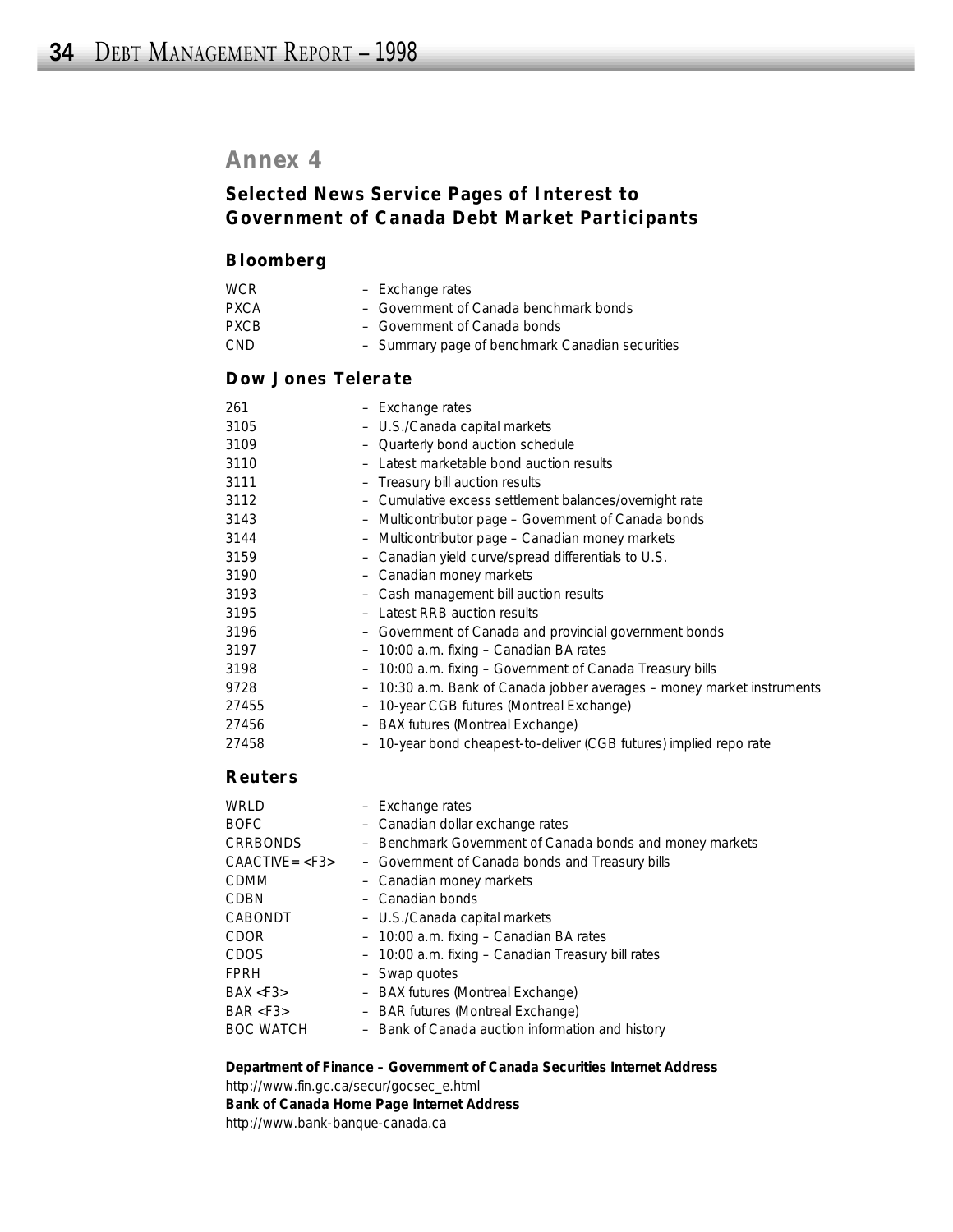# Annex 4

## Selected News Service Pages of Interest to Government of Canada Debt Market Participants

### Bloomberg

| | |
|---|---|
| WCR | – Exchange rates |
| PXCA | – Government of Canada benchmark bonds |
| PXCB | – Government of Canada bonds |
| CND | – Summary page of benchmark Canadian securities |

### Dow Jones Telerate

| | |
|---|---|
| 261 | – Exchange rates |
| 3105 | – U.S./Canada capital markets |
| 3109 | – Quarterly bond auction schedule |
| 3110 | – Latest marketable bond auction results |
| 3111 | – Treasury bill auction results |
| 3112 | – Cumulative excess settlement balances/overnight rate |
| 3143 | – Multicontributor page – Government of Canada bonds |
| 3144 | – Multicontributor page – Canadian money markets |
| 3159 | – Canadian yield curve/spread differentials to U.S. |
| 3190 | – Canadian money markets |
| 3193 | – Cash management bill auction results |
| 3195 | – Latest RRB auction results |
| 3196 | – Government of Canada and provincial government bonds |
| 3197 | – 10:00 a.m. fixing – Canadian BA rates |
| 3198 | – 10:00 a.m. fixing – Government of Canada Treasury bills |
| 9728 | – 10:30 a.m. Bank of Canada jobber averages – money market instruments |
| 27455 | – 10-year CGB futures (Montreal Exchange) |
| 27456 | – BAX futures (Montreal Exchange) |
| 27458 | – 10-year bond cheapest-to-deliver (CGB futures) implied repo rate |

### Reuters

| | |
|---|---|
| WRLD | – Exchange rates |
| BOFC | – Canadian dollar exchange rates |
| CRRBONDS | – Benchmark Government of Canada bonds and money markets |
| CAACTIVE=<F3> | – Government of Canada bonds and Treasury bills |
| CDMM | – Canadian money markets |
| CDBN | – Canadian bonds |
| CABONDT | – U.S./Canada capital markets |
| CDOR | – 10:00 a.m. fixing – Canadian BA rates |
| CDOS | – 10:00 a.m. fixing – Canadian Treasury bill rates |
| FPRH | – Swap quotes |
| BAX <F3> | – BAX futures (Montreal Exchange) |
| BAR <F3> | – BAR futures (Montreal Exchange) |
| BOC WATCH | – Bank of Canada auction information and history |

**Department of Finance – Government of Canada Securities Internet Address**
http://www.fin.gc.ca/secur/gocsec_e.html

**Bank of Canada Home Page Internet Address**
http://www.bank-banque-canada.ca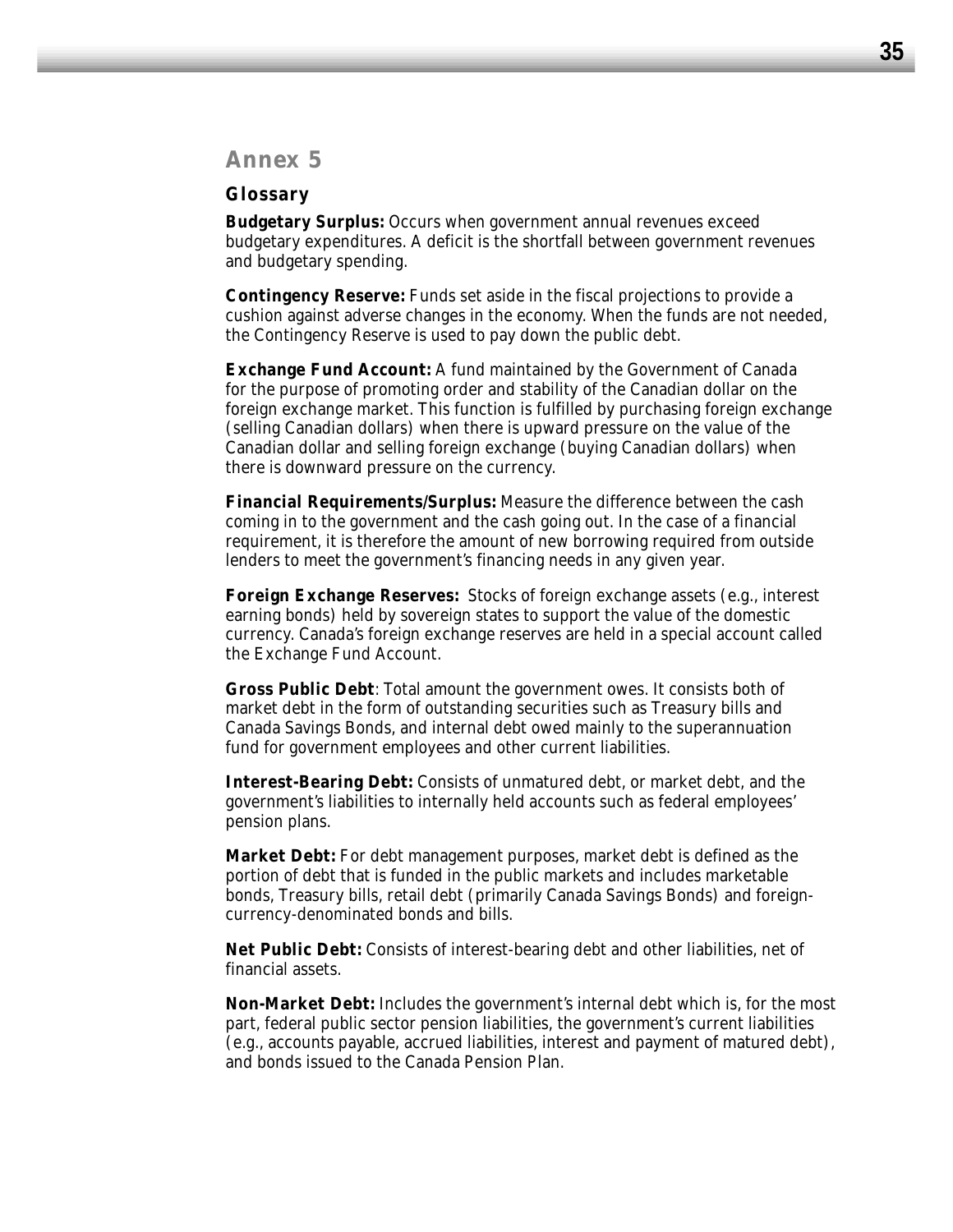## Annex 5

### Glossary

**Budgetary Surplus:** Occurs when government annual revenues exceed budgetary expenditures. A deficit is the shortfall between government revenues and budgetary spending.

**Contingency Reserve:** Funds set aside in the fiscal projections to provide a cushion against adverse changes in the economy. When the funds are not needed, the Contingency Reserve is used to pay down the public debt.

**Exchange Fund Account:** A fund maintained by the Government of Canada for the purpose of promoting order and stability of the Canadian dollar on the foreign exchange market. This function is fulfilled by purchasing foreign exchange (selling Canadian dollars) when there is upward pressure on the value of the Canadian dollar and selling foreign exchange (buying Canadian dollars) when there is downward pressure on the currency.

**Financial Requirements/Surplus:** Measure the difference between the cash coming in to the government and the cash going out. In the case of a financial requirement, it is therefore the amount of new borrowing required from outside lenders to meet the government's financing needs in any given year.

**Foreign Exchange Reserves:** Stocks of foreign exchange assets (e.g., interest earning bonds) held by sovereign states to support the value of the domestic currency. Canada's foreign exchange reserves are held in a special account called the Exchange Fund Account.

**Gross Public Debt**: Total amount the government owes. It consists both of market debt in the form of outstanding securities such as Treasury bills and Canada Savings Bonds, and internal debt owed mainly to the superannuation fund for government employees and other current liabilities.

**Interest-Bearing Debt:** Consists of unmatured debt, or market debt, and the government's liabilities to internally held accounts such as federal employees' pension plans.

**Market Debt:** For debt management purposes, market debt is defined as the portion of debt that is funded in the public markets and includes marketable bonds, Treasury bills, retail debt (primarily Canada Savings Bonds) and foreign-currency-denominated bonds and bills.

**Net Public Debt:** Consists of interest-bearing debt and other liabilities, net of financial assets.

**Non-Market Debt:** Includes the government's internal debt which is, for the most part, federal public sector pension liabilities, the government's current liabilities (e.g., accounts payable, accrued liabilities, interest and payment of matured debt), and bonds issued to the Canada Pension Plan.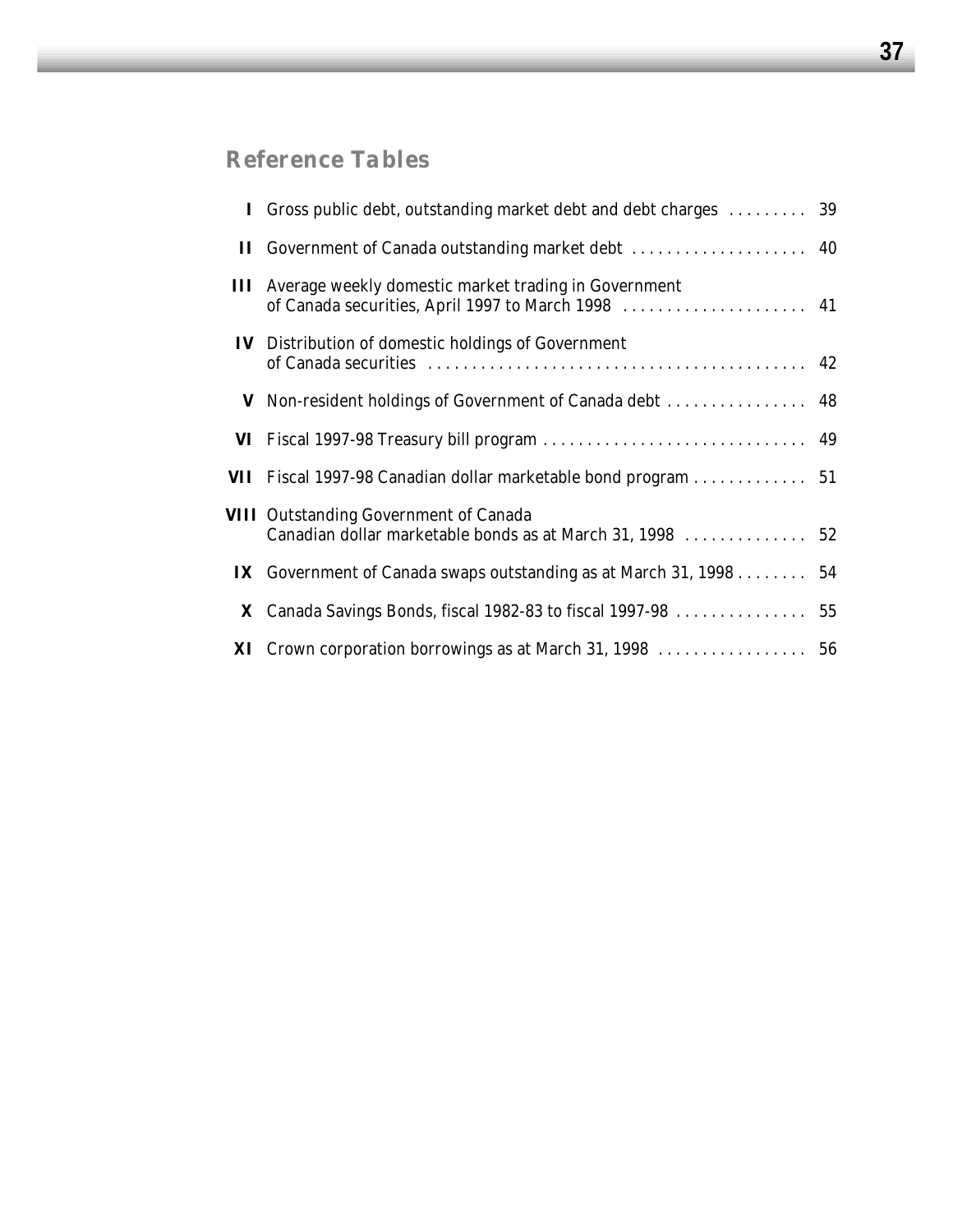## Reference Tables

| | | |
|---|---|---|
| **I** | Gross public debt, outstanding market debt and debt charges | 39 |
| **II** | Government of Canada outstanding market debt | 40 |
| **III** | Average weekly domestic market trading in Government of Canada securities, April 1997 to March 1998 | 41 |
| **IV** | Distribution of domestic holdings of Government of Canada securities | 42 |
| **V** | Non-resident holdings of Government of Canada debt | 48 |
| **VI** | Fiscal 1997-98 Treasury bill program | 49 |
| **VII** | Fiscal 1997-98 Canadian dollar marketable bond program | 51 |
| **VIII** | Outstanding Government of Canada Canadian dollar marketable bonds as at March 31, 1998 | 52 |
| **IX** | Government of Canada swaps outstanding as at March 31, 1998 | 54 |
| **X** | Canada Savings Bonds, fiscal 1982-83 to fiscal 1997-98 | 55 |
| **XI** | Crown corporation borrowings as at March 31, 1998 | 56 |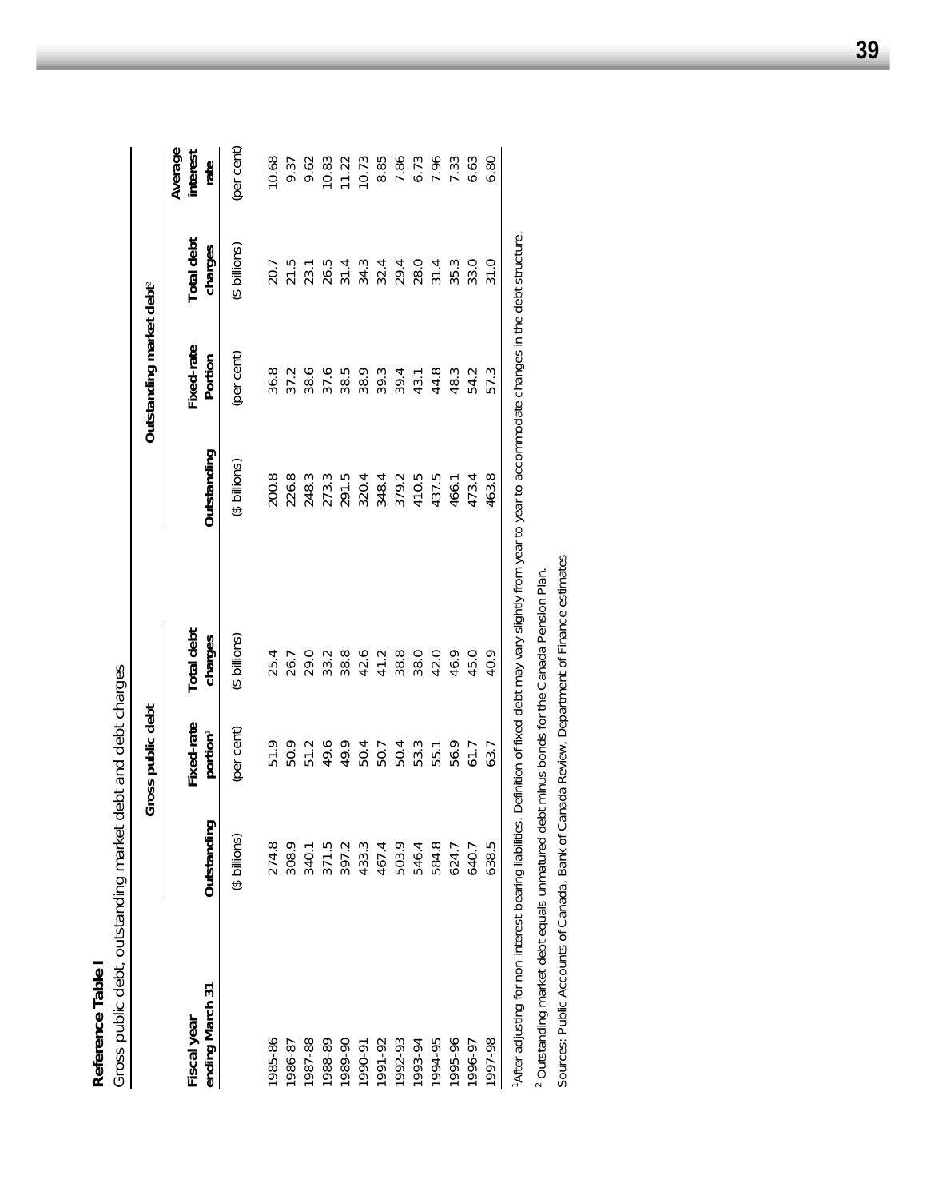**Reference Table I**

Gross public debt, outstanding market debt and debt charges

| Fiscal year ending March 31 | Gross public debt | | | Outstanding market debt[2] | | | |
|---|---|---|---|---|---|---|---|
| | Outstanding | Fixed-rate portion[1] | Total debt charges | Outstanding | Fixed-rate Portion | Total debt charges | Average interest rate |
| | ($ billions) | (per cent) | ($ billions) | ($ billions) | (per cent) | ($ billions) | (per cent) |
| 1985-86 | 274.8 | 51.9 | 25.4 | 200.8 | 36.8 | 20.7 | 10.68 |
| 1986-87 | 308.9 | 50.9 | 26.7 | 226.8 | 37.2 | 21.5 | 9.37 |
| 1987-88 | 340.1 | 51.2 | 29.0 | 248.3 | 38.6 | 23.1 | 9.62 |
| 1988-89 | 371.5 | 49.6 | 33.2 | 273.3 | 37.6 | 26.5 | 10.83 |
| 1989-90 | 397.2 | 49.9 | 38.8 | 291.5 | 38.5 | 31.4 | 11.22 |
| 1990-91 | 433.3 | 50.4 | 42.6 | 320.4 | 38.9 | 34.3 | 10.73 |
| 1991-92 | 467.4 | 50.7 | 41.2 | 348.4 | 39.3 | 32.4 | 8.85 |
| 1992-93 | 503.9 | 50.4 | 38.8 | 379.2 | 39.4 | 29.4 | 7.86 |
| 1993-94 | 546.4 | 53.3 | 38.0 | 410.5 | 43.1 | 28.0 | 6.73 |
| 1994-95 | 584.8 | 55.1 | 42.0 | 437.5 | 44.8 | 31.4 | 7.96 |
| 1995-96 | 624.7 | 56.9 | 46.9 | 466.1 | 48.3 | 35.3 | 7.33 |
| 1996-97 | 640.7 | 61.7 | 45.0 | 473.4 | 54.2 | 33.0 | 6.63 |
| 1997-98 | 638.5 | 63.7 | 40.9 | 463.8 | 57.3 | 31.0 | 6.80 |

[1] After adjusting for non-interest-bearing liabilities. Definition of fixed debt may vary slightly from year to year to accommodate changes in the debt structure.

[2] Outstanding market debt equals unmatured debt minus bonds for the Canada Pension Plan.

Sources: Public Accounts of Canada, Bank of Canada Review, Department of Finance estimates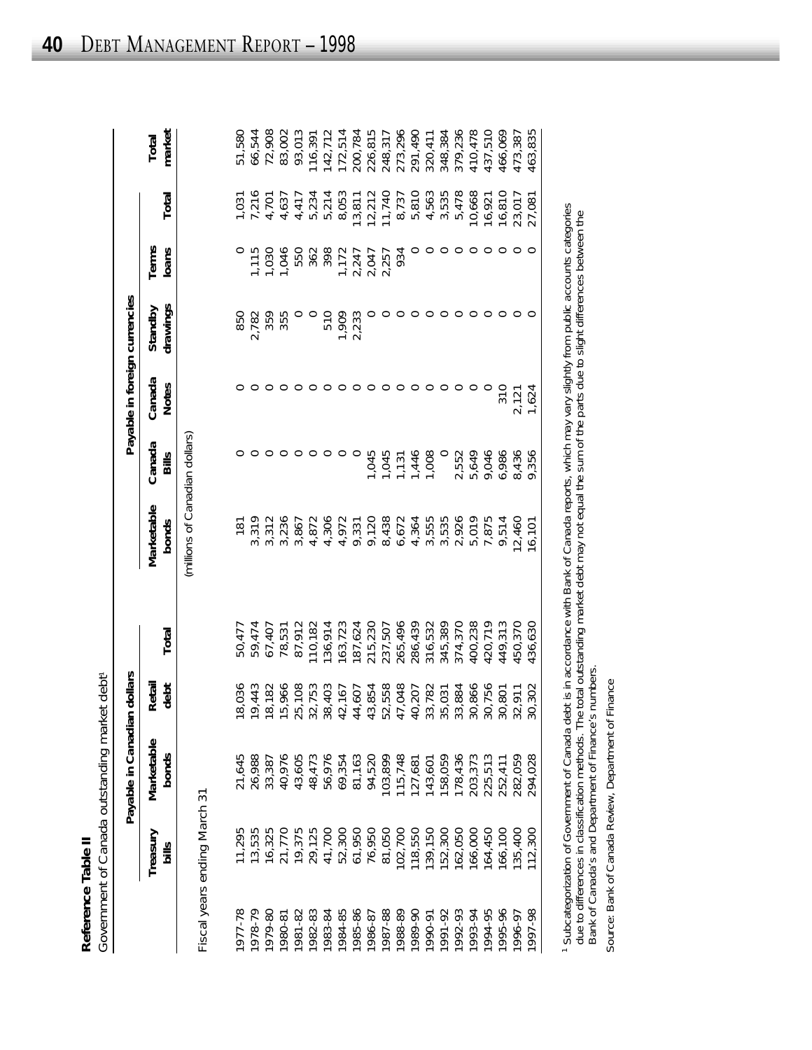**Reference Table II**

Government of Canada outstanding market debt[1]

| | Payable in Canadian dollars | | | | Payable in foreign currencies | | | | | | |
|---|---|---|---|---|---|---|---|---|---|---|---|
| | Treasury bills | Marketable bonds | Retail debt | Total | Marketable bonds | Canada Bills | Canada Notes | Standby drawings | Terms loans | Total | Total market |
| | (millions of Canadian dollars) | | | | | | | | | | |
| Fiscal years ending March 31 | | | | | | | | | | | |
| 1977-78 | 11,295 | 21,645 | 18,036 | 50,477 | 181 | 0 | 0 | 850 | 0 | 1,031 | 51,580 |
| 1978-79 | 13,535 | 26,988 | 19,443 | 59,474 | 3,319 | 0 | 0 | 2,782 | 1,115 | 7,216 | 66,544 |
| 1979-80 | 16,325 | 33,387 | 18,182 | 67,407 | 3,312 | 0 | 0 | 359 | 1,030 | 4,701 | 72,908 |
| 1980-81 | 21,770 | 40,976 | 15,966 | 78,531 | 3,236 | 0 | 0 | 355 | 1,046 | 4,637 | 83,002 |
| 1981-82 | 19,375 | 43,605 | 25,108 | 87,912 | 3,867 | 0 | 0 | 0 | 550 | 4,417 | 93,013 |
| 1982-83 | 29,125 | 48,473 | 32,753 | 110,182 | 4,872 | 0 | 0 | 0 | 362 | 5,234 | 116,391 |
| 1983-84 | 41,700 | 56,976 | 38,403 | 136,914 | 4,306 | 0 | 0 | 510 | 398 | 5,214 | 142,712 |
| 1984-85 | 52,300 | 69,354 | 42,167 | 163,723 | 4,972 | 0 | 0 | 1,909 | 1,172 | 8,053 | 172,514 |
| 1985-86 | 61,950 | 81,163 | 44,607 | 187,624 | 9,331 | 0 | 0 | 2,233 | 2,247 | 13,811 | 200,784 |
| 1986-87 | 76,950 | 94,520 | 43,854 | 215,230 | 9,120 | 1,045 | 0 | 0 | 2,047 | 12,212 | 226,815 |
| 1987-88 | 81,050 | 103,899 | 52,558 | 237,507 | 8,438 | 1,045 | 0 | 0 | 2,257 | 11,740 | 248,317 |
| 1988-89 | 102,700 | 115,748 | 47,048 | 265,496 | 6,672 | 1,131 | 0 | 0 | 934 | 8,737 | 273,296 |
| 1989-90 | 118,550 | 127,681 | 40,207 | 286,439 | 4,364 | 1,446 | 0 | 0 | 0 | 5,810 | 291,490 |
| 1990-91 | 139,150 | 143,601 | 33,782 | 316,532 | 3,555 | 1,008 | 0 | 0 | 0 | 4,563 | 320,411 |
| 1991-92 | 152,300 | 158,059 | 35,031 | 345,389 | 3,535 | 0 | 0 | 0 | 0 | 3,535 | 348,384 |
| 1992-93 | 162,050 | 178,436 | 33,884 | 374,370 | 2,926 | 2,552 | 0 | 0 | 0 | 5,478 | 379,236 |
| 1993-94 | 166,000 | 203,373 | 30,866 | 400,238 | 5,019 | 5,649 | 0 | 0 | 0 | 10,668 | 410,478 |
| 1994-95 | 164,450 | 225,513 | 30,756 | 420,719 | 7,875 | 9,046 | 0 | 0 | 0 | 16,921 | 437,510 |
| 1995-96 | 166,100 | 252,411 | 30,801 | 449,313 | 9,514 | 6,986 | 310 | 0 | 0 | 16,810 | 466,069 |
| 1996-97 | 135,400 | 282,059 | 32,911 | 450,370 | 12,460 | 8,436 | 2,121 | 0 | 0 | 23,017 | 473,387 |
| 1997-98 | 112,300 | 294,028 | 30,302 | 436,630 | 16,101 | 9,356 | 1,624 | 0 | 0 | 27,081 | 463,835 |

[1] Subcategorization of Government of Canada debt is in accordance with Bank of Canada reports, which may vary slightly from public accounts categories due to differences in classification methods. The total outstanding market debt may not equal the sum of the parts due to slight differences between the Bank of Canada's and Department of Finance's numbers.

Source: Bank of Canada Review, Department of Finance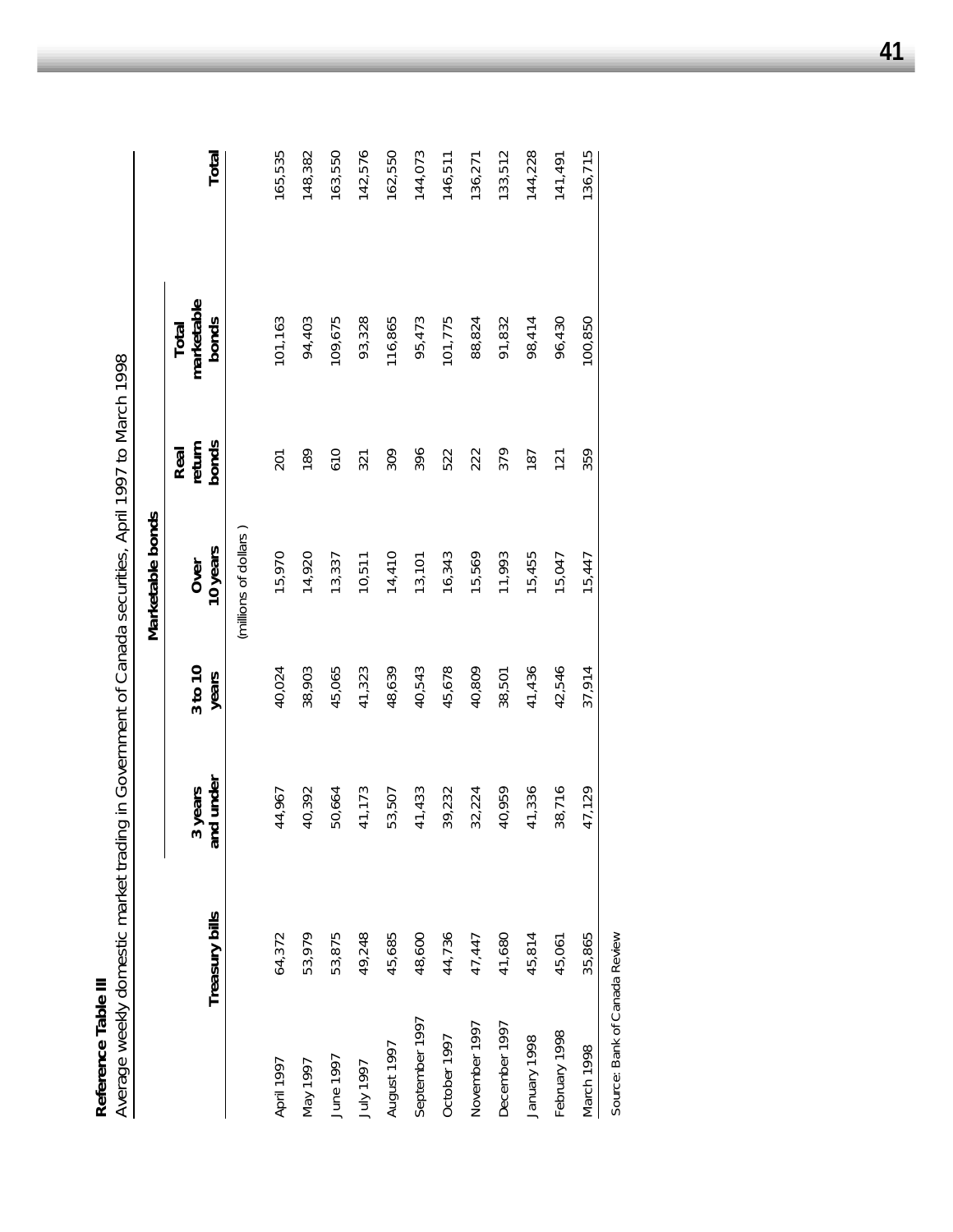**Reference Table III**

Average weekly domestic market trading in Government of Canada securities, April 1997 to March 1998

| | Treasury bills | Marketable bonds | | | | | Total |
|---|---|---|---|---|---|---|---|
| | | 3 years and under | 3 to 10 years | Over 10 years | Real return bonds | Total marketable bonds | |
| | | | | (millions of dollars ) | | | |
| April 1997 | 64,372 | 44,967 | 40,024 | 15,970 | 201 | 101,163 | 165,535 |
| May 1997 | 53,979 | 40,392 | 38,903 | 14,920 | 189 | 94,403 | 148,382 |
| June 1997 | 53,875 | 50,664 | 45,065 | 13,337 | 610 | 109,675 | 163,550 |
| July 1997 | 49,248 | 41,173 | 41,323 | 10,511 | 321 | 93,328 | 142,576 |
| August 1997 | 45,685 | 53,507 | 48,639 | 14,410 | 309 | 116,865 | 162,550 |
| September 1997 | 48,600 | 41,433 | 40,543 | 13,101 | 396 | 95,473 | 144,073 |
| October 1997 | 44,736 | 39,232 | 45,678 | 16,343 | 522 | 101,775 | 146,511 |
| November 1997 | 47,447 | 32,224 | 40,809 | 15,569 | 222 | 88,824 | 136,271 |
| December 1997 | 41,680 | 40,959 | 38,501 | 11,993 | 379 | 91,832 | 133,512 |
| January 1998 | 45,814 | 41,336 | 41,436 | 15,455 | 187 | 98,414 | 144,228 |
| February 1998 | 45,061 | 38,716 | 42,546 | 15,047 | 121 | 96,430 | 141,491 |
| March 1998 | 35,865 | 47,129 | 37,914 | 15,447 | 359 | 100,850 | 136,715 |

Source: Bank of Canada Review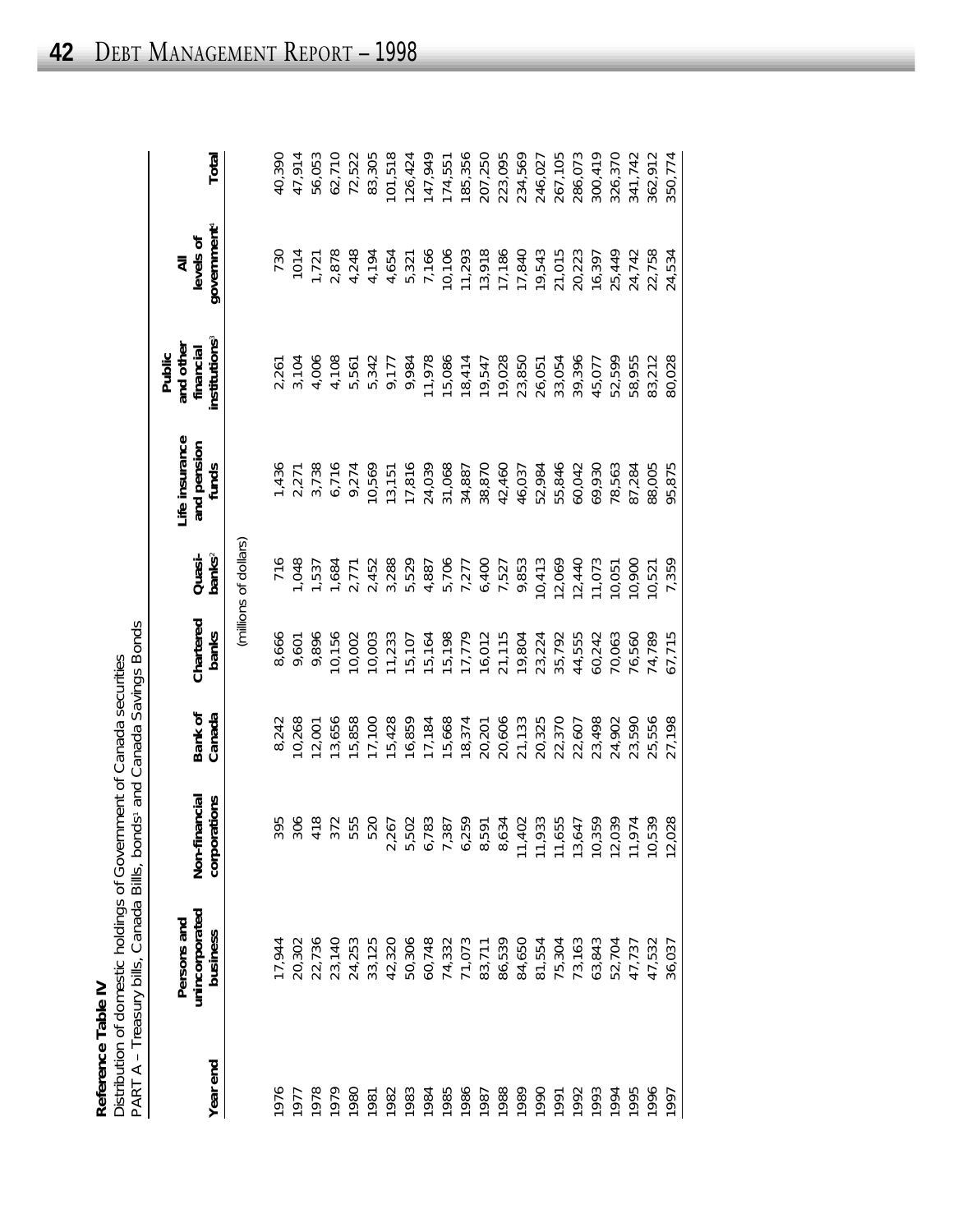**Reference Table IV**

Distribution of domestic holdings of Government of Canada securities

PART A – Treasury bills, Canada Bills, bonds[1] and Canada Savings Bonds

| Year end | Persons and unincorporated business | Non-financial corporations | Bank of Canada | Chartered banks | Quasi-banks[2] | Life insurance and pension funds | Public and other financial institutions[3] | All levels of government[4] | Total |
|---|---|---|---|---|---|---|---|---|---|
| | | | | (millions of dollars) | | | | | |
| 1976 | 17,944 | 395 | 8,242 | 8,666 | 716 | 1,436 | 2,261 | 730 | 40,390 |
| 1977 | 20,302 | 306 | 10,268 | 9,601 | 1,048 | 2,271 | 3,104 | 1014 | 47,914 |
| 1978 | 22,736 | 418 | 12,001 | 9,896 | 1,537 | 3,738 | 4,006 | 1,721 | 56,053 |
| 1979 | 23,140 | 372 | 13,656 | 10,156 | 1,684 | 6,716 | 4,108 | 2,878 | 62,710 |
| 1980 | 24,253 | 555 | 15,858 | 10,002 | 2,771 | 9,274 | 5,561 | 4,248 | 72,522 |
| 1981 | 33,125 | 520 | 17,100 | 10,003 | 2,452 | 10,569 | 5,342 | 4,194 | 83,305 |
| 1982 | 42,320 | 2,267 | 15,428 | 11,233 | 3,288 | 13,151 | 9,177 | 4,654 | 101,518 |
| 1983 | 50,306 | 5,502 | 16,859 | 15,107 | 5,529 | 17,816 | 9,984 | 5,321 | 126,424 |
| 1984 | 60,748 | 6,783 | 17,184 | 15,164 | 4,887 | 24,039 | 11,978 | 7,166 | 147,949 |
| 1985 | 74,332 | 7,387 | 15,668 | 15,198 | 5,706 | 31,068 | 15,086 | 10,106 | 174,551 |
| 1986 | 71,073 | 6,259 | 18,374 | 17,779 | 7,277 | 34,887 | 18,414 | 11,293 | 185,356 |
| 1987 | 83,711 | 8,591 | 20,201 | 16,012 | 6,400 | 38,870 | 19,547 | 13,918 | 207,250 |
| 1988 | 86,539 | 8,634 | 20,606 | 21,115 | 7,527 | 42,460 | 19,028 | 17,186 | 223,095 |
| 1989 | 84,650 | 11,402 | 21,133 | 19,804 | 9,853 | 46,037 | 23,850 | 17,840 | 234,569 |
| 1990 | 81,554 | 11,933 | 20,325 | 23,224 | 10,413 | 52,984 | 26,051 | 19,543 | 246,027 |
| 1991 | 75,304 | 11,655 | 22,370 | 35,792 | 12,069 | 55,846 | 33,054 | 21,015 | 267,105 |
| 1992 | 73,163 | 13,647 | 22,607 | 44,555 | 12,440 | 60,042 | 39,396 | 20,223 | 286,073 |
| 1993 | 63,843 | 10,359 | 23,498 | 60,242 | 11,073 | 69,930 | 45,077 | 16,397 | 300,419 |
| 1994 | 52,704 | 12,039 | 24,902 | 70,063 | 10,051 | 78,563 | 52,599 | 25,449 | 326,370 |
| 1995 | 47,737 | 11,974 | 23,590 | 76,560 | 10,900 | 87,284 | 58,955 | 24,742 | 341,742 |
| 1996 | 47,532 | 10,539 | 25,556 | 74,789 | 10,521 | 88,005 | 83,212 | 22,758 | 362,912 |
| 1997 | 36,037 | 12,028 | 27,198 | 67,715 | 7,359 | 95,875 | 80,028 | 24,534 | 350,774 |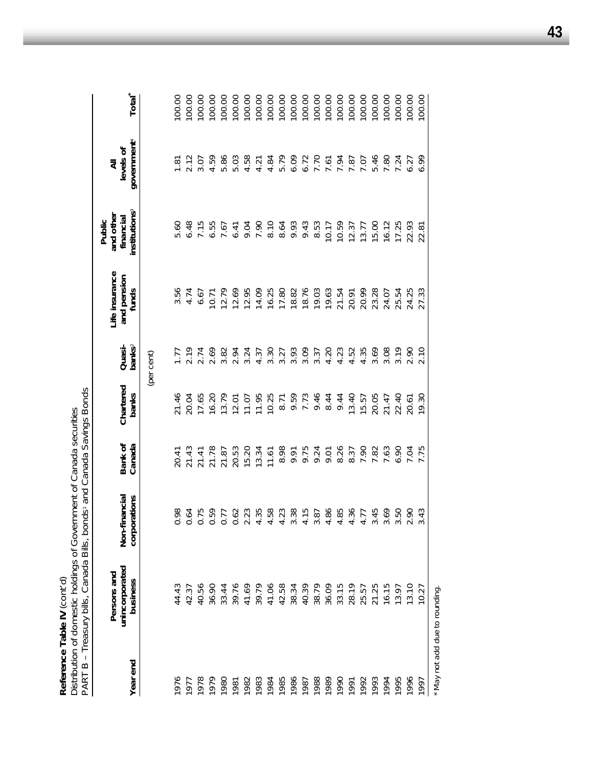**Reference Table IV** (cont'd)
Distribution of domestic holdings of Government of Canada securities
PART B – Treasury bills, Canada Bills, bonds[1] and Canada Savings Bonds

| Year end | Persons and unincorporated business | Non-financial corporations | Bank of Canada | Chartered banks | Quasi-banks[2] | Life insurance and pension funds | Public and other financial institutions[3] | All levels of government[4] | Total* |
|---|---|---|---|---|---|---|---|---|---|
| | | | | (per cent) | | | | | |
| 1976 | 44.43 | 0.98 | 20.41 | 21.46 | 1.77 | 3.56 | 5.60 | 1.81 | 100.00 |
| 1977 | 42.37 | 0.64 | 21.43 | 20.04 | 2.19 | 4.74 | 6.48 | 2.12 | 100.00 |
| 1978 | 40.56 | 0.75 | 21.41 | 17.65 | 2.74 | 6.67 | 7.15 | 3.07 | 100.00 |
| 1979 | 36.90 | 0.59 | 21.78 | 16.20 | 2.69 | 10.71 | 6.55 | 4.59 | 100.00 |
| 1980 | 33.44 | 0.77 | 21.87 | 13.79 | 3.82 | 12.79 | 7.67 | 5.86 | 100.00 |
| 1981 | 39.76 | 0.62 | 20.53 | 12.01 | 2.94 | 12.69 | 6.41 | 5.03 | 100.00 |
| 1982 | 41.69 | 2.23 | 15.20 | 11.07 | 3.24 | 12.95 | 9.04 | 4.58 | 100.00 |
| 1983 | 39.79 | 4.35 | 13.34 | 11.95 | 4.37 | 14.09 | 7.90 | 4.21 | 100.00 |
| 1984 | 41.06 | 4.58 | 11.61 | 10.25 | 3.30 | 16.25 | 8.10 | 4.84 | 100.00 |
| 1985 | 42.58 | 4.23 | 8.98 | 8.71 | 3.27 | 17.80 | 8.64 | 5.79 | 100.00 |
| 1986 | 38.34 | 3.38 | 9.91 | 9.59 | 3.93 | 18.82 | 9.93 | 6.09 | 100.00 |
| 1987 | 40.39 | 4.15 | 9.75 | 7.73 | 3.09 | 18.76 | 9.43 | 6.72 | 100.00 |
| 1988 | 38.79 | 3.87 | 9.24 | 9.46 | 3.37 | 19.03 | 8.53 | 7.70 | 100.00 |
| 1989 | 36.09 | 4.86 | 9.01 | 8.44 | 4.20 | 19.63 | 10.17 | 7.61 | 100.00 |
| 1990 | 33.15 | 4.85 | 8.26 | 9.44 | 4.23 | 21.54 | 10.59 | 7.94 | 100.00 |
| 1991 | 28.19 | 4.36 | 8.37 | 13.40 | 4.52 | 20.91 | 12.37 | 7.87 | 100.00 |
| 1992 | 25.57 | 4.77 | 7.90 | 15.57 | 4.35 | 20.99 | 13.77 | 7.07 | 100.00 |
| 1993 | 21.25 | 3.45 | 7.82 | 20.05 | 3.69 | 23.28 | 15.00 | 5.46 | 100.00 |
| 1994 | 16.15 | 3.69 | 7.63 | 21.47 | 3.08 | 24.07 | 16.12 | 7.80 | 100.00 |
| 1995 | 13.97 | 3.50 | 6.90 | 22.40 | 3.19 | 25.54 | 17.25 | 7.24 | 100.00 |
| 1996 | 13.10 | 2.90 | 7.04 | 20.61 | 2.90 | 24.25 | 22.93 | 6.27 | 100.00 |
| 1997 | 10.27 | 3.43 | 7.75 | 19.30 | 2.10 | 27.33 | 22.81 | 6.99 | 100.00 |

* May not add due to rounding.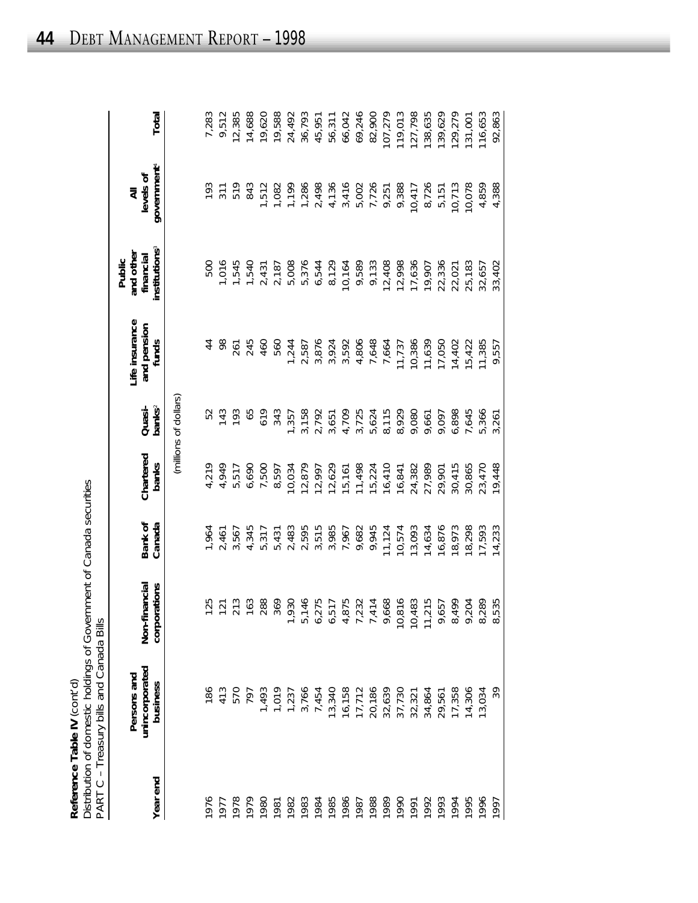**Reference Table IV** (cont'd)
Distribution of domestic holdings of Government of Canada securities
PART C – Treasury bills and Canada Bills

| Year end | Persons and unincorporated business | Non-financial corporations | Bank of Canada | Chartered banks | Quasi-banks[2] | Life insurance and pension funds | Public and other financial institutions[3] | All levels of government[4] | Total |
|---|---|---|---|---|---|---|---|---|---|
| | | | | (millions of dollars) | | | | | |
| 1976 | 186 | 125 | 1,964 | 4,219 | 52 | 44 | 500 | 193 | 7,283 |
| 1977 | 413 | 121 | 2,461 | 4,949 | 143 | 98 | 1,016 | 311 | 9,512 |
| 1978 | 570 | 213 | 3,567 | 5,517 | 193 | 261 | 1,545 | 519 | 12,385 |
| 1979 | 797 | 163 | 4,345 | 6,690 | 65 | 245 | 1,540 | 843 | 14,688 |
| 1980 | 1,493 | 288 | 5,317 | 7,500 | 619 | 460 | 2,431 | 1,512 | 19,620 |
| 1981 | 1,019 | 369 | 5,431 | 8,597 | 343 | 560 | 2,187 | 1,082 | 19,588 |
| 1982 | 1,237 | 1,930 | 2,483 | 10,034 | 1,357 | 1,244 | 5,008 | 1,199 | 24,492 |
| 1983 | 3,766 | 5,146 | 2,595 | 12,879 | 3,158 | 2,587 | 5,376 | 1,286 | 36,793 |
| 1984 | 7,454 | 6,275 | 3,515 | 12,997 | 2,792 | 3,876 | 6,544 | 2,498 | 45,951 |
| 1985 | 13,340 | 6,517 | 3,985 | 12,629 | 3,651 | 3,924 | 8,129 | 4,136 | 56,311 |
| 1986 | 16,158 | 4,875 | 7,967 | 15,161 | 4,709 | 3,592 | 10,164 | 3,416 | 66,042 |
| 1987 | 17,712 | 7,232 | 9,682 | 11,498 | 3,725 | 4,806 | 9,589 | 5,002 | 69,246 |
| 1988 | 20,186 | 7,414 | 9,945 | 15,224 | 5,624 | 7,648 | 9,133 | 7,726 | 82,900 |
| 1989 | 32,639 | 9,668 | 11,124 | 16,410 | 8,115 | 7,664 | 12,408 | 9,251 | 107,279 |
| 1990 | 37,730 | 10,816 | 10,574 | 16,841 | 8,929 | 11,737 | 12,998 | 9,388 | 119,013 |
| 1991 | 32,321 | 10,483 | 13,093 | 24,382 | 9,080 | 10,386 | 17,636 | 10,417 | 127,798 |
| 1992 | 34,864 | 11,215 | 14,634 | 27,989 | 9,661 | 11,639 | 19,907 | 8,726 | 138,635 |
| 1993 | 29,561 | 9,657 | 16,876 | 29,901 | 9,097 | 17,050 | 22,336 | 5,151 | 139,629 |
| 1994 | 17,358 | 8,499 | 18,973 | 30,415 | 6,898 | 14,402 | 22,021 | 10,713 | 129,279 |
| 1995 | 14,306 | 9,204 | 18,298 | 30,865 | 7,645 | 15,422 | 25,183 | 10,078 | 131,001 |
| 1996 | 13,034 | 8,289 | 17,593 | 23,470 | 5,366 | 11,385 | 32,657 | 4,859 | 116,653 |
| 1997 | 39 | 8,535 | 14,233 | 19,448 | 3,261 | 9,557 | 33,402 | 4,388 | 92,863 |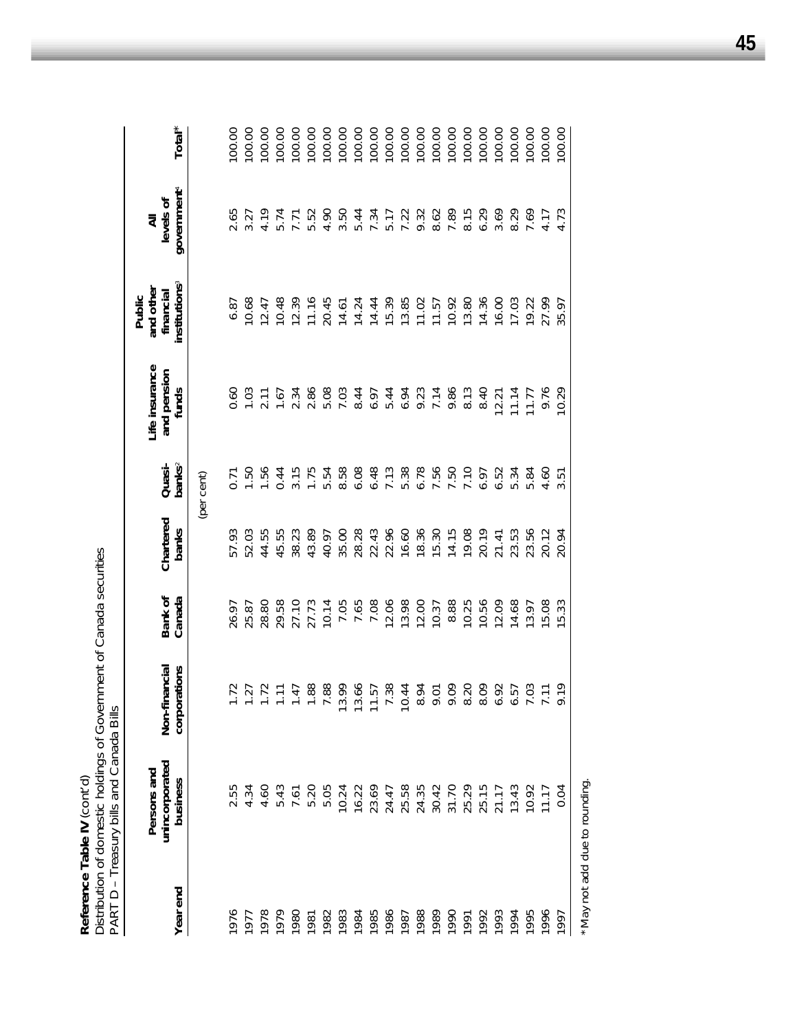**Reference Table IV** (cont'd)
Distribution of domestic holdings of Government of Canada securities
PART D – Treasury bills and Canada Bills

| Year end | Persons and unincorporated business | Non-financial corporations | Bank of Canada | Chartered banks | Quasi-banks[2] | Life insurance and pension funds | Public and other financial institutions[3] | All levels of government[4] | Total* |
|---|---|---|---|---|---|---|---|---|---|
| | | | | (per cent) | | | | | |
| 1976 | 2.55 | 1.72 | 26.97 | 57.93 | 0.71 | 0.60 | 6.87 | 2.65 | 100.00 |
| 1977 | 4.34 | 1.27 | 25.87 | 52.03 | 1.50 | 1.03 | 10.68 | 3.27 | 100.00 |
| 1978 | 4.60 | 1.72 | 28.80 | 44.55 | 1.56 | 2.11 | 12.47 | 4.19 | 100.00 |
| 1979 | 5.43 | 1.11 | 29.58 | 45.55 | 0.44 | 1.67 | 10.48 | 5.74 | 100.00 |
| 1980 | 7.61 | 1.47 | 27.10 | 38.23 | 3.15 | 2.34 | 12.39 | 7.71 | 100.00 |
| 1981 | 5.20 | 1.88 | 27.73 | 43.89 | 1.75 | 2.86 | 11.16 | 5.52 | 100.00 |
| 1982 | 5.05 | 7.88 | 10.14 | 40.97 | 5.54 | 5.08 | 20.45 | 4.90 | 100.00 |
| 1983 | 10.24 | 13.99 | 7.05 | 35.00 | 8.58 | 7.03 | 14.61 | 3.50 | 100.00 |
| 1984 | 16.22 | 13.66 | 7.65 | 28.28 | 6.08 | 8.44 | 14.24 | 5.44 | 100.00 |
| 1985 | 23.69 | 11.57 | 7.08 | 22.43 | 6.48 | 6.97 | 14.44 | 7.34 | 100.00 |
| 1986 | 24.47 | 7.38 | 12.06 | 22.96 | 7.13 | 5.44 | 15.39 | 5.17 | 100.00 |
| 1987 | 25.58 | 10.44 | 13.98 | 16.60 | 5.38 | 6.94 | 13.85 | 7.22 | 100.00 |
| 1988 | 24.35 | 8.94 | 12.00 | 18.36 | 6.78 | 9.23 | 11.02 | 9.32 | 100.00 |
| 1989 | 30.42 | 9.01 | 10.37 | 15.30 | 7.56 | 7.14 | 11.57 | 8.62 | 100.00 |
| 1990 | 31.70 | 9.09 | 8.88 | 14.15 | 7.50 | 9.86 | 10.92 | 7.89 | 100.00 |
| 1991 | 25.29 | 8.20 | 10.25 | 19.08 | 7.10 | 8.13 | 13.80 | 8.15 | 100.00 |
| 1992 | 25.15 | 8.09 | 10.56 | 20.19 | 6.97 | 8.40 | 14.36 | 6.29 | 100.00 |
| 1993 | 21.17 | 6.92 | 12.09 | 21.41 | 6.52 | 12.21 | 16.00 | 3.69 | 100.00 |
| 1994 | 13.43 | 6.57 | 14.68 | 23.53 | 5.34 | 11.14 | 17.03 | 8.29 | 100.00 |
| 1995 | 10.92 | 7.03 | 13.97 | 23.56 | 5.84 | 11.77 | 19.22 | 7.69 | 100.00 |
| 1996 | 11.17 | 7.11 | 15.08 | 20.12 | 4.60 | 9.76 | 27.99 | 4.17 | 100.00 |
| 1997 | 0.04 | 9.19 | 15.33 | 20.94 | 3.51 | 10.29 | 35.97 | 4.73 | 100.00 |

*May not add due to rounding.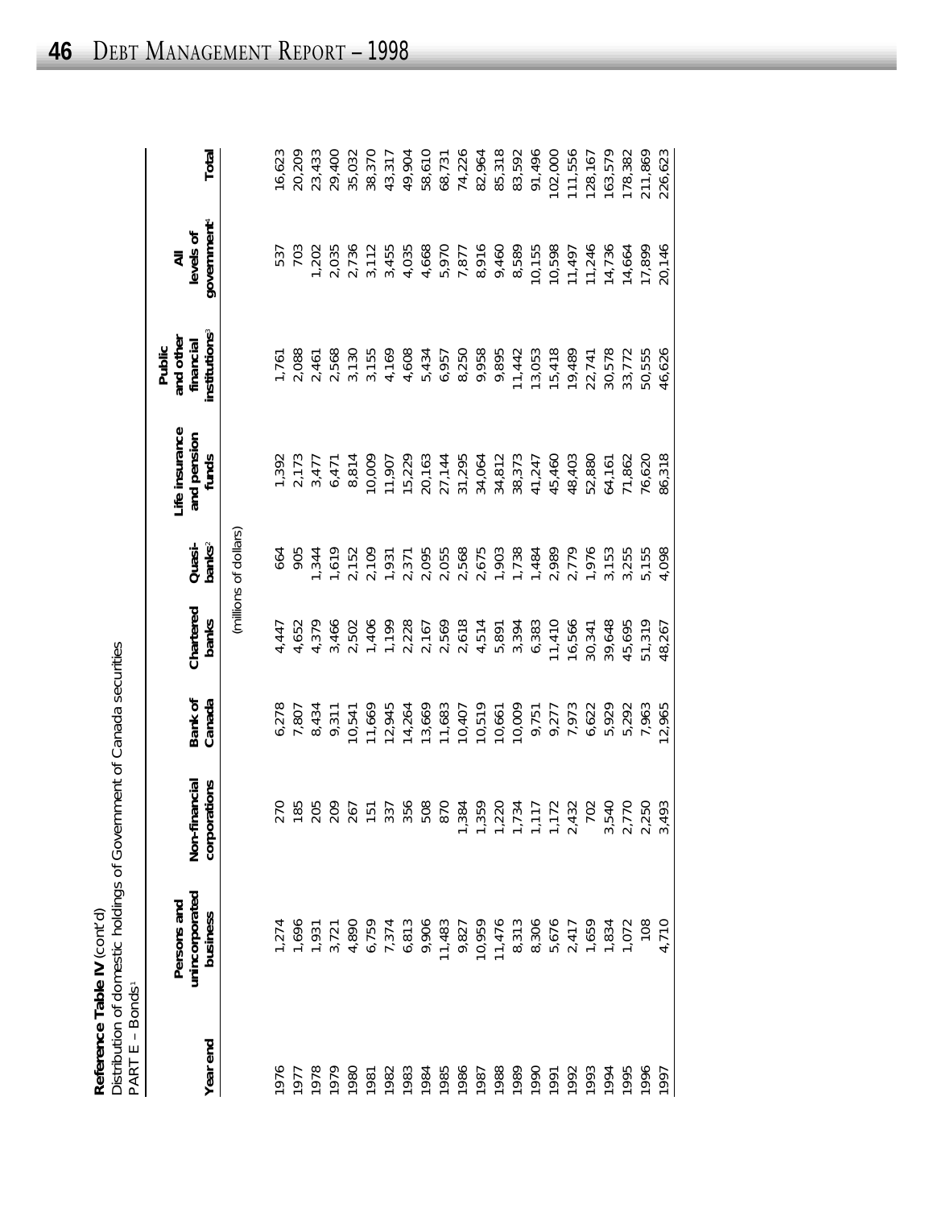**Reference Table IV** (cont'd)
Distribution of domestic holdings of Government of Canada securities
PART E – Bonds[1]

| Year end | Persons and unincorporated business | Non-financial corporations | Bank of Canada | Chartered banks | Quasi-banks[2] | Life insurance and pension funds | Public and other financial institutions[3] | All levels of government[4] | Total |
|---|---|---|---|---|---|---|---|---|---|
| | | | | (millions of dollars) | | | | | |
| 1976 | 1,274 | 270 | 6,278 | 4,447 | 664 | 1,392 | 1,761 | 537 | 16,623 |
| 1977 | 1,696 | 185 | 7,807 | 4,652 | 905 | 2,173 | 2,088 | 703 | 20,209 |
| 1978 | 1,931 | 205 | 8,434 | 4,379 | 1,344 | 3,477 | 2,461 | 1,202 | 23,433 |
| 1979 | 3,721 | 209 | 9,311 | 3,466 | 1,619 | 6,471 | 2,568 | 2,035 | 29,400 |
| 1980 | 4,890 | 267 | 10,541 | 2,502 | 2,152 | 8,814 | 3,130 | 2,736 | 35,032 |
| 1981 | 6,759 | 151 | 11,669 | 1,406 | 2,109 | 10,009 | 3,155 | 3,112 | 38,370 |
| 1982 | 7,374 | 337 | 12,945 | 1,199 | 1,931 | 11,907 | 4,169 | 3,455 | 43,317 |
| 1983 | 6,813 | 356 | 14,264 | 2,228 | 2,371 | 15,229 | 4,608 | 4,035 | 49,904 |
| 1984 | 9,906 | 508 | 13,669 | 2,167 | 2,095 | 20,163 | 5,434 | 4,668 | 58,610 |
| 1985 | 11,483 | 870 | 11,683 | 2,569 | 2,055 | 27,144 | 6,957 | 5,970 | 68,731 |
| 1986 | 9,827 | 1,384 | 10,407 | 2,618 | 2,568 | 31,295 | 8,250 | 7,877 | 74,226 |
| 1987 | 10,959 | 1,359 | 10,519 | 4,514 | 2,675 | 34,064 | 9,958 | 8,916 | 82,964 |
| 1988 | 11,476 | 1,220 | 10,661 | 5,891 | 1,903 | 34,812 | 9,895 | 9,460 | 85,318 |
| 1989 | 8,313 | 1,734 | 10,009 | 3,394 | 1,738 | 38,373 | 11,442 | 8,589 | 83,592 |
| 1990 | 8,306 | 1,117 | 9,751 | 6,383 | 1,484 | 41,247 | 13,053 | 10,155 | 91,496 |
| 1991 | 5,676 | 1,172 | 9,277 | 11,410 | 2,989 | 45,460 | 15,418 | 10,598 | 102,000 |
| 1992 | 2,417 | 2,432 | 7,973 | 16,566 | 2,779 | 48,403 | 19,489 | 11,497 | 111,556 |
| 1993 | 1,659 | 702 | 6,622 | 30,341 | 1,976 | 52,880 | 22,741 | 11,246 | 128,167 |
| 1994 | 1,834 | 3,540 | 5,929 | 39,648 | 3,153 | 64,161 | 30,578 | 14,736 | 163,579 |
| 1995 | 1,072 | 2,770 | 5,292 | 45,695 | 3,255 | 71,862 | 33,772 | 14,664 | 178,382 |
| 1996 | 108 | 2,250 | 7,963 | 51,319 | 5,155 | 76,620 | 50,555 | 17,899 | 211,869 |
| 1997 | 4,710 | 3,493 | 12,965 | 48,267 | 4,098 | 86,318 | 46,626 | 20,146 | 226,623 |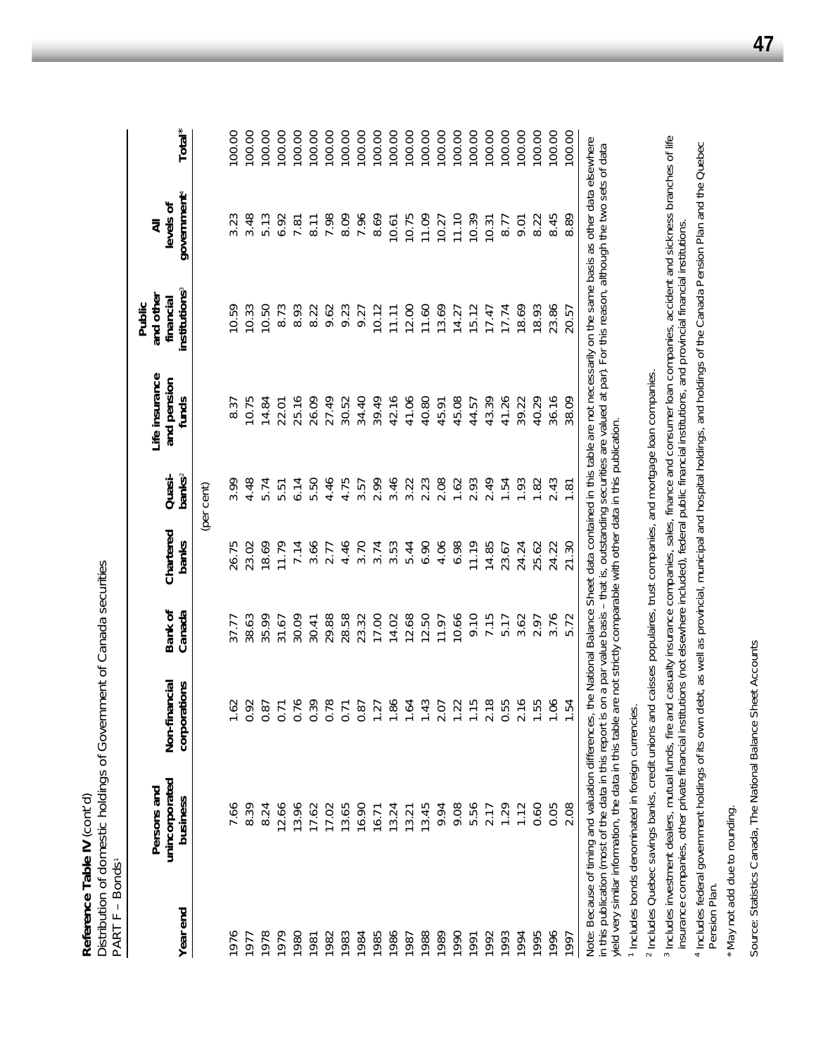**Reference Table IV** (cont'd)
Distribution of domestic holdings of Government of Canada securities
PART F – Bonds[1]

| Year end | Persons and unincorporated business | Non-financial corporations | Bank of Canada | Chartered banks | Quasi-banks[2] | Life insurance and pension funds | Public and other financial institutions[3] | All levels of government[4] | Total* |
|---|---|---|---|---|---|---|---|---|---|
| | | | | (per cent) | | | | | |
| 1976 | 7.66 | 1.62 | 37.77 | 26.75 | 3.99 | 8.37 | 10.59 | 3.23 | 100.00 |
| 1977 | 8.39 | 0.92 | 38.63 | 23.02 | 4.48 | 10.75 | 10.33 | 3.48 | 100.00 |
| 1978 | 8.24 | 0.87 | 35.99 | 18.69 | 5.74 | 14.84 | 10.50 | 5.13 | 100.00 |
| 1979 | 12.66 | 0.71 | 31.67 | 11.79 | 5.51 | 22.01 | 8.73 | 6.92 | 100.00 |
| 1980 | 13.96 | 0.76 | 30.09 | 7.14 | 6.14 | 25.16 | 8.93 | 7.81 | 100.00 |
| 1981 | 17.62 | 0.39 | 30.41 | 3.66 | 5.50 | 26.09 | 8.22 | 8.11 | 100.00 |
| 1982 | 17.02 | 0.78 | 29.88 | 2.77 | 4.46 | 27.49 | 9.62 | 7.98 | 100.00 |
| 1983 | 13.65 | 0.71 | 28.58 | 4.46 | 4.75 | 30.52 | 9.23 | 8.09 | 100.00 |
| 1984 | 16.90 | 0.87 | 23.32 | 3.70 | 3.57 | 34.40 | 9.27 | 7.96 | 100.00 |
| 1985 | 16.71 | 1.27 | 17.00 | 3.74 | 2.99 | 39.49 | 10.12 | 8.69 | 100.00 |
| 1986 | 13.24 | 1.86 | 14.02 | 3.53 | 3.46 | 42.16 | 11.11 | 10.61 | 100.00 |
| 1987 | 13.21 | 1.64 | 12.68 | 5.44 | 3.22 | 41.06 | 12.00 | 10.75 | 100.00 |
| 1988 | 13.45 | 1.43 | 12.50 | 6.90 | 2.23 | 40.80 | 11.60 | 11.09 | 100.00 |
| 1989 | 9.94 | 2.07 | 11.97 | 4.06 | 2.08 | 45.91 | 13.69 | 10.27 | 100.00 |
| 1990 | 9.08 | 1.22 | 10.66 | 6.98 | 1.62 | 45.08 | 14.27 | 11.10 | 100.00 |
| 1991 | 5.56 | 1.15 | 9.10 | 11.19 | 2.93 | 44.57 | 15.12 | 10.39 | 100.00 |
| 1992 | 2.17 | 2.18 | 7.15 | 14.85 | 2.49 | 43.39 | 17.47 | 10.31 | 100.00 |
| 1993 | 1.29 | 0.55 | 5.17 | 23.67 | 1.54 | 41.26 | 17.74 | 8.77 | 100.00 |
| 1994 | 1.12 | 2.16 | 3.62 | 24.24 | 1.93 | 39.22 | 18.69 | 9.01 | 100.00 |
| 1995 | 0.60 | 1.55 | 2.97 | 25.62 | 1.82 | 40.29 | 18.93 | 8.22 | 100.00 |
| 1996 | 0.05 | 1.06 | 3.76 | 24.22 | 2.43 | 36.16 | 23.86 | 8.45 | 100.00 |
| 1997 | 2.08 | 1.54 | 5.72 | 21.30 | 1.81 | 38.09 | 20.57 | 8.89 | 100.00 |

Note: Because of timing and valuation differences, the National Balance Sheet data contained in this table are not necessarily on the same basis as other data elsewhere in this publication (most of the data in this report is on a par value basis – that is, outstanding securities are valued at par). For this reason, although the two sets of data yield very similar information, the data in this table are not strictly comparable with other data in this publication.

[1] Includes bonds denominated in foreign currencies.

[2] Includes Quebec savings banks, credit unions and caisses populaires, trust companies, and mortgage loan companies.

[3] Includes investment dealers, mutual funds, fire and casualty insurance companies, sales, finance and consumer loan companies, accident and sickness branches of life insurance companies, other private financial institutions (not elsewhere included), federal public financial institutions, and provincial financial institutions.

[4] Includes federal government holdings of its own debt, as well as provincial, municipal and hospital holdings, and holdings of the Canada Pension Plan and the Quebec Pension Plan.

\* May not add due to rounding.

Source: Statistics Canada, The National Balance Sheet Accounts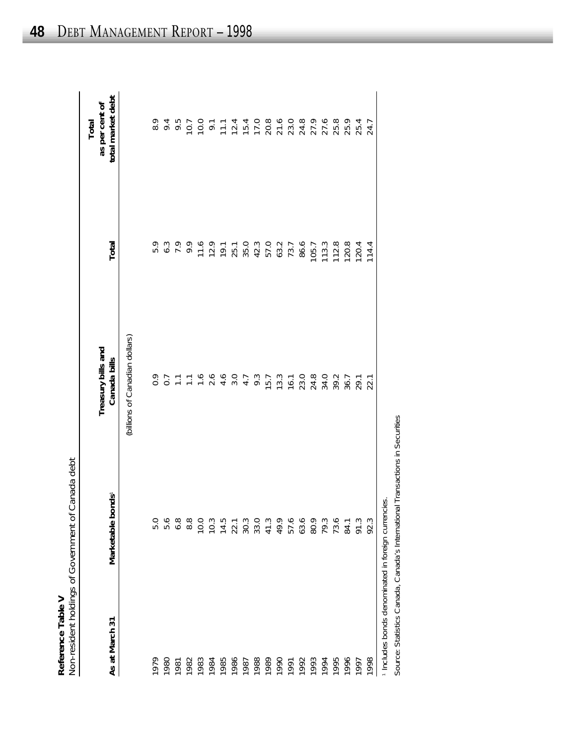**Reference Table V**
Non-resident holdings of Government of Canada debt

| As at March 31 | Marketable bonds[1] | Treasury bills and Canada bills | Total | Total as per cent of total market debt |
|---|---|---|---|---|
| | (billions of Canadian dollars) | | | |
| 1979 | 5.0 | 0.9 | 5.9 | 8.9 |
| 1980 | 5.6 | 0.7 | 6.3 | 9.4 |
| 1981 | 6.8 | 1.1 | 7.9 | 9.5 |
| 1982 | 8.8 | 1.1 | 9.9 | 10.7 |
| 1983 | 10.0 | 1.6 | 11.6 | 10.0 |
| 1984 | 10.3 | 2.6 | 12.9 | 9.1 |
| 1985 | 14.5 | 4.6 | 19.1 | 11.1 |
| 1986 | 22.1 | 3.0 | 25.1 | 12.4 |
| 1987 | 30.3 | 4.7 | 35.0 | 15.4 |
| 1988 | 33.0 | 9.3 | 42.3 | 17.0 |
| 1989 | 41.3 | 15.7 | 57.0 | 20.8 |
| 1990 | 49.9 | 13.3 | 63.2 | 21.6 |
| 1991 | 57.6 | 16.1 | 73.7 | 23.0 |
| 1992 | 63.6 | 23.0 | 86.6 | 24.8 |
| 1993 | 80.9 | 24.8 | 105.7 | 27.9 |
| 1994 | 79.3 | 34.0 | 113.3 | 27.6 |
| 1995 | 73.6 | 39.2 | 112.8 | 25.8 |
| 1996 | 84.1 | 36.7 | 120.8 | 25.9 |
| 1997 | 91.3 | 29.1 | 120.4 | 25.4 |
| 1998 | 92.3 | 22.1 | 114.4 | 24.7 |

[1] Includes bonds denominated in foreign currencies.

Source: Statistics Canada, Canada's International Transactions in Securities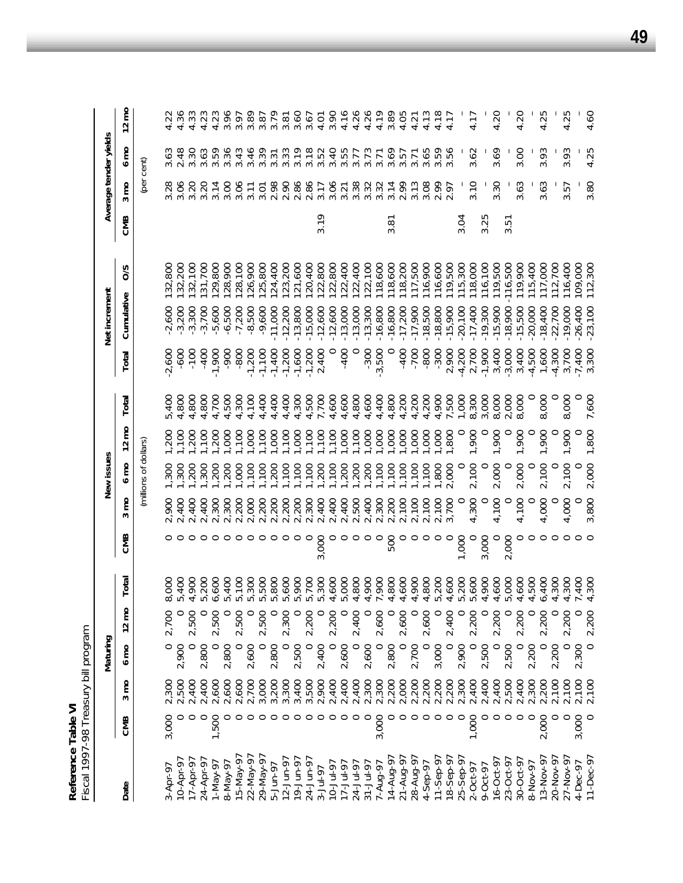**Reference Table VI**
Fiscal 1997-98 Treasury bill program

| Date | Maturing | | | | | New issues | | | | | Net increment | | | Average tender yields | | | |
|---|---|---|---|---|---|---|---|---|---|---|---|---|---|---|---|---|---|
| | CMB | 3 mo | 6 mo | 12 mo | Total | CMB | 3 mo | 6 mo | 12 mo | Total | Total | Cumulative | O/S | CMB | 3 mo | 6 mo | 12 mo |
| | (millions of dollars) | | | | | | | | | | | | | (per cent) | | | |
| 3-Apr-97 | 3,000 | 2,300 | 0 | 2,700 | 8,000 | 0 | 2,900 | 1,300 | 1,200 | 5,400 | -2,600 | -2,600 | 132,800 | | 3.28 | 3.63 | 4.22 |
| 10-Apr-97 | 0 | 2,500 | 2,900 | 0 | 5,400 | 0 | 2,400 | 1,300 | 1,100 | 4,800 | -600 | -3,200 | 132,200 | | 3.06 | 2.48 | 4.36 |
| 17-Apr-97 | 0 | 2,400 | 0 | 2,500 | 4,900 | 0 | 2,400 | 1,200 | 1,200 | 4,800 | -100 | -3,300 | 132,100 | | 3.20 | 3.30 | 4.33 |
| 24-Apr-97 | 0 | 2,400 | 2,800 | 0 | 5,200 | 0 | 2,400 | 1,300 | 1,100 | 4,800 | -400 | -3,700 | 131,700 | | 3.20 | 3.63 | 4.23 |
| 1-May-97 | 1,500 | 2,600 | 0 | 2,500 | 6,600 | 0 | 2,300 | 1,200 | 1,200 | 4,700 | -1,900 | -5,600 | 129,800 | | 3.14 | 3.59 | 4.23 |
| 8-May-97 | 0 | 2,600 | 2,800 | 0 | 5,400 | 0 | 2,300 | 1,200 | 1,000 | 4,500 | -900 | -6,500 | 128,900 | | 3.00 | 3.36 | 3.96 |
| 15-May-97 | 0 | 2,600 | 0 | 2,500 | 5,100 | 0 | 2,200 | 1,000 | 1,100 | 4,300 | -800 | -7,200 | 128,100 | | 3.06 | 3.43 | 3.97 |
| 22-May-97 | 0 | 2,700 | 2,600 | 0 | 5,300 | 0 | 2,000 | 1,100 | 1,000 | 4,100 | -1,200 | -8,500 | 126,900 | | 3.11 | 3.46 | 3.89 |
| 29-May-97 | 0 | 3,000 | 0 | 2,500 | 5,500 | 0 | 2,200 | 1,100 | 1,100 | 4,400 | -1,100 | -9,600 | 125,800 | | 3.01 | 3.39 | 3.87 |
| 5-Jun-97 | 0 | 3,200 | 2,800 | 0 | 5,800 | 0 | 2,200 | 1,200 | 1,000 | 4,400 | -1,400 | -11,000 | 124,400 | | 2.98 | 3.31 | 3.79 |
| 12-Jun-97 | 0 | 3,300 | 0 | 2,300 | 5,600 | 0 | 2,200 | 1,100 | 1,100 | 4,400 | -1,200 | -12,200 | 123,200 | | 2.90 | 3.33 | 3.81 |
| 19-Jun-97 | 0 | 3,400 | 2,500 | 0 | 5,900 | 0 | 2,200 | 1,100 | 1,000 | 4,300 | -1,600 | -13,800 | 121,600 | | 2.86 | 3.19 | 3.60 |
| 24-Jun-97 | 0 | 3,500 | 0 | 2,200 | 5,700 | 0 | 2,300 | 1,100 | 1,100 | 4,500 | -1,200 | -15,000 | 120,400 | | 2.86 | 3.18 | 3.67 |
| 3-Jul-97 | 0 | 2,900 | 2,400 | 0 | 5,300 | 3,000 | 2,400 | 1,200 | 1,100 | 7,700 | 2,400 | -12,600 | 122,800 | 3.19 | 3.17 | 3.52 | 4.01 |
| 10-Jul-97 | 0 | 2,400 | 0 | 2,200 | 4,600 | 0 | 2,400 | 1,100 | 1,100 | 4,600 | 0 | -12,600 | 122,800 | | 3.06 | 3.40 | 3.90 |
| 17-Jul-97 | 0 | 2,400 | 2,600 | 0 | 5,000 | 0 | 2,400 | 1,200 | 1,000 | 4,600 | -400 | -13,000 | 122,400 | | 3.21 | 3.55 | 4.16 |
| 24-Jul-97 | 0 | 2,400 | 0 | 2,400 | 4,800 | 0 | 2,500 | 1,200 | 1,100 | 4,800 | 0 | -13,000 | 122,400 | | 3.38 | 3.77 | 4.26 |
| 31-Jul-97 | 0 | 2,300 | 2,600 | 0 | 4,900 | 0 | 2,400 | 1,200 | 1,000 | 4,600 | -300 | -13,300 | 122,100 | | 3.32 | 3.73 | 4.26 |
| 7-Aug-97 | 3,000 | 2,300 | 0 | 2,600 | 7,900 | 0 | 2,300 | 1,100 | 1,000 | 4,400 | -3,500 | -16,800 | 118,600 | | 3.32 | 3.71 | 4.19 |
| 14-Aug-97 | 0 | 2,200 | 2,800 | 0 | 4,800 | 500 | 2,200 | 1,100 | 1,000 | 4,800 | 0 | -16,800 | 118,600 | 3.81 | 3.14 | 3.69 | 3.89 |
| 21-Aug-97 | 0 | 2,000 | 0 | 2,600 | 4,600 | 0 | 2,100 | 1,100 | 1,000 | 4,200 | -400 | -17,200 | 118,200 | | 2.99 | 3.57 | 4.05 |
| 28-Aug-97 | 0 | 2,200 | 2,700 | 0 | 4,900 | 0 | 2,100 | 1,100 | 1,000 | 4,200 | -700 | -17,900 | 117,500 | | 3.13 | 3.71 | 4.21 |
| 4-Sep-97 | 0 | 2,200 | 0 | 2,600 | 4,800 | 0 | 2,100 | 1,100 | 1,000 | 4,200 | -800 | -18,500 | 116,900 | | 3.08 | 3.65 | 4.13 |
| 11-Sep-97 | 0 | 2,200 | 3,000 | 0 | 5,200 | 0 | 2,100 | 1,800 | 1,000 | 4,900 | -300 | -18,800 | 116,600 | | 2.99 | 3.59 | 4.18 |
| 18-Sep-97 | 0 | 2,200 | 0 | 2,400 | 4,600 | 0 | 3,700 | 2,000 | 1,800 | 7,500 | 2,900 | -15,900 | 119,500 | | 2.97 | 3.56 | 4.17 |
| 25-Sep-97 | 0 | 2,300 | 2,900 | 0 | 5,200 | 1,000 | 0 | 0 | 0 | 1,000 | -4,200 | -20,100 | 115,300 | 3.04 | - | - | - |
| 2-Oct-97 | 1,000 | 2,400 | 0 | 2,200 | 5,600 | 0 | 4,300 | 2,100 | 1,900 | 8,300 | 2,700 | -17,400 | 118,000 | | 3.10 | 3.62 | 4.17 |
| 9-Oct-97 | 0 | 2,400 | 2,500 | 0 | 4,900 | 3,000 | 0 | 0 | 0 | 3,000 | -1,900 | -19,300 | 116,100 | 3.25 | - | - | - |
| 16-Oct-97 | 0 | 2,400 | 0 | 2,200 | 4,600 | 0 | 4,100 | 2,000 | 1,900 | 8,000 | 3,400 | -15,900 | 119,500 | | 3.30 | 3.69 | 4.20 |
| 23-Oct-97 | 0 | 2,500 | 2,500 | 0 | 5,000 | 2,000 | 0 | 0 | 0 | 2,000 | -3,000 | -18,900 | 116,500 | 3.51 | - | - | - |
| 30-Oct-97 | 0 | 2,400 | 0 | 2,200 | 4,600 | 0 | 4,100 | 2,000 | 1,900 | 8,000 | 3,400 | -15,500 | 119,900 | | 3.63 | 3.00 | 4.20 |
| 8-Nov-97 | 0 | 2,300 | 2,200 | 0 | 4,500 | 0 | 0 | 0 | 0 | 0 | -4,500 | -20,000 | 115,400 | | - | - | - |
| 13-Nov-97 | 2,000 | 2,200 | 0 | 2,200 | 6,400 | 0 | 4,000 | 2,100 | 1,900 | 8,000 | 1,600 | -18,400 | 117,000 | | 3.63 | 3.93 | 4.25 |
| 20-Nov-97 | 0 | 2,100 | 2,200 | 0 | 4,300 | 0 | 0 | 0 | 0 | 0 | -4,300 | -22,700 | 112,700 | | - | - | - |
| 27-Nov-97 | 0 | 2,100 | 0 | 2,200 | 4,300 | 0 | 4,000 | 2,100 | 1,900 | 8,000 | 3,700 | -19,000 | 116,400 | | 3.57 | 3.93 | 4.25 |
| 4-Dec-97 | 3,000 | 2,100 | 2,300 | 0 | 7,400 | 0 | 0 | 0 | 0 | 0 | -7,400 | -26,400 | 109,000 | | - | - | - |
| 11-Dec-97 | 0 | 2,100 | 0 | 2,200 | 4,300 | 0 | 3,800 | 2,000 | 1,800 | 7,600 | 3,300 | -23,100 | 112,300 | | 3.80 | 4.25 | 4.60 |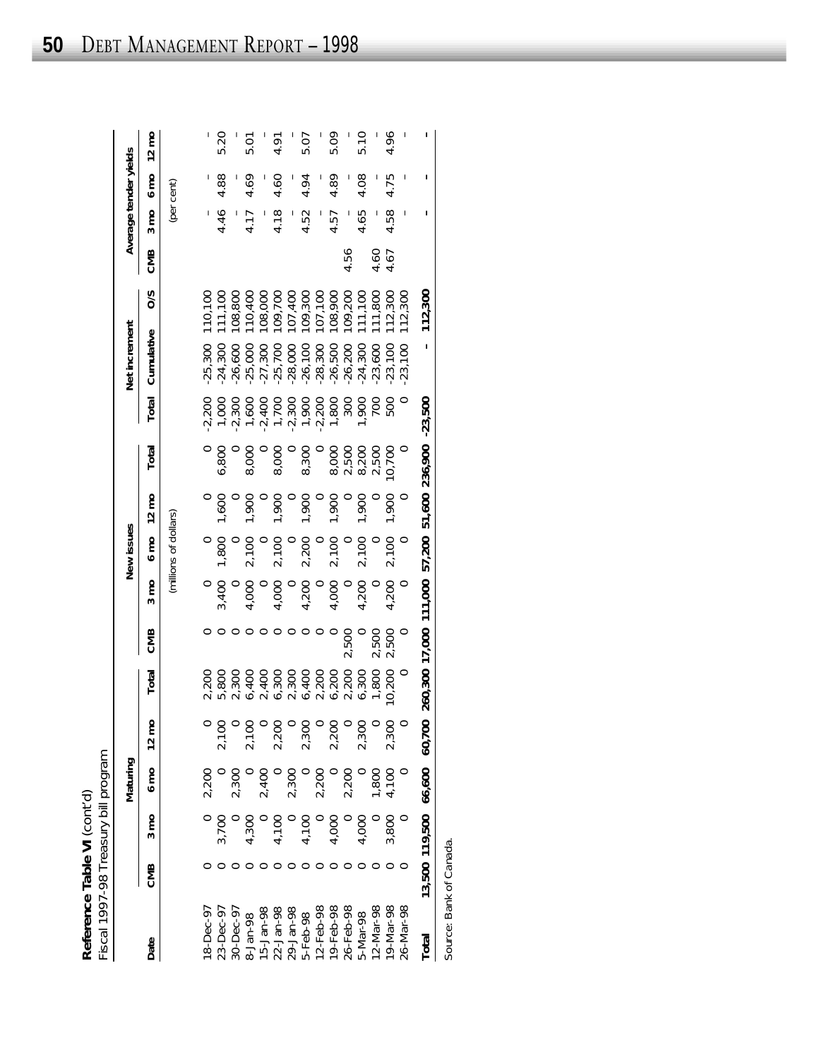**Reference Table VI** (cont'd)
Fiscal 1997-98 Treasury bill program

| Date | Maturing | | | | | New issues | | | | | Net increment | | | Average tender yields | | | |
|---|---|---|---|---|---|---|---|---|---|---|---|---|---|---|---|---|---|
| | CMB | 3 mo | 6 mo | 12 mo | Total | CMB | 3 mo | 6 mo | 12 mo | Total | Total | Cumulative | O/S | CMB | 3 mo | 6 mo | 12 mo |
| | | | | | | (millions of dollars) | | | | | | | | (per cent) | | | |
| 18-Dec-97 | 0 | 0 | 2,200 | 0 | 2,200 | 0 | 0 | 0 | 0 | 0 | -2,200 | -25,300 | 110,100 | | - | - | - |
| 23-Dec-97 | 0 | 3,700 | 0 | 2,100 | 5,800 | 0 | 3,400 | 1,800 | 1,600 | 6,800 | 1,000 | -24,300 | 111,100 | | 4.46 | 4.88 | 5.20 |
| 30-Dec-97 | 0 | 0 | 2,300 | 0 | 2,300 | 0 | 0 | 0 | 0 | 0 | -2,300 | -26,600 | 108,800 | | - | - | - |
| 8-Jan-98 | 0 | 4,300 | 0 | 2,100 | 6,400 | 0 | 4,000 | 2,100 | 1,900 | 8,000 | 1,600 | -25,000 | 110,400 | | 4.17 | 4.69 | 5.01 |
| 15-Jan-98 | 0 | 0 | 2,400 | 0 | 2,400 | 0 | 0 | 0 | 0 | 0 | -2,400 | -27,300 | 108,000 | | - | - | - |
| 22-Jan-98 | 0 | 4,100 | 0 | 2,200 | 6,300 | 0 | 4,000 | 2,100 | 1,900 | 8,000 | 1,700 | -25,700 | 109,700 | | 4.18 | 4.60 | 4.91 |
| 29-Jan-98 | 0 | 0 | 2,300 | 0 | 2,300 | 0 | 0 | 0 | 0 | 0 | -2,300 | -28,000 | 107,400 | | - | - | - |
| 5-Feb-98 | 0 | 4,100 | 0 | 2,300 | 6,400 | 0 | 4,200 | 2,200 | 1,900 | 8,300 | 1,900 | -26,100 | 109,300 | | 4.52 | 4.94 | 5.07 |
| 12-Feb-98 | 0 | 0 | 2,200 | 0 | 2,200 | 0 | 0 | 0 | 0 | 0 | -2,200 | -28,300 | 107,100 | | - | - | - |
| 19-Feb-98 | 0 | 4,000 | 0 | 2,200 | 6,200 | 0 | 4,000 | 2,100 | 1,900 | 8,000 | 1,800 | -26,500 | 108,900 | | 4.57 | 4.89 | 5.09 |
| 26-Feb-98 | 0 | 0 | 2,200 | 0 | 2,200 | 2,500 | 0 | 0 | 0 | 2,500 | 300 | -26,200 | 109,200 | 4.56 | - | - | - |
| 5-Mar-98 | 0 | 4,000 | 0 | 2,300 | 6,300 | 0 | 4,200 | 2,100 | 1,900 | 8,200 | 1,900 | -24,300 | 111,100 | | 4.65 | 4.08 | 5.10 |
| 12-Mar-98 | 0 | 0 | 1,800 | 0 | 1,800 | 2,500 | 0 | 0 | 0 | 2,500 | 700 | -23,600 | 111,800 | 4.60 | - | - | - |
| 19-Mar-98 | 0 | 3,800 | 4,100 | 2,300 | 10,200 | 2,500 | 4,200 | 2,100 | 1,900 | 10,700 | 500 | -23,100 | 112,300 | 4.67 | 4.58 | 4.75 | 4.96 |
| 26-Mar-98 | 0 | 0 | 0 | 0 | 0 | 0 | 0 | 0 | 0 | 0 | 0 | -23,100 | 112,300 | | - | - | - |
| **Total** | **13,500** | **119,500** | **66,600** | **60,700** | **260,300** | **17,000** | **111,000** | **57,200** | **51,600** | **236,900** | **-23,500** | **-** | **112,300** | | **-** | **-** | **-** |

Source: Bank of Canada.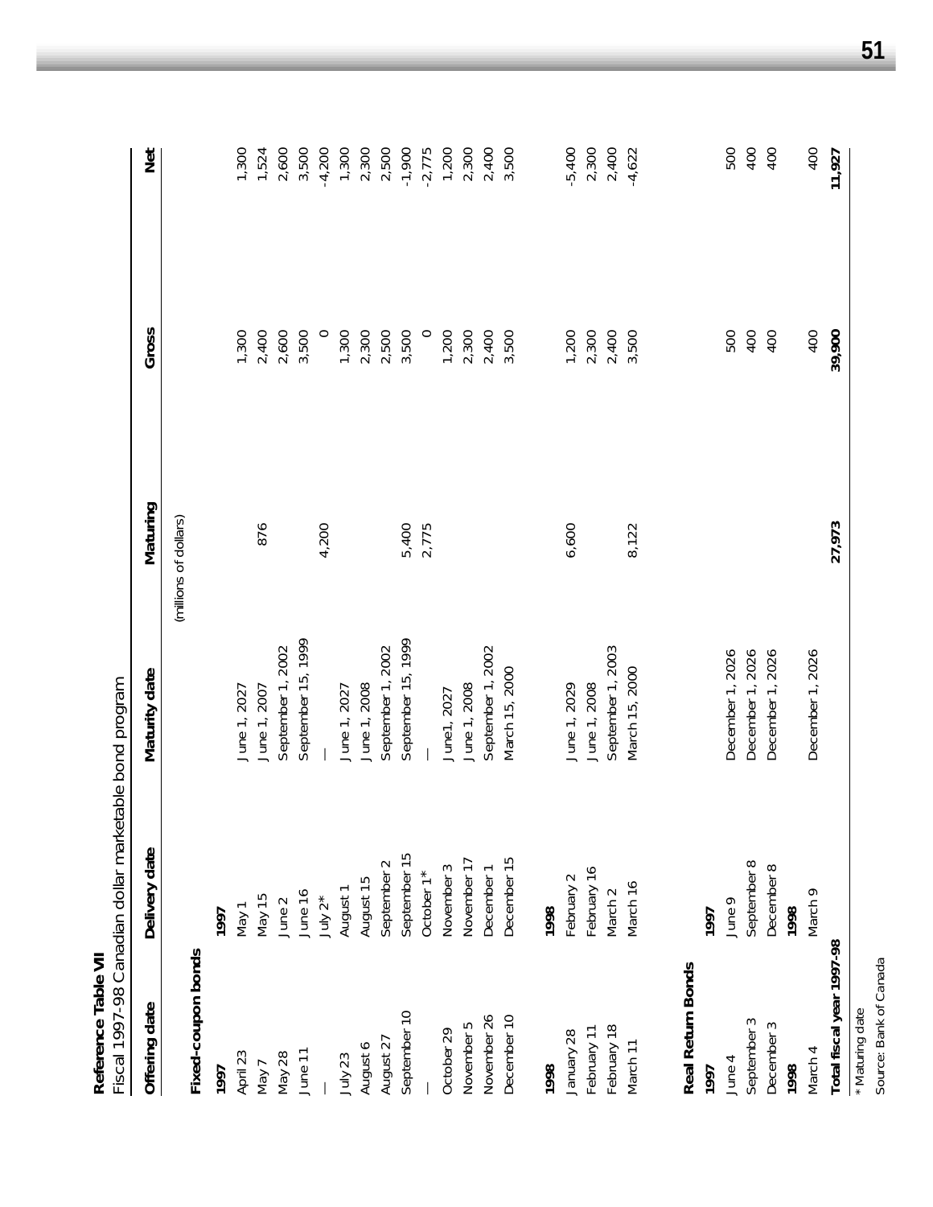**Reference Table VII**

Fiscal 1997-98 Canadian dollar marketable bond program

| Offering date | Delivery date | Maturity date | Maturing | Gross | Net |
|---|---|---|---|---|---|
| | | | (millions of dollars) | | |
| **Fixed-coupon bonds** | | | | | |
| **1997** | **1997** | | | | |
| April 23 | May 1 | June 1, 2027 | | 1,300 | 1,300 |
| May 7 | May 15 | June 1, 2007 | 876 | 2,400 | 1,524 |
| May 28 | June 2 | September 1, 2002 | | 2,600 | 2,600 |
| June 11 | June 16 | September 15, 1999 | | 3,500 | 3,500 |
| — | July 2* | — | 4,200 | 0 | -4,200 |
| July 23 | August 1 | June 1, 2027 | | 1,300 | 1,300 |
| August 6 | August 15 | June 1, 2008 | | 2,300 | 2,300 |
| August 27 | September 2 | September 1, 2002 | | 2,500 | 2,500 |
| September 10 | September 15 | September 15, 1999 | 5,400 | 3,500 | -1,900 |
| — | October 1* | — | 2,775 | 0 | -2,775 |
| October 29 | November 3 | June1, 2027 | | 1,200 | 1,200 |
| November 5 | November 17 | June 1, 2008 | | 2,300 | 2,300 |
| November 26 | December 1 | September 1, 2002 | | 2,400 | 2,400 |
| December 10 | December 15 | March 15, 2000 | | 3,500 | 3,500 |
| **1998** | **1998** | | | | |
| January 28 | February 2 | June 1, 2029 | 6,600 | 1,200 | -5,400 |
| February 11 | February 16 | June 1, 2008 | | 2,300 | 2,300 |
| February 18 | March 2 | September 1, 2003 | | 2,400 | 2,400 |
| March 11 | March 16 | March 15, 2000 | 8,122 | 3,500 | -4,622 |
| **Real Return Bonds** | | | | | |
| **1997** | **1997** | | | | |
| June 4 | June 9 | December 1, 2026 | | 500 | 500 |
| September 3 | September 8 | December 1, 2026 | | 400 | 400 |
| December 3 | December 8 | December 1, 2026 | | 400 | 400 |
| **1998** | **1998** | | | | |
| March 4 | March 9 | December 1, 2026 | | 400 | 400 |
| **Total fiscal year 1997-98** | | | **27,973** | **39,900** | **11,927** |

\* Maturing date

Source: Bank of Canada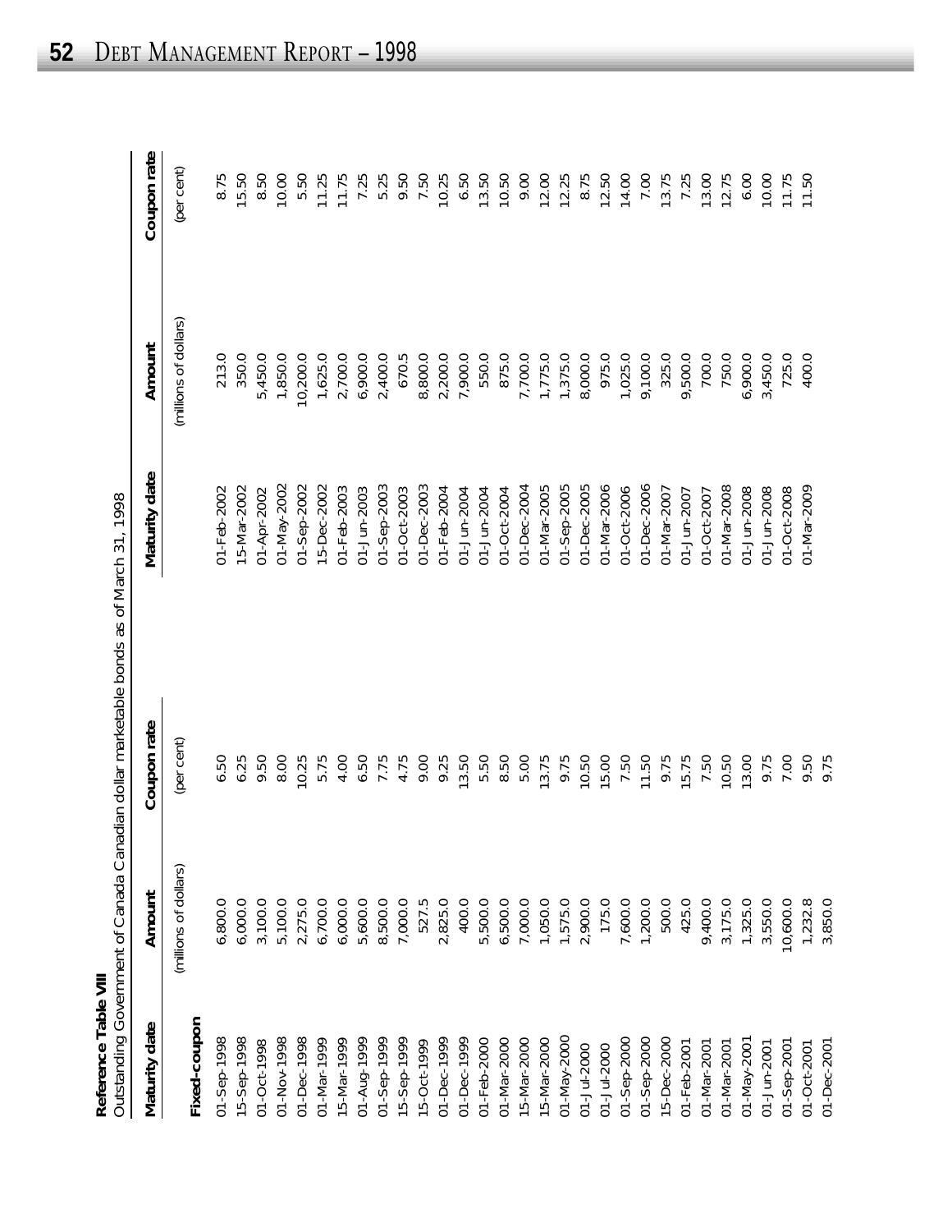**Reference Table VIII**
Outstanding Government of Canada Canadian dollar marketable bonds as of March 31, 1998

| Maturity date | Amount | Coupon rate | Maturity date | Amount | Coupon rate |
|---|---|---|---|---|---|
| | (millions of dollars) | (per cent) | | (millions of dollars) | (per cent) |
| **Fixed-coupon** | | | | | |
| 01-Sep-1998 | 6,800.0 | 6.50 | 01-Feb-2002 | 213.0 | 8.75 |
| 15-Sep-1998 | 6,000.0 | 6.25 | 15-Mar-2002 | 350.0 | 15.50 |
| 01-Oct-1998 | 3,100.0 | 9.50 | 01-Apr-2002 | 5,450.0 | 8.50 |
| 01-Nov-1998 | 5,100.0 | 8.00 | 01-May-2002 | 1,850.0 | 10.00 |
| 01-Dec-1998 | 2,275.0 | 10.25 | 01-Sep-2002 | 10,200.0 | 5.50 |
| 01-Mar-1999 | 6,700.0 | 5.75 | 15-Dec-2002 | 1,625.0 | 11.25 |
| 15-Mar-1999 | 6,000.0 | 4.00 | 01-Feb-2003 | 2,700.0 | 11.75 |
| 01-Aug-1999 | 5,600.0 | 6.50 | 01-Jun-2003 | 6,900.0 | 7.25 |
| 01-Sep-1999 | 8,500.0 | 7.75 | 01-Sep-2003 | 2,400.0 | 5.25 |
| 15-Sep-1999 | 7,000.0 | 4.75 | 01-Oct-2003 | 670.5 | 9.50 |
| 15-Oct-1999 | 527.5 | 9.00 | 01-Dec-2003 | 8,800.0 | 7.50 |
| 01-Dec-1999 | 2,825.0 | 9.25 | 01-Feb-2004 | 2,200.0 | 10.25 |
| 01-Dec-1999 | 400.0 | 13.50 | 01-Jun-2004 | 7,900.0 | 6.50 |
| 01-Feb-2000 | 5,500.0 | 5.50 | 01-Jun-2004 | 550.0 | 13.50 |
| 01-Mar-2000 | 6,500.0 | 8.50 | 01-Oct-2004 | 875.0 | 10.50 |
| 15-Mar-2000 | 7,000.0 | 5.00 | 01-Dec-2004 | 7,700.0 | 9.00 |
| 15-Mar-2000 | 1,050.0 | 13.75 | 01-Mar-2005 | 1,775.0 | 12.00 |
| 01-May-2000 | 1,575.0 | 9.75 | 01-Sep-2005 | 1,375.0 | 12.25 |
| 01-Jul-2000 | 2,900.0 | 10.50 | 01-Dec-2005 | 8,000.0 | 8.75 |
| 01-Jul-2000 | 175.0 | 15.00 | 01-Mar-2006 | 975.0 | 12.50 |
| 01-Sep-2000 | 7,600.0 | 7.50 | 01-Oct-2006 | 1,025.0 | 14.00 |
| 01-Sep-2000 | 1,200.0 | 11.50 | 01-Dec-2006 | 9,100.0 | 7.00 |
| 15-Dec-2000 | 500.0 | 9.75 | 01-Mar-2007 | 325.0 | 13.75 |
| 01-Feb-2001 | 425.0 | 15.75 | 01-Jun-2007 | 9,500.0 | 7.25 |
| 01-Mar-2001 | 9,400.0 | 7.50 | 01-Oct-2007 | 700.0 | 13.00 |
| 01-Mar-2001 | 3,175.0 | 10.50 | 01-Mar-2008 | 750.0 | 12.75 |
| 01-May-2001 | 1,325.0 | 13.00 | 01-Jun-2008 | 6,900.0 | 6.00 |
| 01-Jun-2001 | 3,550.0 | 9.75 | 01-Jun-2008 | 3,450.0 | 10.00 |
| 01-Sep-2001 | 10,600.0 | 7.00 | 01-Oct-2008 | 725.0 | 11.75 |
| 01-Oct-2001 | 1,232.8 | 9.50 | 01-Mar-2009 | 400.0 | 11.50 |
| 01-Dec-2001 | 3,850.0 | 9.75 | | | |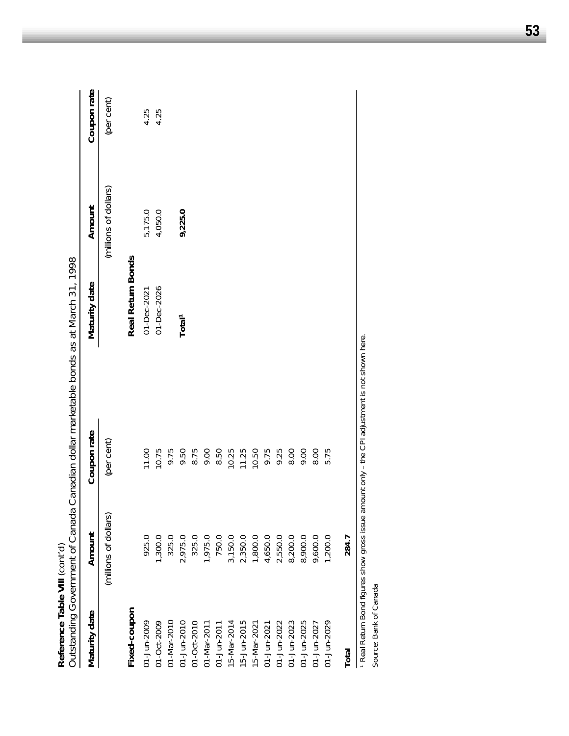**Reference Table VIII** (cont'd)
Outstanding Government of Canada Canadian dollar marketable bonds as at March 31, 1998

| Maturity date | Amount | Coupon rate |
|---|---|---|
| | (millions of dollars) | (per cent) |
| **Fixed-coupon** | | |
| 01-Jun-2009 | 925.0 | 11.00 |
| 01-Oct-2009 | 1,300.0 | 10.75 |
| 01-Mar-2010 | 325.0 | 9.75 |
| 01-Jun-2010 | 2,975.0 | 9.50 |
| 01-Oct-2010 | 325.0 | 8.75 |
| 01-Mar-2011 | 1,975.0 | 9.00 |
| 01-Jun-2011 | 750.0 | 8.50 |
| 15-Mar-2014 | 3,150.0 | 10.25 |
| 15-Jun-2015 | 2,350.0 | 11.25 |
| 15-Mar-2021 | 1,800.0 | 10.50 |
| 01-Jun-2021 | 4,650.0 | 9.75 |
| 01-Jun-2022 | 2,550.0 | 9.25 |
| 01-Jun-2023 | 8,200.0 | 8.00 |
| 01-Jun-2025 | 8,900.0 | 9.00 |
| 01-Jun-2027 | 9,600.0 | 8.00 |
| 01-Jun-2029 | 1,200.0 | 5.75 |
| **Total** | **284.7** | |

| Maturity date | Amount | Coupon rate |
|---|---|---|
| | (millions of dollars) | (per cent) |
| **Real Return Bonds** | | |
| 01-Dec-2021 | 5,175.0 | 4.25 |
| 01-Dec-2026 | 4,050.0 | 4.25 |
| **Total**[1] | **9,225.0** | |

[1] Real Return Bond figures show gross issue amount only - the CPI adjustment is not shown here.

Source: Bank of Canada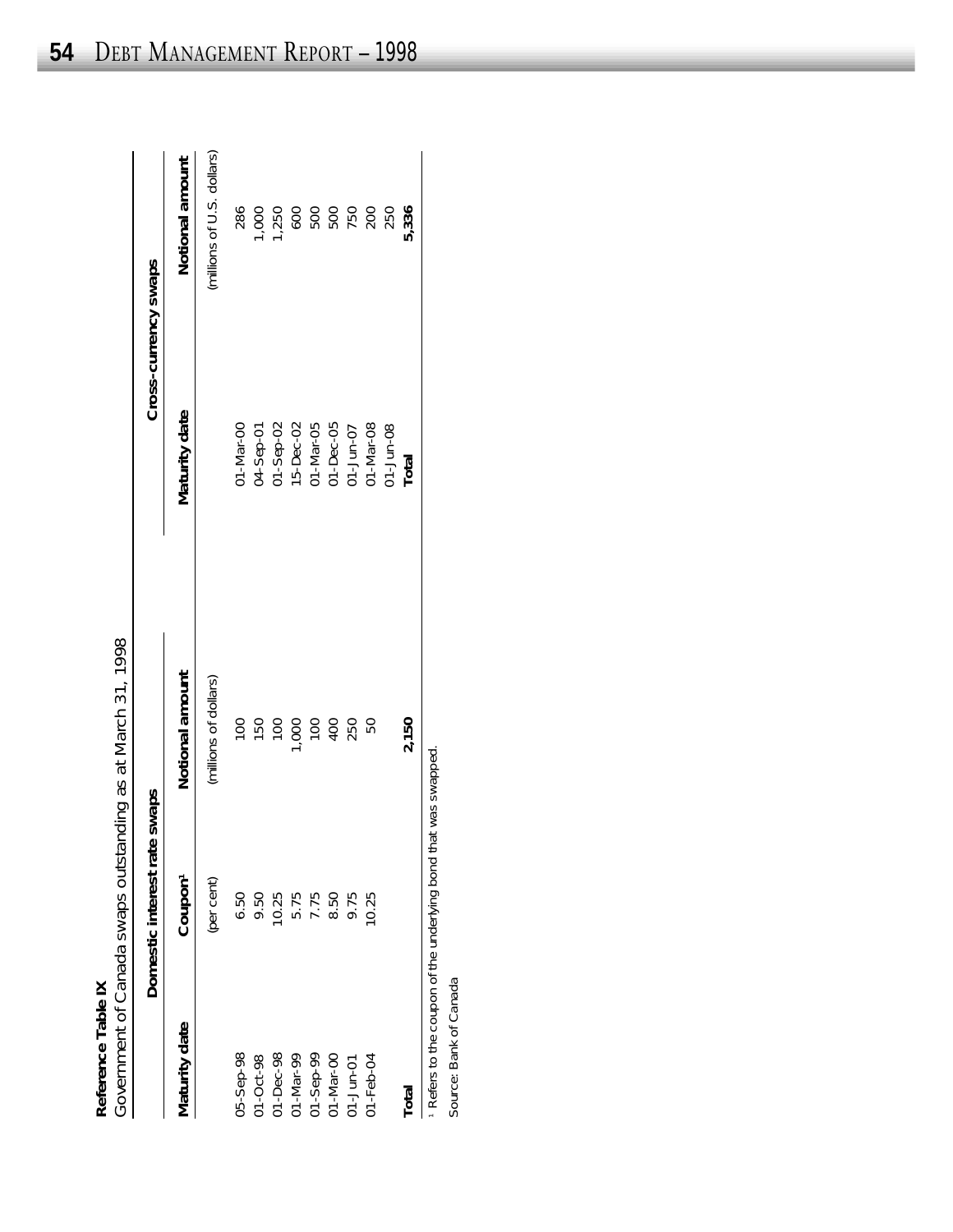**Reference Table IX**

Government of Canada swaps outstanding as at March 31, 1998

| Domestic interest rate swaps | | | Cross-currency swaps | |
|---|---|---|---|---|
| Maturity date | Coupon[1] | Notional amount | Maturity date | Notional amount |
| | (per cent) | (millions of dollars) | | (millions of U.S. dollars) |
| 05-Sep-98 | 6.50 | 100 | 01-Mar-00 | 286 |
| 01-Oct-98 | 9.50 | 150 | 04-Sep-01 | 1,000 |
| 01-Dec-98 | 10.25 | 100 | 01-Sep-02 | 1,250 |
| 01-Mar-99 | 5.75 | 1,000 | 15-Dec-02 | 600 |
| 01-Sep-99 | 7.75 | 100 | 01-Mar-05 | 500 |
| 01-Mar-00 | 8.50 | 400 | 01-Dec-05 | 500 |
| 01-Jun-01 | 9.75 | 250 | 01-Jun-07 | 750 |
| 01-Feb-04 | 10.25 | 50 | 01-Mar-08 | 200 |
| | | | 01-Jun-08 | 250 |
| **Total** | | **2,150** | **Total** | **5,336** |

[1] Refers to the coupon of the underlying bond that was swapped.

Source: Bank of Canada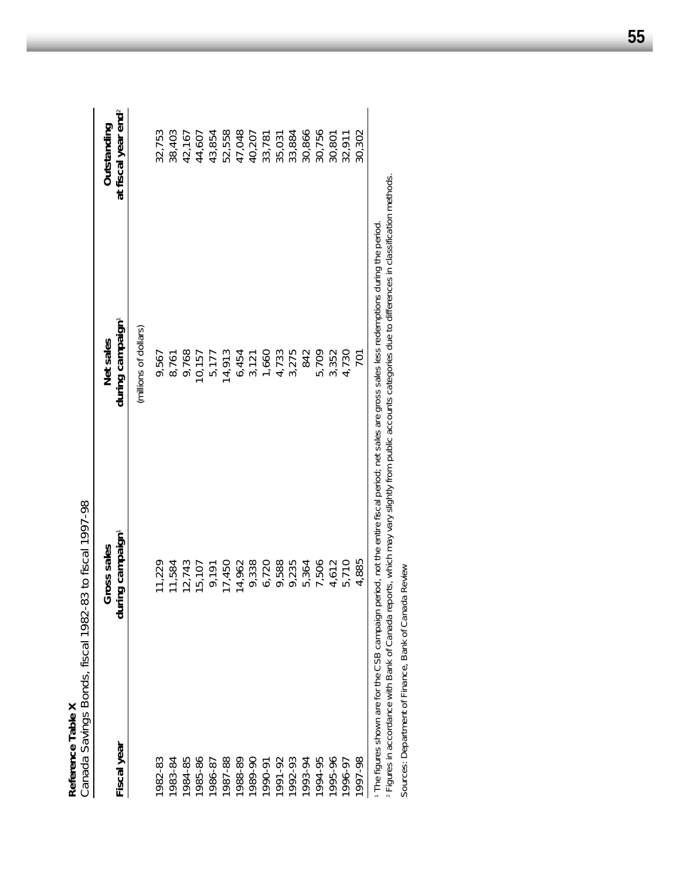**Reference Table X**

Canada Savings Bonds, fiscal 1982-83 to fiscal 1997-98

| Fiscal year | Gross sales during campaign[1] | Net sales during campaign[1] | Outstanding at fiscal year end[2] |
|---|---|---|---|
| | | (millions of dollars) | |
| 1982-83 | 11,229 | 9,567 | 32,753 |
| 1983-84 | 11,584 | 8,761 | 38,403 |
| 1984-85 | 12,743 | 9,768 | 42,167 |
| 1985-86 | 15,107 | 10,157 | 44,607 |
| 1986-87 | 9,191 | 5,177 | 43,854 |
| 1987-88 | 17,450 | 14,913 | 52,558 |
| 1988-89 | 14,962 | 6,454 | 47,048 |
| 1989-90 | 9,338 | 3,121 | 40,207 |
| 1990-91 | 6,720 | 1,660 | 33,781 |
| 1991-92 | 9,588 | 4,733 | 35,031 |
| 1992-93 | 9,235 | 3,275 | 33,884 |
| 1993-94 | 5,364 | 842 | 30,866 |
| 1994-95 | 7,506 | 5,709 | 30,756 |
| 1995-96 | 4,612 | 3,352 | 30,801 |
| 1996-97 | 5,710 | 4,730 | 32,911 |
| 1997-98 | 4,885 | 701 | 30,302 |

[1] The figures shown are for the CSB campaign period, not the entire fiscal period; net sales are gross sales less redemptions during the period.

[2] Figures in accordance with Bank of Canada reports, which may vary slightly from public accounts categories due to differences in classification methods.

Sources: Department of Finance, Bank of Canada Review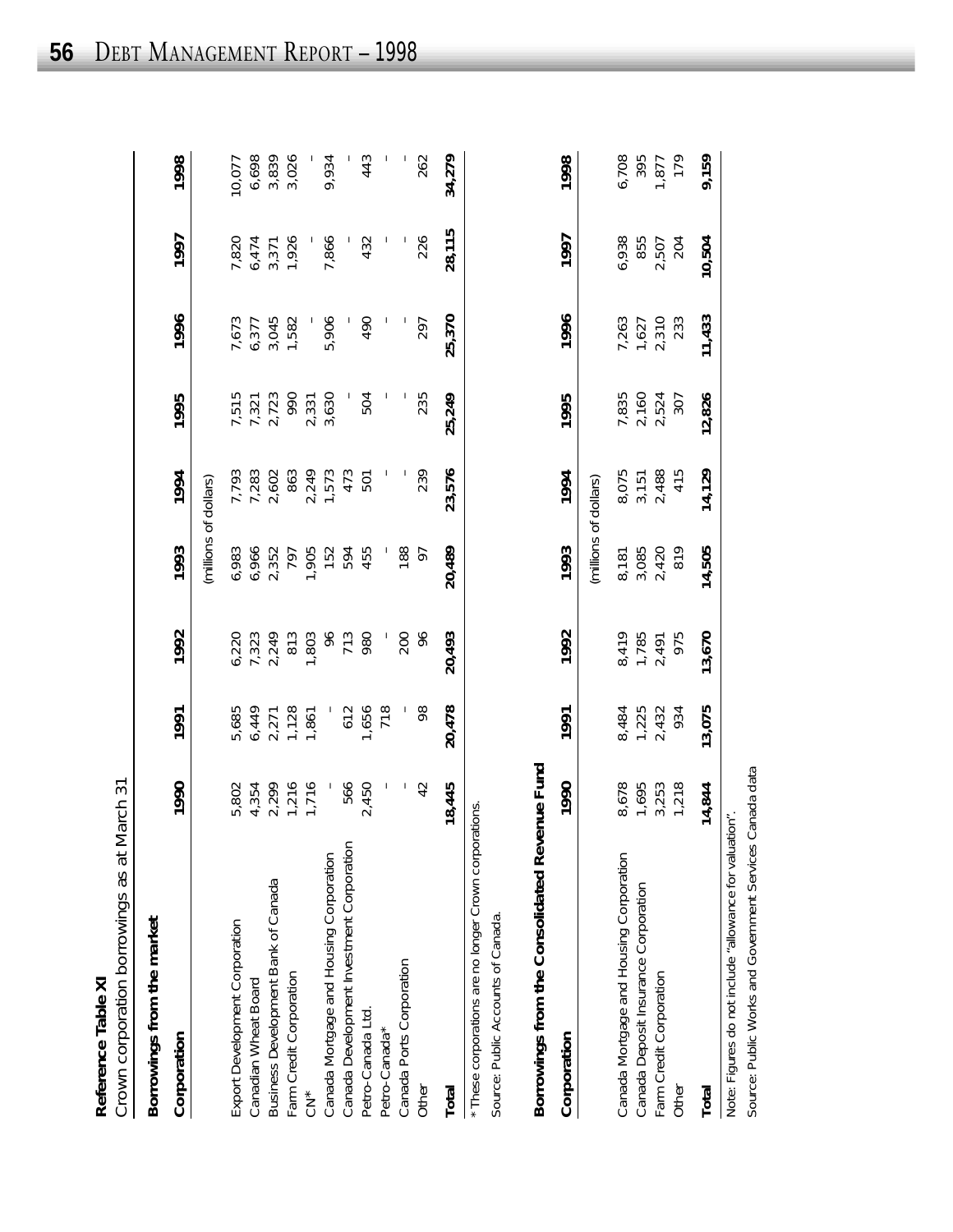**Reference Table XI**

Crown corporation borrowings as at March 31

**Borrowings from the market**

| Corporation | 1990 | 1991 | 1992 | 1993 | 1994 | 1995 | 1996 | 1997 | 1998 |
|---|---|---|---|---|---|---|---|---|---|
| | | | | (millions of dollars) | | | | | |
| Export Development Corporation | 5,802 | 5,685 | 6,220 | 6,983 | 7,793 | 7,515 | 7,673 | 7,820 | 10,077 |
| Canadian Wheat Board | 4,354 | 6,449 | 7,323 | 6,966 | 7,283 | 7,321 | 6,377 | 6,474 | 6,698 |
| Business Development Bank of Canada | 2,299 | 2,271 | 2,249 | 2,352 | 2,602 | 2,723 | 3,045 | 3,371 | 3,839 |
| Farm Credit Corporation | 1,216 | 1,128 | 813 | 797 | 863 | 990 | 1,582 | 1,926 | 3,026 |
| CN* | 1,716 | 1,861 | 1,803 | 1,905 | 2,249 | 2,331 | – | – | – |
| Canada Mortgage and Housing Corporation | – | – | 96 | 152 | 1,573 | 3,630 | 5,906 | 7,866 | 9,934 |
| Canada Development Investment Corporation | 566 | 612 | 713 | 594 | 473 | – | – | – | – |
| Petro-Canada Ltd. | 2,450 | 1,656 | 980 | 455 | 501 | 504 | 490 | 432 | 443 |
| Petro-Canada* | – | 718 | – | – | – | – | – | – | – |
| Canada Ports Corporation | – | – | 200 | 188 | – | – | – | – | – |
| Other | 42 | 98 | 96 | 97 | 239 | 235 | 297 | 226 | 262 |
| **Total** | **18,445** | **20,478** | **20,493** | **20,489** | **23,576** | **25,249** | **25,370** | **28,115** | **34,279** |

\* These corporations are no longer Crown corporations.

Source: Public Accounts of Canada.

**Borrowings from the Consolidated Revenue Fund**

| Corporation | 1990 | 1991 | 1992 | 1993 | 1994 | 1995 | 1996 | 1997 | 1998 |
|---|---|---|---|---|---|---|---|---|---|
| | | | | (millions of dollars) | | | | | |
| Canada Mortgage and Housing Corporation | 8,678 | 8,484 | 8,419 | 8,181 | 8,075 | 7,835 | 7,263 | 6,938 | 6,708 |
| Canada Deposit Insurance Corporation | 1,695 | 1,225 | 1,785 | 3,085 | 3,151 | 2,160 | 1,627 | 855 | 395 |
| Farm Credit Corporation | 3,253 | 2,432 | 2,491 | 2,420 | 2,488 | 2,524 | 2,310 | 2,507 | 1,877 |
| Other | 1,218 | 934 | 975 | 819 | 415 | 307 | 233 | 204 | 179 |
| **Total** | **14,844** | **13,075** | **13,670** | **14,505** | **14,129** | **12,826** | **11,433** | **10,504** | **9,159** |

Note: Figures do not include "allowance for valuation".

Source: Public Works and Government Services Canada data